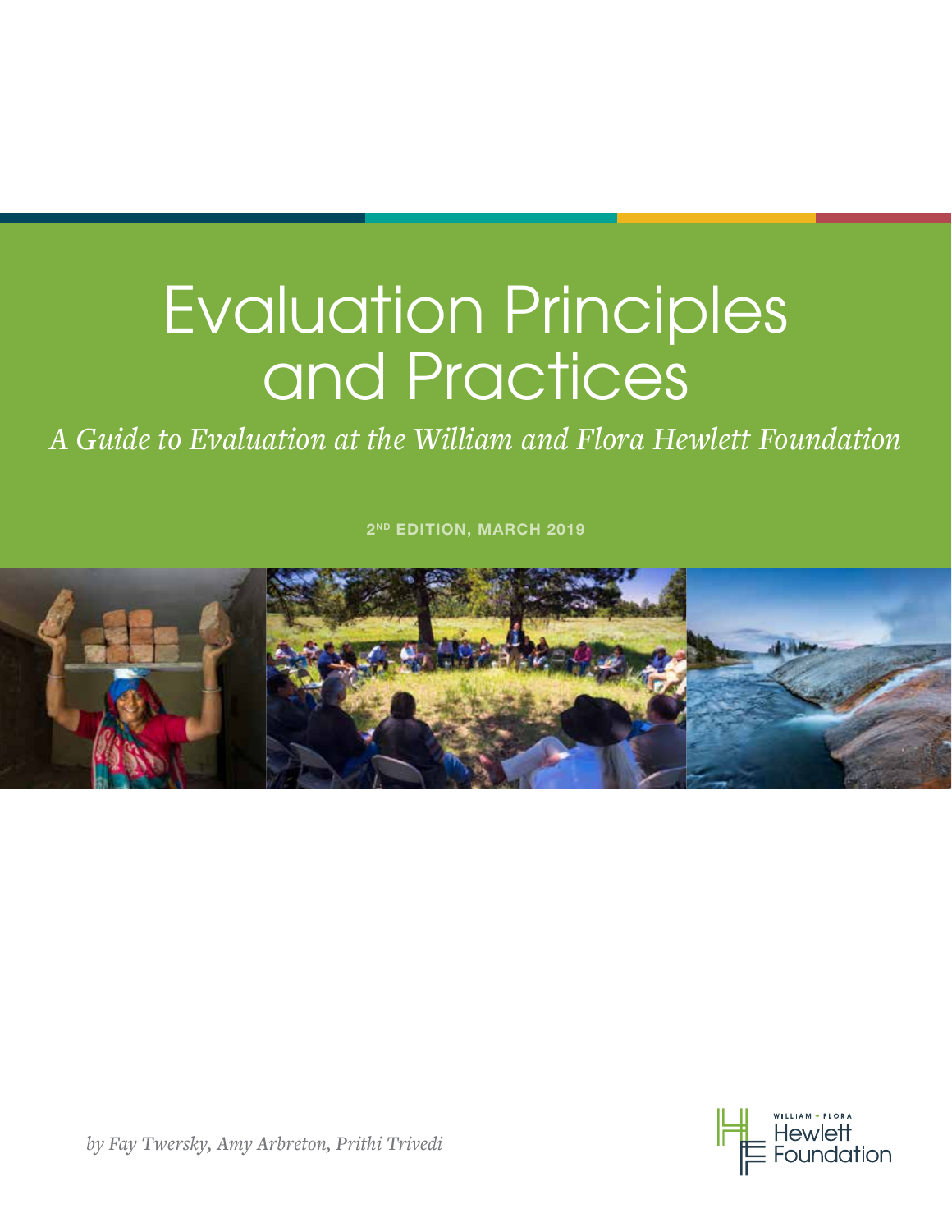# Evaluation Principles and Practices

*A Guide to Evaluation at the William and Flora Hewlett Foundation*

2ND EDITION, MARCH 2019

*by Fay Twersky, Amy Arbreton, Prithi Trivedi*

WILLIAM + FLORA
Hewlett
Foundation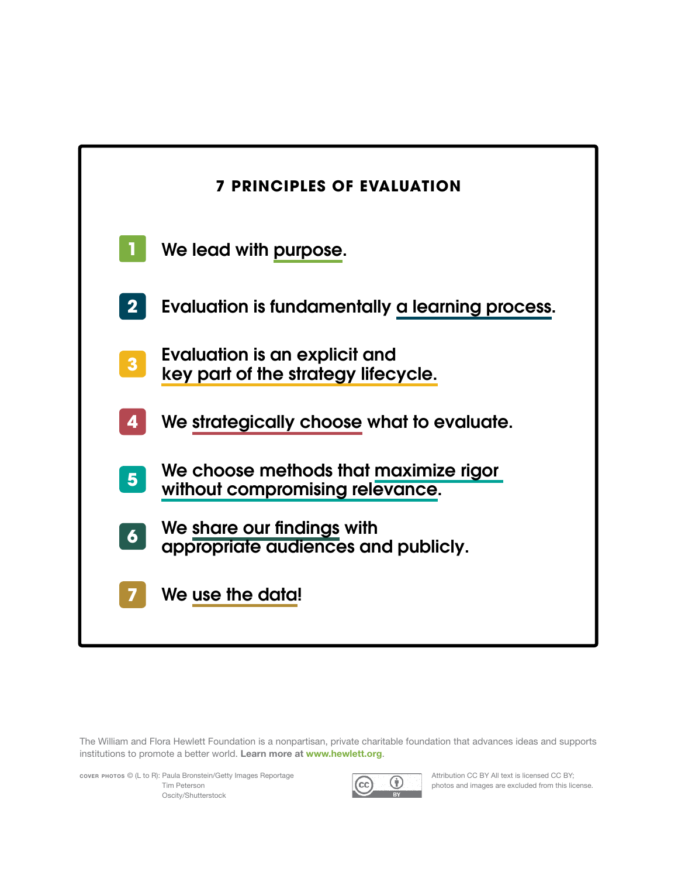## 7 PRINCIPLES OF EVALUATION

1. We lead with purpose.
2. Evaluation is fundamentally a learning process.
3. Evaluation is an explicit and key part of the strategy lifecycle.
4. We strategically choose what to evaluate.
5. We choose methods that maximize rigor without compromising relevance.
6. We share our findings with appropriate audiences and publicly.
7. We use the data!

The William and Flora Hewlett Foundation is a nonpartisan, private charitable foundation that advances ideas and supports institutions to promote a better world. **Learn more at www.hewlett.org**.

COVER PHOTOS © (L to R): Paula Bronstein/Getty Images Reportage
Tim Peterson
Oscity/Shutterstock

Attribution CC BY All text is licensed CC BY; photos and images are excluded from this license.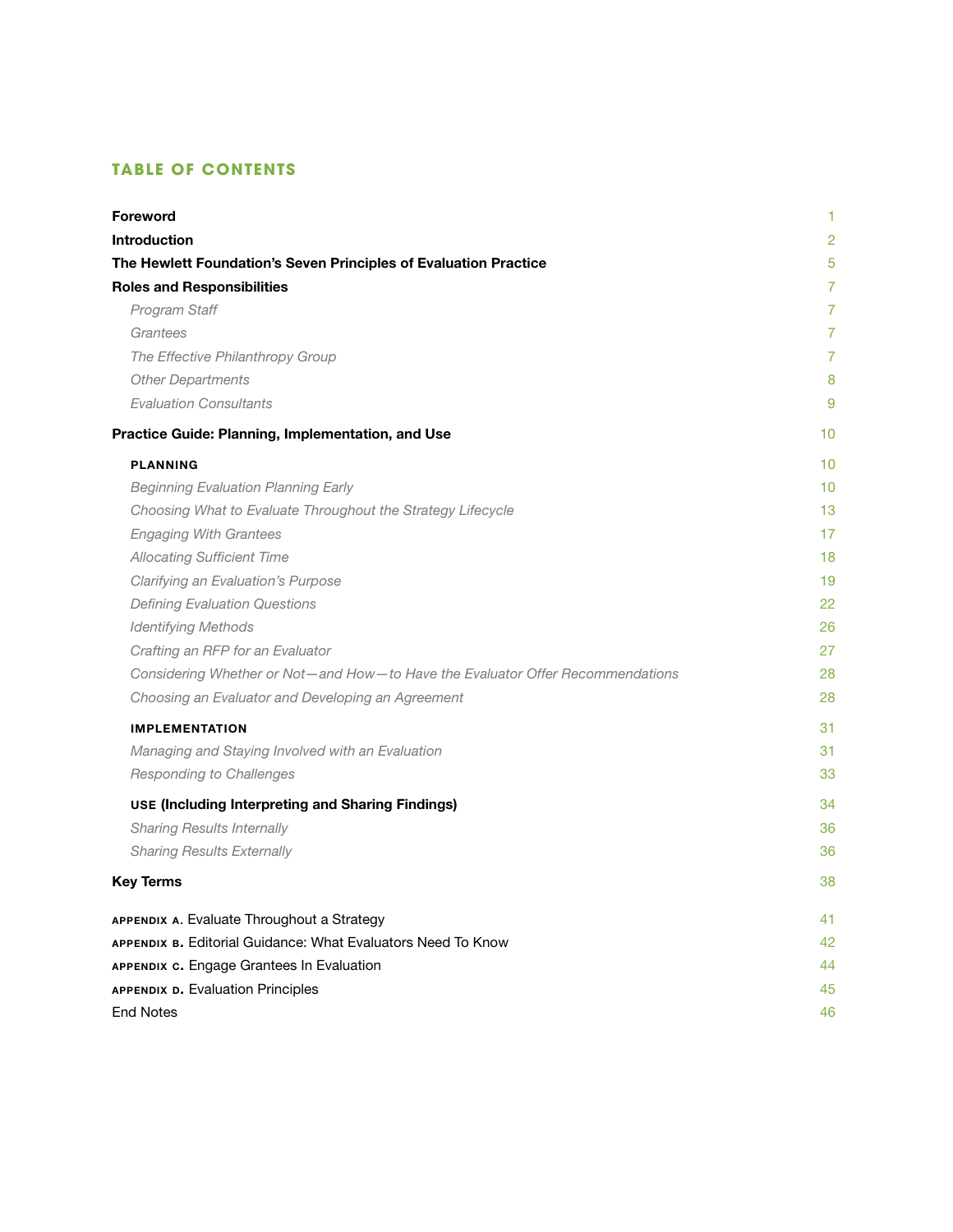## TABLE OF CONTENTS

| | |
|---|---|
| **Foreword** | 1 |
| **Introduction** | 2 |
| **The Hewlett Foundation's Seven Principles of Evaluation Practice** | 5 |
| **Roles and Responsibilities** | 7 |
| *Program Staff* | 7 |
| *Grantees* | 7 |
| *The Effective Philanthropy Group* | 7 |
| *Other Departments* | 8 |
| *Evaluation Consultants* | 9 |
| **Practice Guide: Planning, Implementation, and Use** | 10 |
| **PLANNING** | 10 |
| *Beginning Evaluation Planning Early* | 10 |
| *Choosing What to Evaluate Throughout the Strategy Lifecycle* | 13 |
| *Engaging With Grantees* | 17 |
| *Allocating Sufficient Time* | 18 |
| *Clarifying an Evaluation's Purpose* | 19 |
| *Defining Evaluation Questions* | 22 |
| *Identifying Methods* | 26 |
| *Crafting an RFP for an Evaluator* | 27 |
| *Considering Whether or Not—and How—to Have the Evaluator Offer Recommendations* | 28 |
| *Choosing an Evaluator and Developing an Agreement* | 28 |
| **IMPLEMENTATION** | 31 |
| *Managing and Staying Involved with an Evaluation* | 31 |
| *Responding to Challenges* | 33 |
| **USE (Including Interpreting and Sharing Findings)** | 34 |
| *Sharing Results Internally* | 36 |
| *Sharing Results Externally* | 36 |
| **Key Terms** | 38 |
| APPENDIX A. Evaluate Throughout a Strategy | 41 |
| APPENDIX B. Editorial Guidance: What Evaluators Need To Know | 42 |
| APPENDIX C. Engage Grantees In Evaluation | 44 |
| APPENDIX D. Evaluation Principles | 45 |
| End Notes | 46 |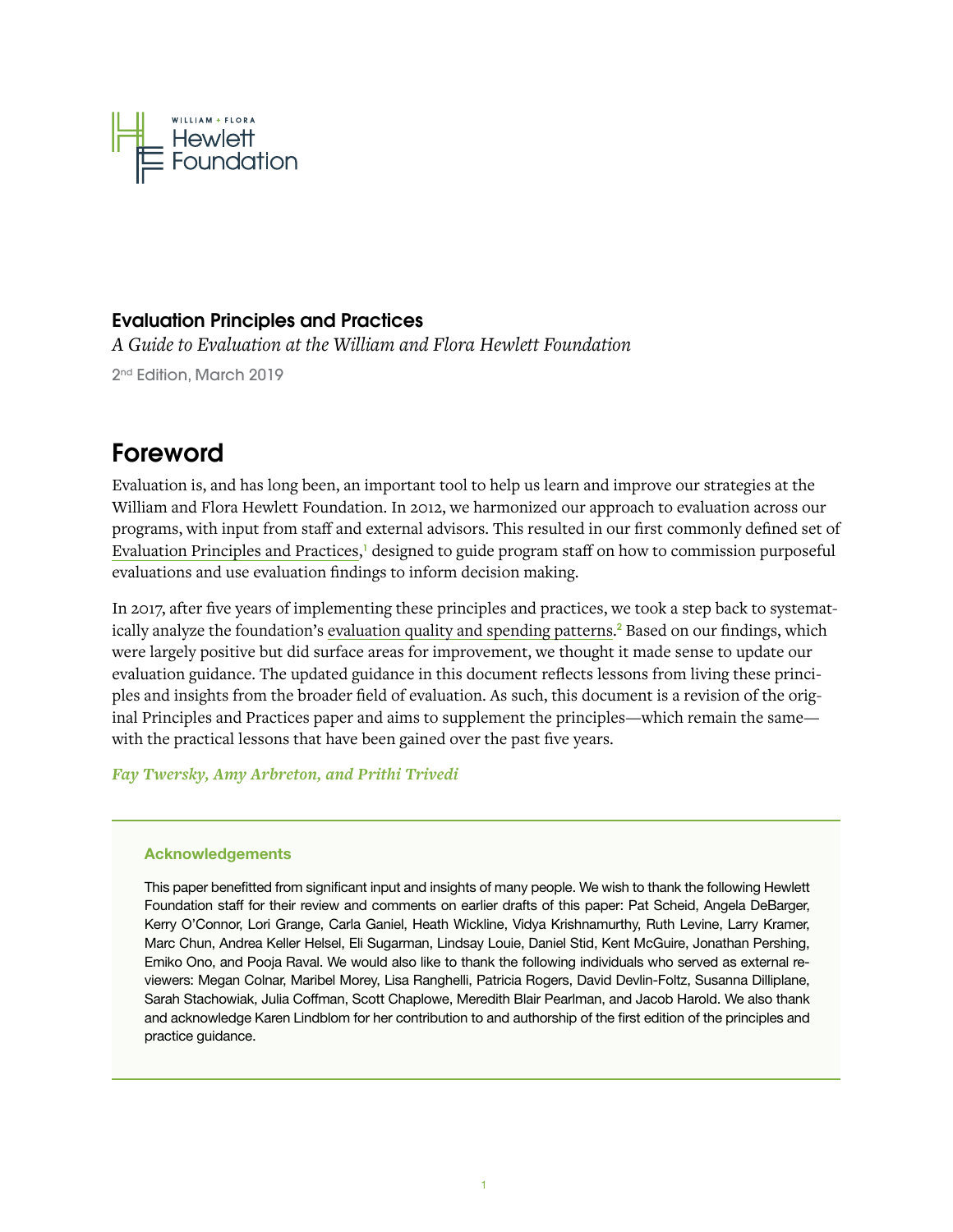WILLIAM + FLORA
Hewlett
Foundation

**Evaluation Principles and Practices**

*A Guide to Evaluation at the William and Flora Hewlett Foundation*

2nd Edition, March 2019

# Foreword

Evaluation is, and has long been, an important tool to help us learn and improve our strategies at the William and Flora Hewlett Foundation. In 2012, we harmonized our approach to evaluation across our programs, with input from staff and external advisors. This resulted in our first commonly defined set of Evaluation Principles and Practices,[1] designed to guide program staff on how to commission purposeful evaluations and use evaluation findings to inform decision making.

In 2017, after five years of implementing these principles and practices, we took a step back to systematically analyze the foundation's evaluation quality and spending patterns.[2] Based on our findings, which were largely positive but did surface areas for improvement, we thought it made sense to update our evaluation guidance. The updated guidance in this document reflects lessons from living these principles and insights from the broader field of evaluation. As such, this document is a revision of the original Principles and Practices paper and aims to supplement the principles—which remain the same—with the practical lessons that have been gained over the past five years.

***Fay Twersky, Amy Arbreton, and Prithi Trivedi***

### Acknowledgements

This paper benefitted from significant input and insights of many people. We wish to thank the following Hewlett Foundation staff for their review and comments on earlier drafts of this paper: Pat Scheid, Angela DeBarger, Kerry O'Connor, Lori Grange, Carla Ganiel, Heath Wickline, Vidya Krishnamurthy, Ruth Levine, Larry Kramer, Marc Chun, Andrea Keller Helsel, Eli Sugarman, Lindsay Louie, Daniel Stid, Kent McGuire, Jonathan Pershing, Emiko Ono, and Pooja Raval. We would also like to thank the following individuals who served as external reviewers: Megan Colnar, Maribel Morey, Lisa Ranghelli, Patricia Rogers, David Devlin-Foltz, Susanna Dilliplane, Sarah Stachowiak, Julia Coffman, Scott Chaplowe, Meredith Blair Pearlman, and Jacob Harold. We also thank and acknowledge Karen Lindblom for her contribution to and authorship of the first edition of the principles and practice guidance.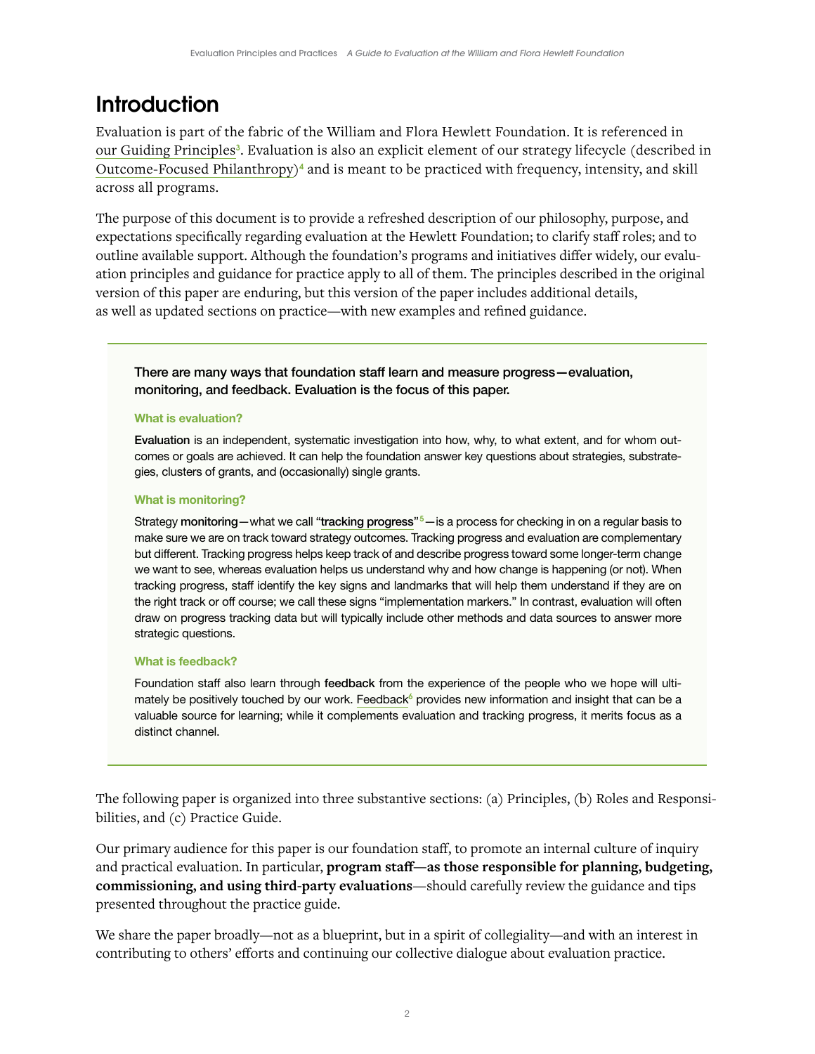# Introduction

Evaluation is part of the fabric of the William and Flora Hewlett Foundation. It is referenced in our Guiding Principles[3]. Evaluation is also an explicit element of our strategy lifecycle (described in Outcome-Focused Philanthropy)[4] and is meant to be practiced with frequency, intensity, and skill across all programs.

The purpose of this document is to provide a refreshed description of our philosophy, purpose, and expectations specifically regarding evaluation at the Hewlett Foundation; to clarify staff roles; and to outline available support. Although the foundation's programs and initiatives differ widely, our evaluation principles and guidance for practice apply to all of them. The principles described in the original version of this paper are enduring, but this version of the paper includes additional details, as well as updated sections on practice—with new examples and refined guidance.

There are many ways that foundation staff learn and measure progress—evaluation, monitoring, and feedback. Evaluation is the focus of this paper.

**What is evaluation?**

**Evaluation** is an independent, systematic investigation into how, why, to what extent, and for whom outcomes or goals are achieved. It can help the foundation answer key questions about strategies, substrategies, clusters of grants, and (occasionally) single grants.

**What is monitoring?**

Strategy **monitoring**—what we call "**tracking progress**"[5]—is a process for checking in on a regular basis to make sure we are on track toward strategy outcomes. Tracking progress and evaluation are complementary but different. Tracking progress helps keep track of and describe progress toward some longer-term change we want to see, whereas evaluation helps us understand why and how change is happening (or not). When tracking progress, staff identify the key signs and landmarks that will help them understand if they are on the right track or off course; we call these signs "implementation markers." In contrast, evaluation will often draw on progress tracking data but will typically include other methods and data sources to answer more strategic questions.

**What is feedback?**

Foundation staff also learn through **feedback** from the experience of the people who we hope will ultimately be positively touched by our work. Feedback[6] provides new information and insight that can be a valuable source for learning; while it complements evaluation and tracking progress, it merits focus as a distinct channel.

The following paper is organized into three substantive sections: (a) Principles, (b) Roles and Responsibilities, and (c) Practice Guide.

Our primary audience for this paper is our foundation staff, to promote an internal culture of inquiry and practical evaluation. In particular, **program staff—as those responsible for planning, budgeting, commissioning, and using third-party evaluations**—should carefully review the guidance and tips presented throughout the practice guide.

We share the paper broadly—not as a blueprint, but in a spirit of collegiality—and with an interest in contributing to others' efforts and continuing our collective dialogue about evaluation practice.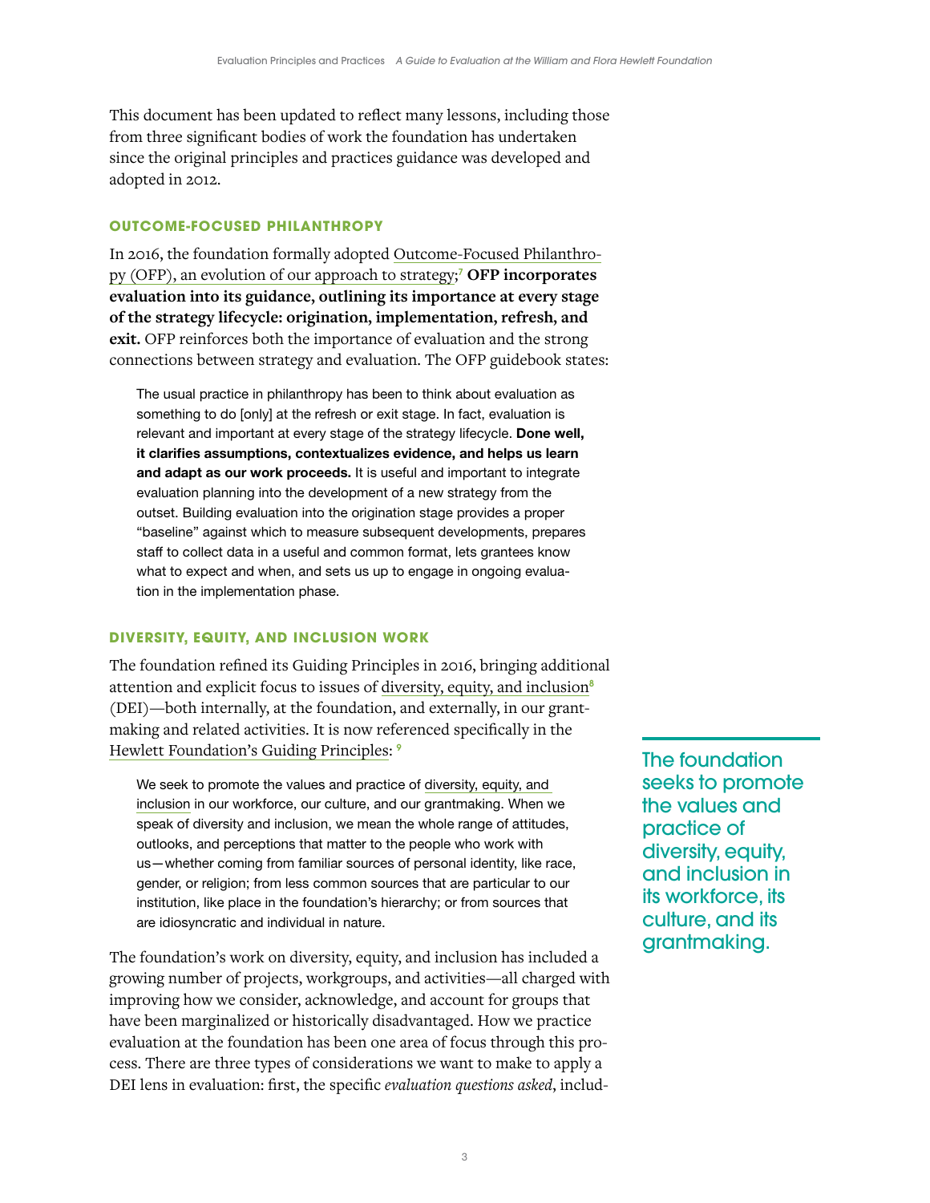This document has been updated to reflect many lessons, including those from three significant bodies of work the foundation has undertaken since the original principles and practices guidance was developed and adopted in 2012.

### OUTCOME-FOCUSED PHILANTHROPY

In 2016, the foundation formally adopted Outcome-Focused Philanthropy (OFP), an evolution of our approach to strategy;[7] **OFP incorporates evaluation into its guidance, outlining its importance at every stage of the strategy lifecycle: origination, implementation, refresh, and exit.** OFP reinforces both the importance of evaluation and the strong connections between strategy and evaluation. The OFP guidebook states:

> The usual practice in philanthropy has been to think about evaluation as something to do [only] at the refresh or exit stage. In fact, evaluation is relevant and important at every stage of the strategy lifecycle. **Done well, it clarifies assumptions, contextualizes evidence, and helps us learn and adapt as our work proceeds.** It is useful and important to integrate evaluation planning into the development of a new strategy from the outset. Building evaluation into the origination stage provides a proper "baseline" against which to measure subsequent developments, prepares staff to collect data in a useful and common format, lets grantees know what to expect and when, and sets us up to engage in ongoing evaluation in the implementation phase.

### DIVERSITY, EQUITY, AND INCLUSION WORK

The foundation refined its Guiding Principles in 2016, bringing additional attention and explicit focus to issues of diversity, equity, and inclusion[8] (DEI)—both internally, at the foundation, and externally, in our grantmaking and related activities. It is now referenced specifically in the Hewlett Foundation's Guiding Principles: [9]

> We seek to promote the values and practice of diversity, equity, and inclusion in our workforce, our culture, and our grantmaking. When we speak of diversity and inclusion, we mean the whole range of attitudes, outlooks, and perceptions that matter to the people who work with us—whether coming from familiar sources of personal identity, like race, gender, or religion; from less common sources that are particular to our institution, like place in the foundation's hierarchy; or from sources that are idiosyncratic and individual in nature.

The foundation seeks to promote the values and practice of diversity, equity, and inclusion in its workforce, its culture, and its grantmaking.

The foundation's work on diversity, equity, and inclusion has included a growing number of projects, workgroups, and activities—all charged with improving how we consider, acknowledge, and account for groups that have been marginalized or historically disadvantaged. How we practice evaluation at the foundation has been one area of focus through this process. There are three types of considerations we want to make to apply a DEI lens in evaluation: first, the specific *evaluation questions asked*, includ-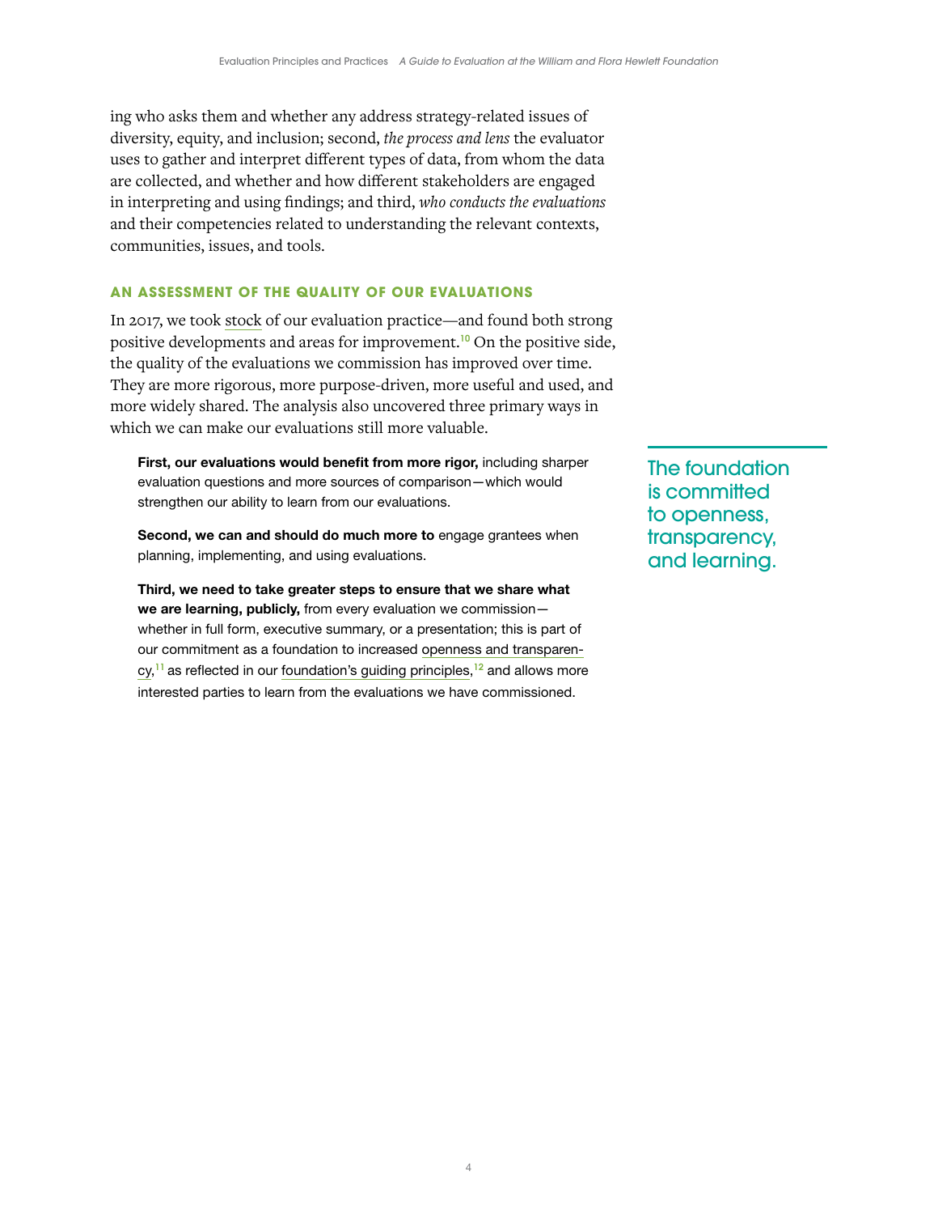ing who asks them and whether any address strategy-related issues of diversity, equity, and inclusion; second, *the process and lens* the evaluator uses to gather and interpret different types of data, from whom the data are collected, and whether and how different stakeholders are engaged in interpreting and using findings; and third, *who conducts the evaluations* and their competencies related to understanding the relevant contexts, communities, issues, and tools.

## AN ASSESSMENT OF THE QUALITY OF OUR EVALUATIONS

In 2017, we took stock of our evaluation practice—and found both strong positive developments and areas for improvement.[10] On the positive side, the quality of the evaluations we commission has improved over time. They are more rigorous, more purpose-driven, more useful and used, and more widely shared. The analysis also uncovered three primary ways in which we can make our evaluations still more valuable.

> **First, our evaluations would benefit from more rigor,** including sharper evaluation questions and more sources of comparison—which would strengthen our ability to learn from our evaluations.
>
> **Second, we can and should do much more to** engage grantees when planning, implementing, and using evaluations.
>
> **Third, we need to take greater steps to ensure that we share what we are learning, publicly,** from every evaluation we commission—whether in full form, executive summary, or a presentation; this is part of our commitment as a foundation to increased openness and transparency,[11] as reflected in our foundation's guiding principles,[12] and allows more interested parties to learn from the evaluations we have commissioned.

The foundation is committed to openness, transparency, and learning.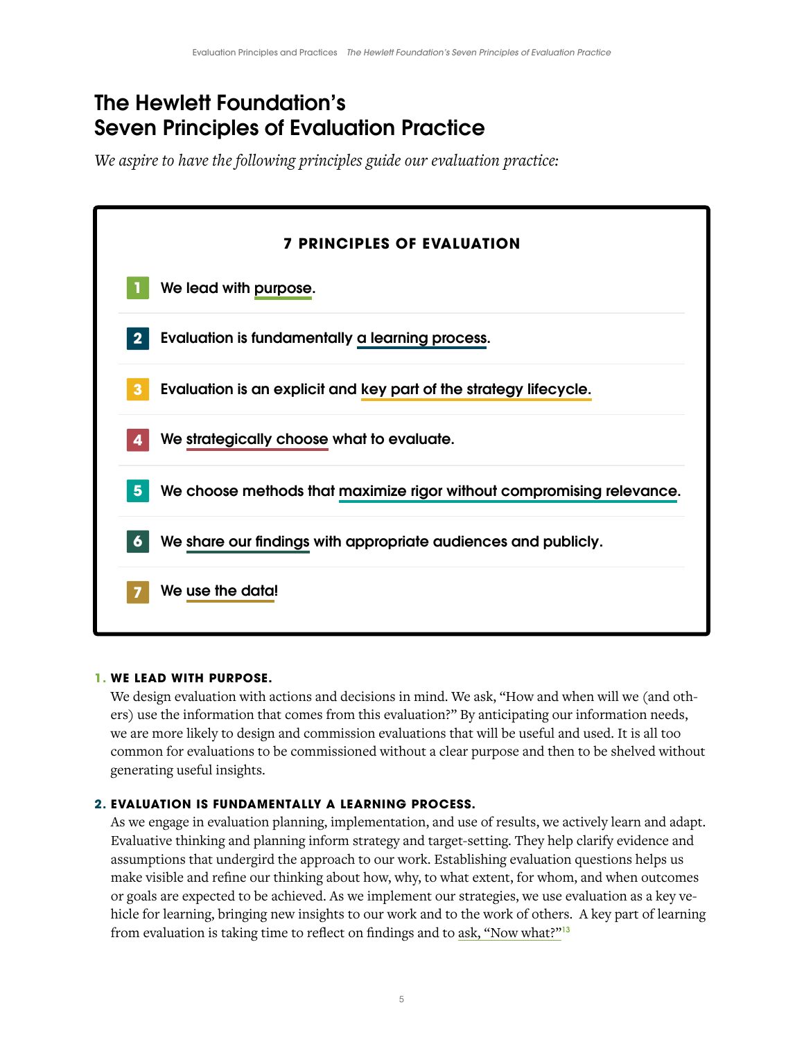# The Hewlett Foundation's Seven Principles of Evaluation Practice

*We aspire to have the following principles guide our evaluation practice:*

**7 PRINCIPLES OF EVALUATION**

1. We lead with purpose.
2. Evaluation is fundamentally a learning process.
3. Evaluation is an explicit and key part of the strategy lifecycle.
4. We strategically choose what to evaluate.
5. We choose methods that maximize rigor without compromising relevance.
6. We share our findings with appropriate audiences and publicly.
7. We use the data!

**1. WE LEAD WITH PURPOSE.**

We design evaluation with actions and decisions in mind. We ask, "How and when will we (and others) use the information that comes from this evaluation?" By anticipating our information needs, we are more likely to design and commission evaluations that will be useful and used. It is all too common for evaluations to be commissioned without a clear purpose and then to be shelved without generating useful insights.

**2. EVALUATION IS FUNDAMENTALLY A LEARNING PROCESS.**

As we engage in evaluation planning, implementation, and use of results, we actively learn and adapt. Evaluative thinking and planning inform strategy and target-setting. They help clarify evidence and assumptions that undergird the approach to our work. Establishing evaluation questions helps us make visible and refine our thinking about how, why, to what extent, for whom, and when outcomes or goals are expected to be achieved. As we implement our strategies, we use evaluation as a key vehicle for learning, bringing new insights to our work and to the work of others. A key part of learning from evaluation is taking time to reflect on findings and to ask, "Now what?"[13]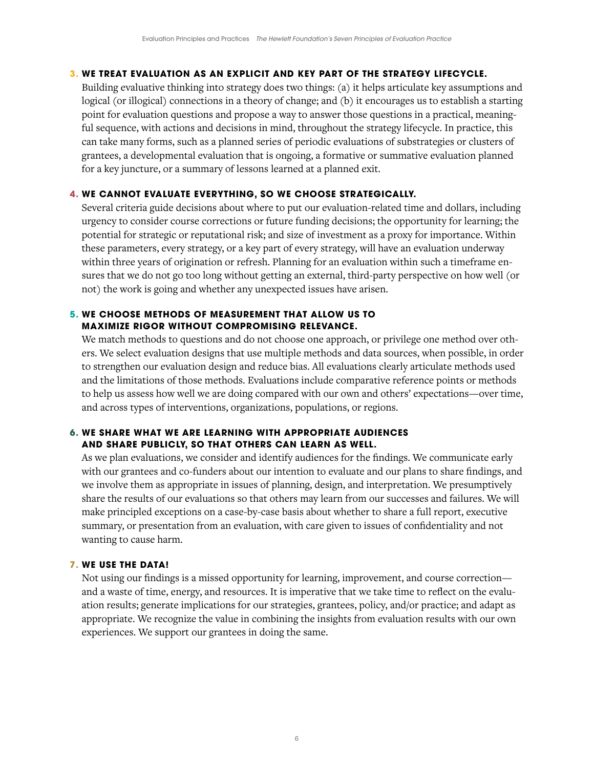**3. WE TREAT EVALUATION AS AN EXPLICIT AND KEY PART OF THE STRATEGY LIFECYCLE.**

Building evaluative thinking into strategy does two things: (a) it helps articulate key assumptions and logical (or illogical) connections in a theory of change; and (b) it encourages us to establish a starting point for evaluation questions and propose a way to answer those questions in a practical, meaningful sequence, with actions and decisions in mind, throughout the strategy lifecycle. In practice, this can take many forms, such as a planned series of periodic evaluations of substrategies or clusters of grantees, a developmental evaluation that is ongoing, a formative or summative evaluation planned for a key juncture, or a summary of lessons learned at a planned exit.

**4. WE CANNOT EVALUATE EVERYTHING, SO WE CHOOSE STRATEGICALLY.**

Several criteria guide decisions about where to put our evaluation-related time and dollars, including urgency to consider course corrections or future funding decisions; the opportunity for learning; the potential for strategic or reputational risk; and size of investment as a proxy for importance. Within these parameters, every strategy, or a key part of every strategy, will have an evaluation underway within three years of origination or refresh. Planning for an evaluation within such a timeframe ensures that we do not go too long without getting an external, third-party perspective on how well (or not) the work is going and whether any unexpected issues have arisen.

**5. WE CHOOSE METHODS OF MEASUREMENT THAT ALLOW US TO MAXIMIZE RIGOR WITHOUT COMPROMISING RELEVANCE.**

We match methods to questions and do not choose one approach, or privilege one method over others. We select evaluation designs that use multiple methods and data sources, when possible, in order to strengthen our evaluation design and reduce bias. All evaluations clearly articulate methods used and the limitations of those methods. Evaluations include comparative reference points or methods to help us assess how well we are doing compared with our own and others' expectations—over time, and across types of interventions, organizations, populations, or regions.

**6. WE SHARE WHAT WE ARE LEARNING WITH APPROPRIATE AUDIENCES AND SHARE PUBLICLY, SO THAT OTHERS CAN LEARN AS WELL.**

As we plan evaluations, we consider and identify audiences for the findings. We communicate early with our grantees and co-funders about our intention to evaluate and our plans to share findings, and we involve them as appropriate in issues of planning, design, and interpretation. We presumptively share the results of our evaluations so that others may learn from our successes and failures. We will make principled exceptions on a case-by-case basis about whether to share a full report, executive summary, or presentation from an evaluation, with care given to issues of confidentiality and not wanting to cause harm.

**7. WE USE THE DATA!**

Not using our findings is a missed opportunity for learning, improvement, and course correction—and a waste of time, energy, and resources. It is imperative that we take time to reflect on the evaluation results; generate implications for our strategies, grantees, policy, and/or practice; and adapt as appropriate. We recognize the value in combining the insights from evaluation results with our own experiences. We support our grantees in doing the same.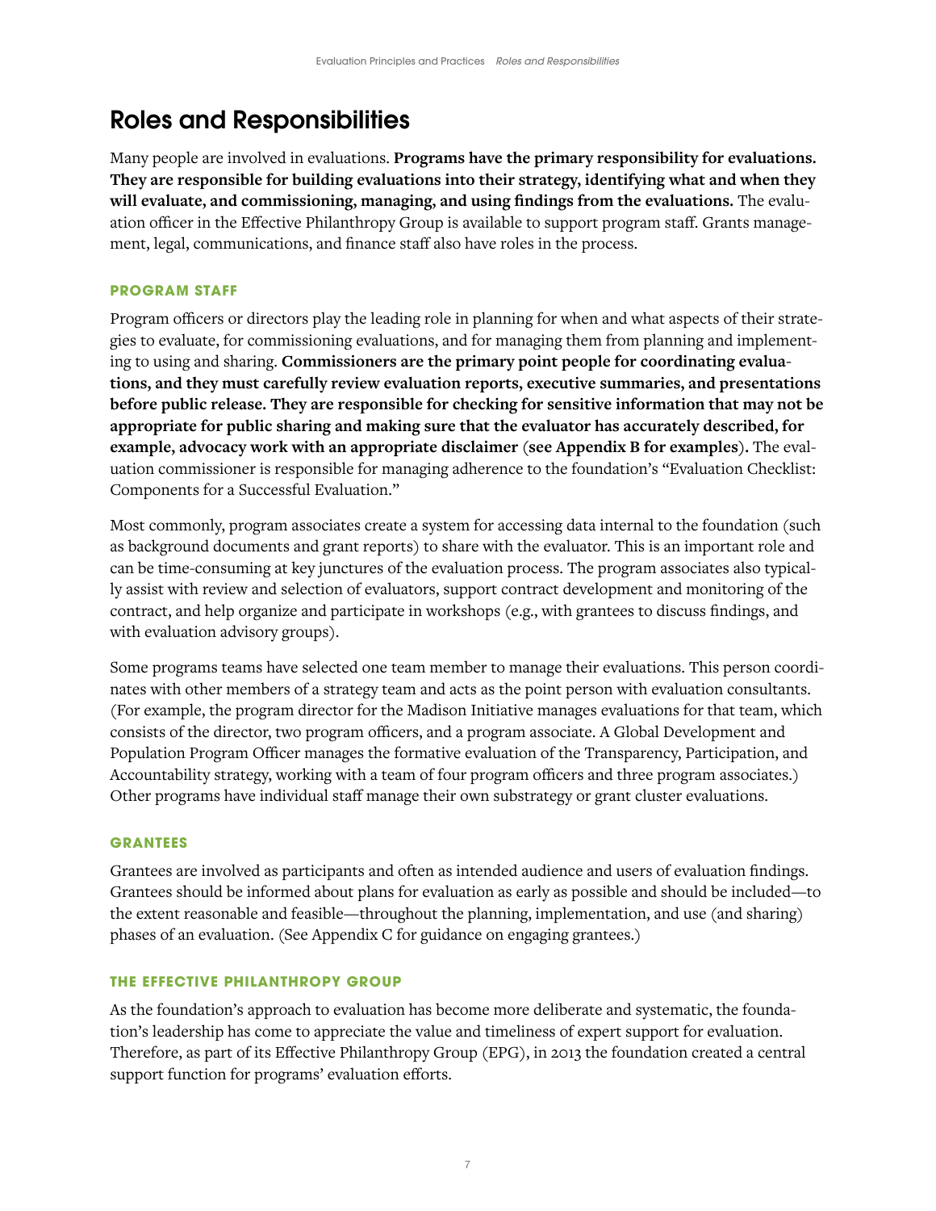# Roles and Responsibilities

Many people are involved in evaluations. **Programs have the primary responsibility for evaluations. They are responsible for building evaluations into their strategy, identifying what and when they will evaluate, and commissioning, managing, and using findings from the evaluations.** The evaluation officer in the Effective Philanthropy Group is available to support program staff. Grants management, legal, communications, and finance staff also have roles in the process.

### PROGRAM STAFF

Program officers or directors play the leading role in planning for when and what aspects of their strategies to evaluate, for commissioning evaluations, and for managing them from planning and implementing to using and sharing. **Commissioners are the primary point people for coordinating evaluations, and they must carefully review evaluation reports, executive summaries, and presentations before public release. They are responsible for checking for sensitive information that may not be appropriate for public sharing and making sure that the evaluator has accurately described, for example, advocacy work with an appropriate disclaimer (see Appendix B for examples).** The evaluation commissioner is responsible for managing adherence to the foundation's "Evaluation Checklist: Components for a Successful Evaluation."

Most commonly, program associates create a system for accessing data internal to the foundation (such as background documents and grant reports) to share with the evaluator. This is an important role and can be time-consuming at key junctures of the evaluation process. The program associates also typically assist with review and selection of evaluators, support contract development and monitoring of the contract, and help organize and participate in workshops (e.g., with grantees to discuss findings, and with evaluation advisory groups).

Some programs teams have selected one team member to manage their evaluations. This person coordinates with other members of a strategy team and acts as the point person with evaluation consultants. (For example, the program director for the Madison Initiative manages evaluations for that team, which consists of the director, two program officers, and a program associate. A Global Development and Population Program Officer manages the formative evaluation of the Transparency, Participation, and Accountability strategy, working with a team of four program officers and three program associates.) Other programs have individual staff manage their own substrategy or grant cluster evaluations.

### GRANTEES

Grantees are involved as participants and often as intended audience and users of evaluation findings. Grantees should be informed about plans for evaluation as early as possible and should be included—to the extent reasonable and feasible—throughout the planning, implementation, and use (and sharing) phases of an evaluation. (See Appendix C for guidance on engaging grantees.)

### THE EFFECTIVE PHILANTHROPY GROUP

As the foundation's approach to evaluation has become more deliberate and systematic, the foundation's leadership has come to appreciate the value and timeliness of expert support for evaluation. Therefore, as part of its Effective Philanthropy Group (EPG), in 2013 the foundation created a central support function for programs' evaluation efforts.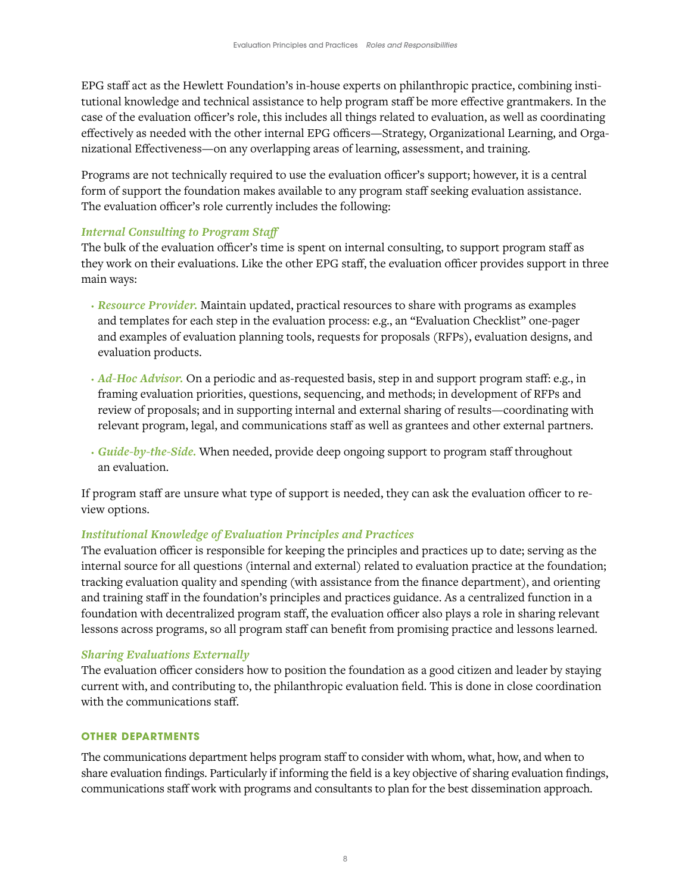EPG staff act as the Hewlett Foundation's in-house experts on philanthropic practice, combining institutional knowledge and technical assistance to help program staff be more effective grantmakers. In the case of the evaluation officer's role, this includes all things related to evaluation, as well as coordinating effectively as needed with the other internal EPG officers—Strategy, Organizational Learning, and Organizational Effectiveness—on any overlapping areas of learning, assessment, and training.

Programs are not technically required to use the evaluation officer's support; however, it is a central form of support the foundation makes available to any program staff seeking evaluation assistance. The evaluation officer's role currently includes the following:

*Internal Consulting to Program Staff*
The bulk of the evaluation officer's time is spent on internal consulting, to support program staff as they work on their evaluations. Like the other EPG staff, the evaluation officer provides support in three main ways:

- *Resource Provider.* Maintain updated, practical resources to share with programs as examples and templates for each step in the evaluation process: e.g., an "Evaluation Checklist" one-pager and examples of evaluation planning tools, requests for proposals (RFPs), evaluation designs, and evaluation products.
- *Ad-Hoc Advisor.* On a periodic and as-requested basis, step in and support program staff: e.g., in framing evaluation priorities, questions, sequencing, and methods; in development of RFPs and review of proposals; and in supporting internal and external sharing of results—coordinating with relevant program, legal, and communications staff as well as grantees and other external partners.
- *Guide-by-the-Side.* When needed, provide deep ongoing support to program staff throughout an evaluation.

If program staff are unsure what type of support is needed, they can ask the evaluation officer to review options.

*Institutional Knowledge of Evaluation Principles and Practices*
The evaluation officer is responsible for keeping the principles and practices up to date; serving as the internal source for all questions (internal and external) related to evaluation practice at the foundation; tracking evaluation quality and spending (with assistance from the finance department), and orienting and training staff in the foundation's principles and practices guidance. As a centralized function in a foundation with decentralized program staff, the evaluation officer also plays a role in sharing relevant lessons across programs, so all program staff can benefit from promising practice and lessons learned.

*Sharing Evaluations Externally*
The evaluation officer considers how to position the foundation as a good citizen and leader by staying current with, and contributing to, the philanthropic evaluation field. This is done in close coordination with the communications staff.

#### OTHER DEPARTMENTS

The communications department helps program staff to consider with whom, what, how, and when to share evaluation findings. Particularly if informing the field is a key objective of sharing evaluation findings, communications staff work with programs and consultants to plan for the best dissemination approach.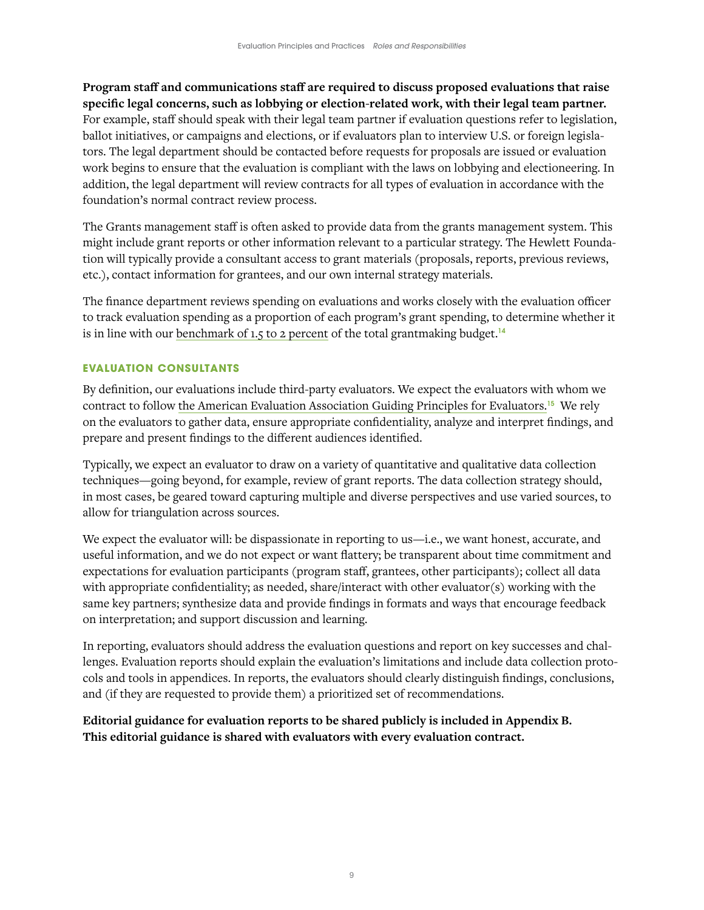**Program staff and communications staff are required to discuss proposed evaluations that raise specific legal concerns, such as lobbying or election-related work, with their legal team partner.** For example, staff should speak with their legal team partner if evaluation questions refer to legislation, ballot initiatives, or campaigns and elections, or if evaluators plan to interview U.S. or foreign legislators. The legal department should be contacted before requests for proposals are issued or evaluation work begins to ensure that the evaluation is compliant with the laws on lobbying and electioneering. In addition, the legal department will review contracts for all types of evaluation in accordance with the foundation's normal contract review process.

The Grants management staff is often asked to provide data from the grants management system. This might include grant reports or other information relevant to a particular strategy. The Hewlett Foundation will typically provide a consultant access to grant materials (proposals, reports, previous reviews, etc.), contact information for grantees, and our own internal strategy materials.

The finance department reviews spending on evaluations and works closely with the evaluation officer to track evaluation spending as a proportion of each program's grant spending, to determine whether it is in line with our benchmark of 1.5 to 2 percent of the total grantmaking budget.[14]

### EVALUATION CONSULTANTS

By definition, our evaluations include third-party evaluators. We expect the evaluators with whom we contract to follow the American Evaluation Association Guiding Principles for Evaluators.[15] We rely on the evaluators to gather data, ensure appropriate confidentiality, analyze and interpret findings, and prepare and present findings to the different audiences identified.

Typically, we expect an evaluator to draw on a variety of quantitative and qualitative data collection techniques—going beyond, for example, review of grant reports. The data collection strategy should, in most cases, be geared toward capturing multiple and diverse perspectives and use varied sources, to allow for triangulation across sources.

We expect the evaluator will: be dispassionate in reporting to us—i.e., we want honest, accurate, and useful information, and we do not expect or want flattery; be transparent about time commitment and expectations for evaluation participants (program staff, grantees, other participants); collect all data with appropriate confidentiality; as needed, share/interact with other evaluator(s) working with the same key partners; synthesize data and provide findings in formats and ways that encourage feedback on interpretation; and support discussion and learning.

In reporting, evaluators should address the evaluation questions and report on key successes and challenges. Evaluation reports should explain the evaluation's limitations and include data collection protocols and tools in appendices. In reports, the evaluators should clearly distinguish findings, conclusions, and (if they are requested to provide them) a prioritized set of recommendations.

**Editorial guidance for evaluation reports to be shared publicly is included in Appendix B. This editorial guidance is shared with evaluators with every evaluation contract.**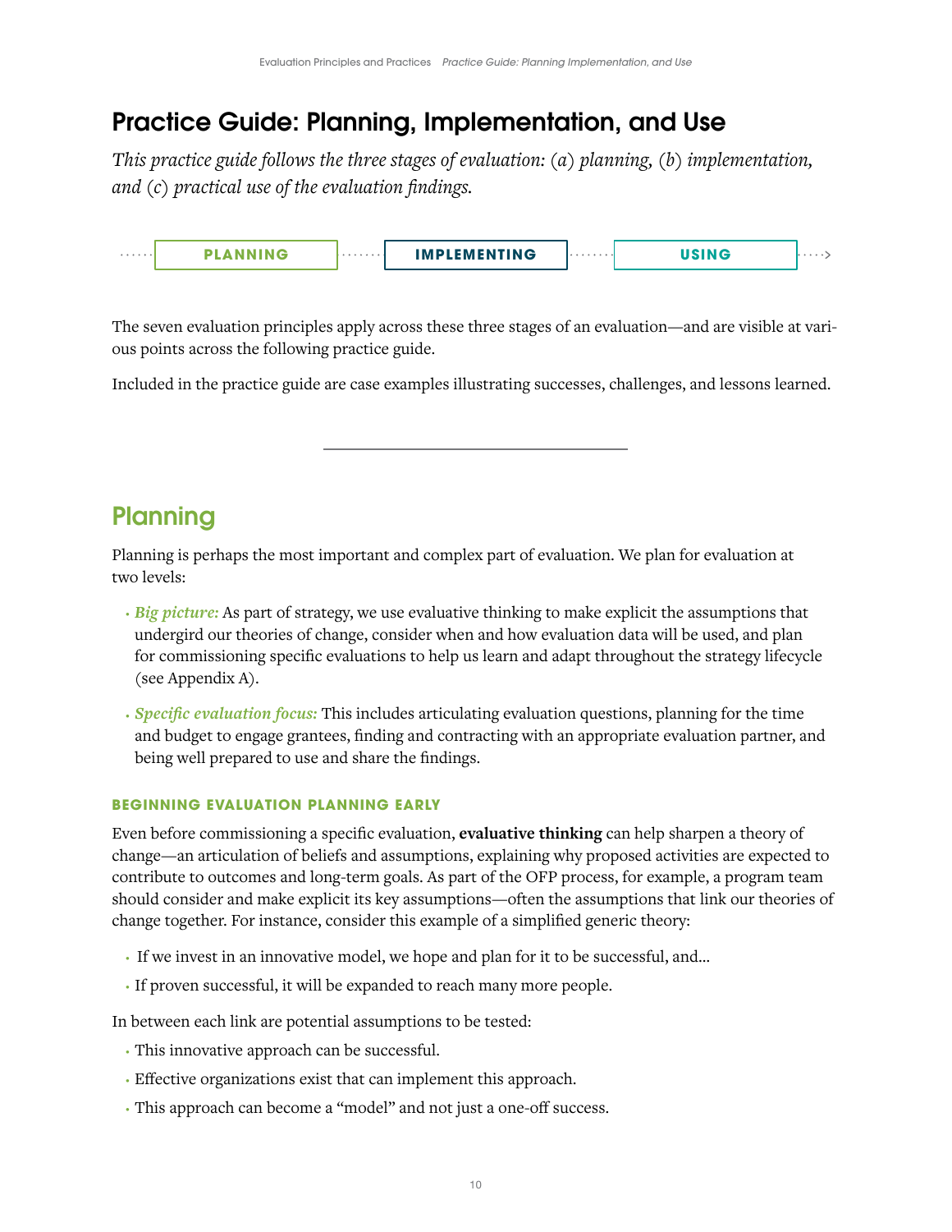# Practice Guide: Planning, Implementation, and Use

*This practice guide follows the three stages of evaluation: (a) planning, (b) implementation, and (c) practical use of the evaluation findings.*

PLANNING → IMPLEMENTING → USING

The seven evaluation principles apply across these three stages of an evaluation—and are visible at various points across the following practice guide.

Included in the practice guide are case examples illustrating successes, challenges, and lessons learned.

---

## Planning

Planning is perhaps the most important and complex part of evaluation. We plan for evaluation at two levels:

- *Big picture:* As part of strategy, we use evaluative thinking to make explicit the assumptions that undergird our theories of change, consider when and how evaluation data will be used, and plan for commissioning specific evaluations to help us learn and adapt throughout the strategy lifecycle (see Appendix A).
- *Specific evaluation focus:* This includes articulating evaluation questions, planning for the time and budget to engage grantees, finding and contracting with an appropriate evaluation partner, and being well prepared to use and share the findings.

### BEGINNING EVALUATION PLANNING EARLY

Even before commissioning a specific evaluation, **evaluative thinking** can help sharpen a theory of change—an articulation of beliefs and assumptions, explaining why proposed activities are expected to contribute to outcomes and long-term goals. As part of the OFP process, for example, a program team should consider and make explicit its key assumptions—often the assumptions that link our theories of change together. For instance, consider this example of a simplified generic theory:

- If we invest in an innovative model, we hope and plan for it to be successful, and…
- If proven successful, it will be expanded to reach many more people.

In between each link are potential assumptions to be tested:

- This innovative approach can be successful.
- Effective organizations exist that can implement this approach.
- This approach can become a "model" and not just a one-off success.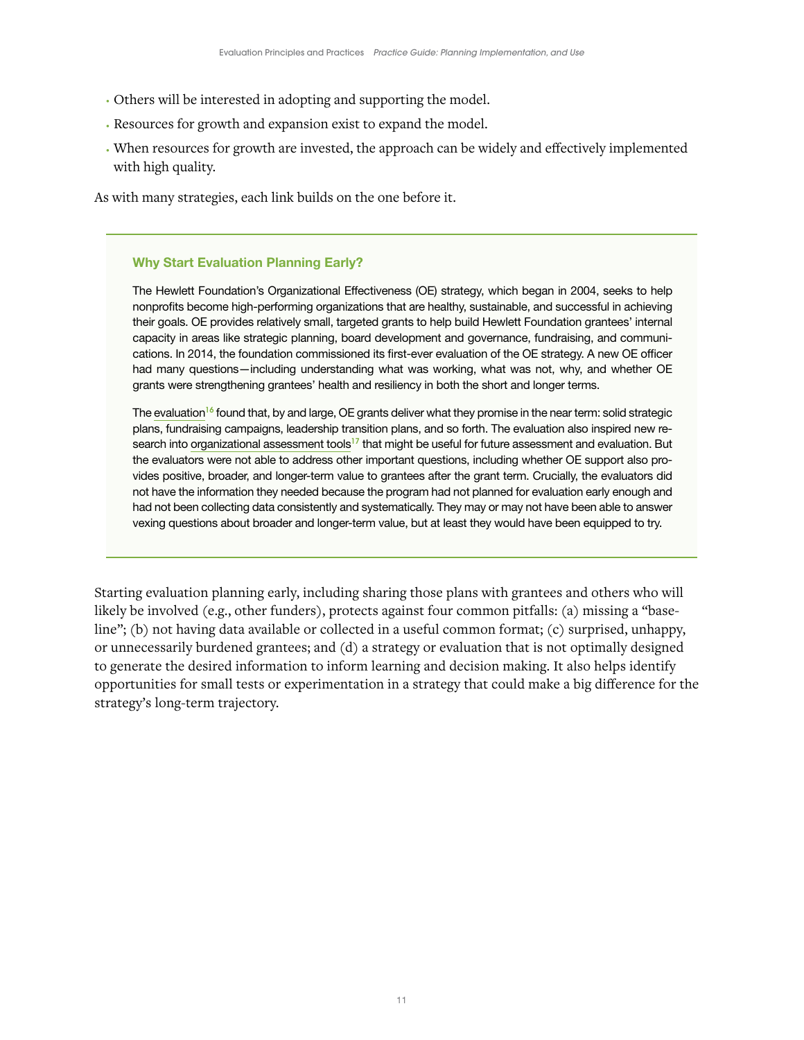- Others will be interested in adopting and supporting the model.
- Resources for growth and expansion exist to expand the model.
- When resources for growth are invested, the approach can be widely and effectively implemented with high quality.

As with many strategies, each link builds on the one before it.

### Why Start Evaluation Planning Early?

The Hewlett Foundation's Organizational Effectiveness (OE) strategy, which began in 2004, seeks to help nonprofits become high-performing organizations that are healthy, sustainable, and successful in achieving their goals. OE provides relatively small, targeted grants to help build Hewlett Foundation grantees' internal capacity in areas like strategic planning, board development and governance, fundraising, and communications. In 2014, the foundation commissioned its first-ever evaluation of the OE strategy. A new OE officer had many questions—including understanding what was working, what was not, why, and whether OE grants were strengthening grantees' health and resiliency in both the short and longer terms.

The evaluation[16] found that, by and large, OE grants deliver what they promise in the near term: solid strategic plans, fundraising campaigns, leadership transition plans, and so forth. The evaluation also inspired new research into organizational assessment tools[17] that might be useful for future assessment and evaluation. But the evaluators were not able to address other important questions, including whether OE support also provides positive, broader, and longer-term value to grantees after the grant term. Crucially, the evaluators did not have the information they needed because the program had not planned for evaluation early enough and had not been collecting data consistently and systematically. They may or may not have been able to answer vexing questions about broader and longer-term value, but at least they would have been equipped to try.

Starting evaluation planning early, including sharing those plans with grantees and others who will likely be involved (e.g., other funders), protects against four common pitfalls: (a) missing a "baseline"; (b) not having data available or collected in a useful common format; (c) surprised, unhappy, or unnecessarily burdened grantees; and (d) a strategy or evaluation that is not optimally designed to generate the desired information to inform learning and decision making. It also helps identify opportunities for small tests or experimentation in a strategy that could make a big difference for the strategy's long-term trajectory.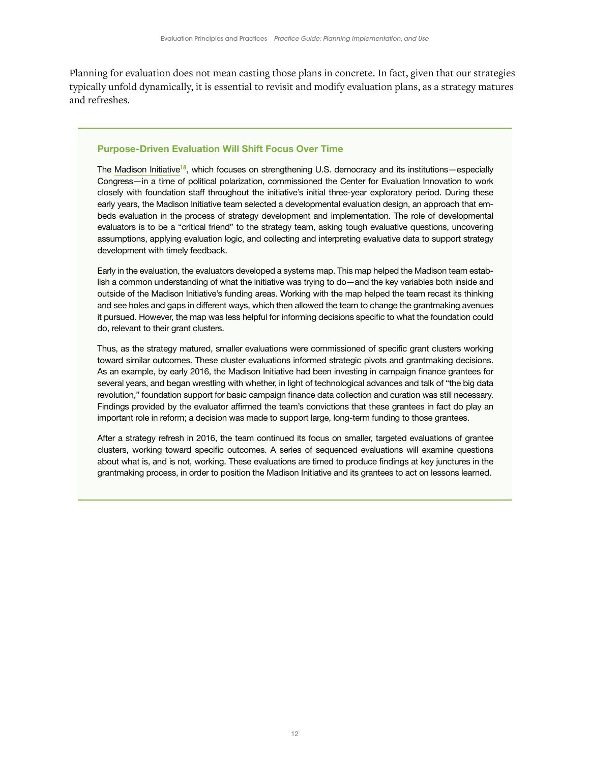Planning for evaluation does not mean casting those plans in concrete. In fact, given that our strategies typically unfold dynamically, it is essential to revisit and modify evaluation plans, as a strategy matures and refreshes.

### Purpose-Driven Evaluation Will Shift Focus Over Time

The Madison Initiative[18], which focuses on strengthening U.S. democracy and its institutions—especially Congress—in a time of political polarization, commissioned the Center for Evaluation Innovation to work closely with foundation staff throughout the initiative's initial three-year exploratory period. During these early years, the Madison Initiative team selected a developmental evaluation design, an approach that embeds evaluation in the process of strategy development and implementation. The role of developmental evaluators is to be a "critical friend" to the strategy team, asking tough evaluative questions, uncovering assumptions, applying evaluation logic, and collecting and interpreting evaluative data to support strategy development with timely feedback.

Early in the evaluation, the evaluators developed a systems map. This map helped the Madison team establish a common understanding of what the initiative was trying to do—and the key variables both inside and outside of the Madison Initiative's funding areas. Working with the map helped the team recast its thinking and see holes and gaps in different ways, which then allowed the team to change the grantmaking avenues it pursued. However, the map was less helpful for informing decisions specific to what the foundation could do, relevant to their grant clusters.

Thus, as the strategy matured, smaller evaluations were commissioned of specific grant clusters working toward similar outcomes. These cluster evaluations informed strategic pivots and grantmaking decisions. As an example, by early 2016, the Madison Initiative had been investing in campaign finance grantees for several years, and began wrestling with whether, in light of technological advances and talk of "the big data revolution," foundation support for basic campaign finance data collection and curation was still necessary. Findings provided by the evaluator affirmed the team's convictions that these grantees in fact do play an important role in reform; a decision was made to support large, long-term funding to those grantees.

After a strategy refresh in 2016, the team continued its focus on smaller, targeted evaluations of grantee clusters, working toward specific outcomes. A series of sequenced evaluations will examine questions about what is, and is not, working. These evaluations are timed to produce findings at key junctures in the grantmaking process, in order to position the Madison Initiative and its grantees to act on lessons learned.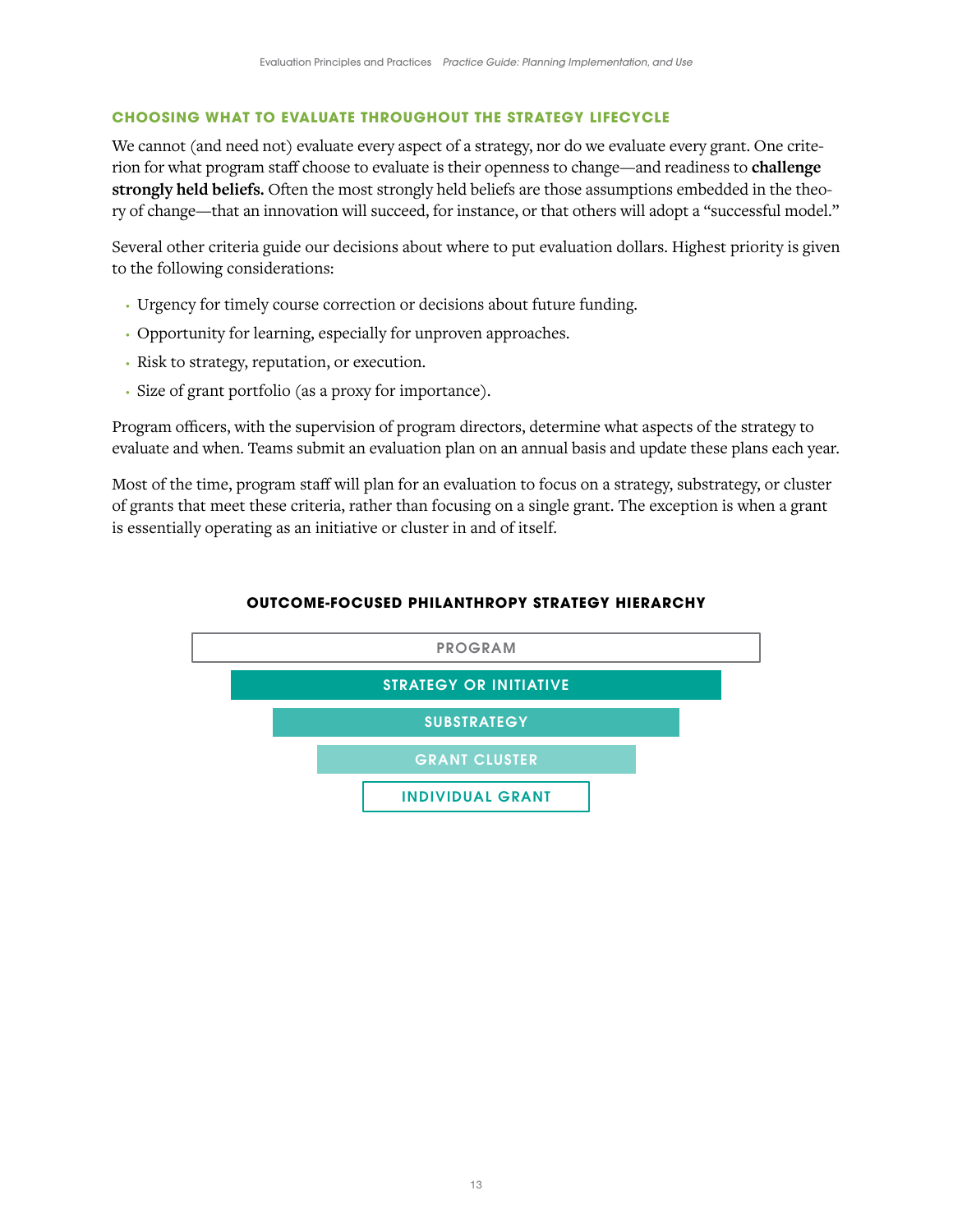## CHOOSING WHAT TO EVALUATE THROUGHOUT THE STRATEGY LIFECYCLE

We cannot (and need not) evaluate every aspect of a strategy, nor do we evaluate every grant. One criterion for what program staff choose to evaluate is their openness to change—and readiness to **challenge strongly held beliefs.** Often the most strongly held beliefs are those assumptions embedded in the theory of change—that an innovation will succeed, for instance, or that others will adopt a "successful model."

Several other criteria guide our decisions about where to put evaluation dollars. Highest priority is given to the following considerations:

- Urgency for timely course correction or decisions about future funding.
- Opportunity for learning, especially for unproven approaches.
- Risk to strategy, reputation, or execution.
- Size of grant portfolio (as a proxy for importance).

Program officers, with the supervision of program directors, determine what aspects of the strategy to evaluate and when. Teams submit an evaluation plan on an annual basis and update these plans each year.

Most of the time, program staff will plan for an evaluation to focus on a strategy, substrategy, or cluster of grants that meet these criteria, rather than focusing on a single grant. The exception is when a grant is essentially operating as an initiative or cluster in and of itself.

### OUTCOME-FOCUSED PHILANTHROPY STRATEGY HIERARCHY

- PROGRAM
- STRATEGY OR INITIATIVE
- SUBSTRATEGY
- GRANT CLUSTER
- INDIVIDUAL GRANT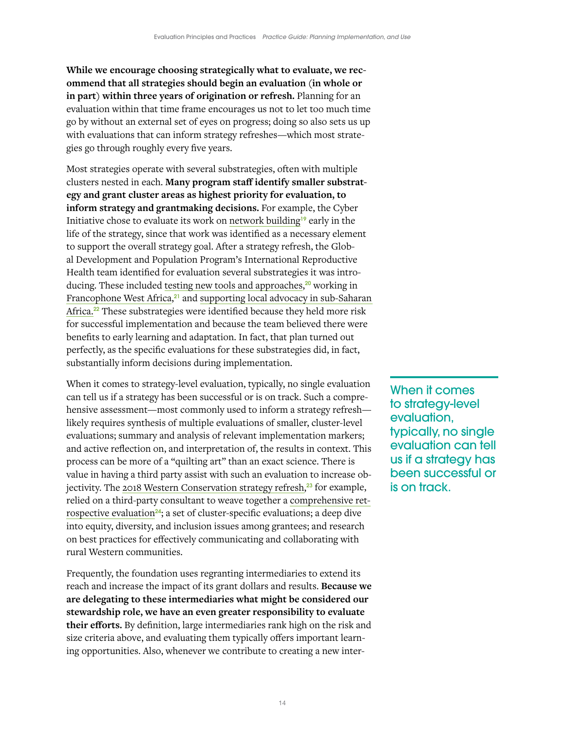**While we encourage choosing strategically what to evaluate, we recommend that all strategies should begin an evaluation (in whole or in part) within three years of origination or refresh.** Planning for an evaluation within that time frame encourages us not to let too much time go by without an external set of eyes on progress; doing so also sets us up with evaluations that can inform strategy refreshes—which most strategies go through roughly every five years.

Most strategies operate with several substrategies, often with multiple clusters nested in each. **Many program staff identify smaller substrategy and grant cluster areas as highest priority for evaluation, to inform strategy and grantmaking decisions.** For example, the Cyber Initiative chose to evaluate its work on network building[19] early in the life of the strategy, since that work was identified as a necessary element to support the overall strategy goal. After a strategy refresh, the Global Development and Population Program's International Reproductive Health team identified for evaluation several substrategies it was introducing. These included testing new tools and approaches,[20] working in Francophone West Africa,[21] and supporting local advocacy in sub-Saharan Africa.[22] These substrategies were identified because they held more risk for successful implementation and because the team believed there were benefits to early learning and adaptation. In fact, that plan turned out perfectly, as the specific evaluations for these substrategies did, in fact, substantially inform decisions during implementation.

When it comes to strategy-level evaluation, typically, no single evaluation can tell us if a strategy has been successful or is on track. Such a comprehensive assessment—most commonly used to inform a strategy refresh—likely requires synthesis of multiple evaluations of smaller, cluster-level evaluations; summary and analysis of relevant implementation markers; and active reflection on, and interpretation of, the results in context. This process can be more of a "quilting art" than an exact science. There is value in having a third party assist with such an evaluation to increase objectivity. The 2018 Western Conservation strategy refresh,[23] for example, relied on a third-party consultant to weave together a comprehensive retrospective evaluation[24]; a set of cluster-specific evaluations; a deep dive into equity, diversity, and inclusion issues among grantees; and research on best practices for effectively communicating and collaborating with rural Western communities.

When it comes to strategy-level evaluation, typically, no single evaluation can tell us if a strategy has been successful or is on track.

Frequently, the foundation uses regranting intermediaries to extend its reach and increase the impact of its grant dollars and results. **Because we are delegating to these intermediaries what might be considered our stewardship role, we have an even greater responsibility to evaluate their efforts.** By definition, large intermediaries rank high on the risk and size criteria above, and evaluating them typically offers important learning opportunities. Also, whenever we contribute to creating a new inter-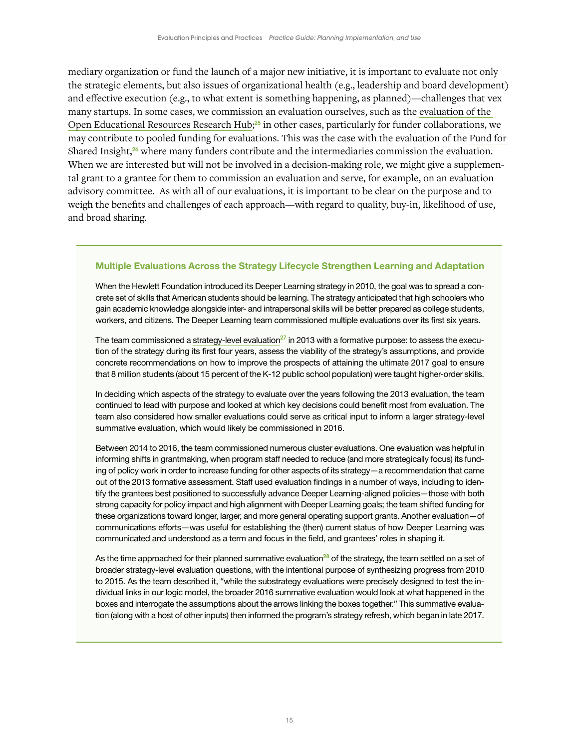mediary organization or fund the launch of a major new initiative, it is important to evaluate not only the strategic elements, but also issues of organizational health (e.g., leadership and board development) and effective execution (e.g., to what extent is something happening, as planned)—challenges that vex many startups. In some cases, we commission an evaluation ourselves, such as the evaluation of the Open Educational Resources Research Hub;[25] in other cases, particularly for funder collaborations, we may contribute to pooled funding for evaluations. This was the case with the evaluation of the Fund for Shared Insight,[26] where many funders contribute and the intermediaries commission the evaluation. When we are interested but will not be involved in a decision-making role, we might give a supplemental grant to a grantee for them to commission an evaluation and serve, for example, on an evaluation advisory committee. As with all of our evaluations, it is important to be clear on the purpose and to weigh the benefits and challenges of each approach—with regard to quality, buy-in, likelihood of use, and broad sharing.

### Multiple Evaluations Across the Strategy Lifecycle Strengthen Learning and Adaptation

When the Hewlett Foundation introduced its Deeper Learning strategy in 2010, the goal was to spread a concrete set of skills that American students should be learning. The strategy anticipated that high schoolers who gain academic knowledge alongside inter- and intrapersonal skills will be better prepared as college students, workers, and citizens. The Deeper Learning team commissioned multiple evaluations over its first six years.

The team commissioned a strategy-level evaluation[27] in 2013 with a formative purpose: to assess the execution of the strategy during its first four years, assess the viability of the strategy's assumptions, and provide concrete recommendations on how to improve the prospects of attaining the ultimate 2017 goal to ensure that 8 million students (about 15 percent of the K-12 public school population) were taught higher-order skills.

In deciding which aspects of the strategy to evaluate over the years following the 2013 evaluation, the team continued to lead with purpose and looked at which key decisions could benefit most from evaluation. The team also considered how smaller evaluations could serve as critical input to inform a larger strategy-level summative evaluation, which would likely be commissioned in 2016.

Between 2014 to 2016, the team commissioned numerous cluster evaluations. One evaluation was helpful in informing shifts in grantmaking, when program staff needed to reduce (and more strategically focus) its funding of policy work in order to increase funding for other aspects of its strategy—a recommendation that came out of the 2013 formative assessment. Staff used evaluation findings in a number of ways, including to identify the grantees best positioned to successfully advance Deeper Learning-aligned policies—those with both strong capacity for policy impact and high alignment with Deeper Learning goals; the team shifted funding for these organizations toward longer, larger, and more general operating support grants. Another evaluation—of communications efforts—was useful for establishing the (then) current status of how Deeper Learning was communicated and understood as a term and focus in the field, and grantees' roles in shaping it.

As the time approached for their planned summative evaluation[28] of the strategy, the team settled on a set of broader strategy-level evaluation questions, with the intentional purpose of synthesizing progress from 2010 to 2015. As the team described it, "while the substrategy evaluations were precisely designed to test the individual links in our logic model, the broader 2016 summative evaluation would look at what happened in the boxes and interrogate the assumptions about the arrows linking the boxes together." This summative evaluation (along with a host of other inputs) then informed the program's strategy refresh, which began in late 2017.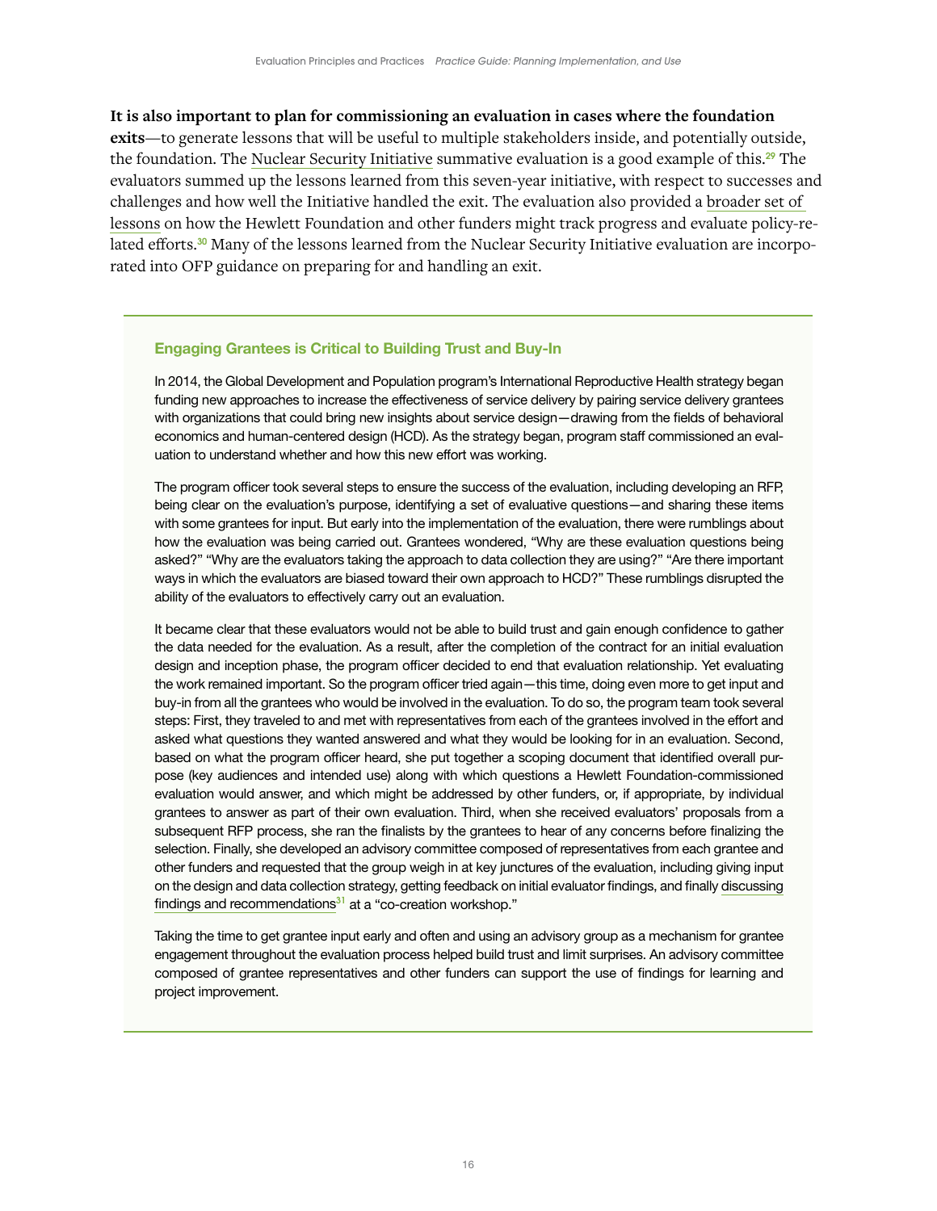**It is also important to plan for commissioning an evaluation in cases where the foundation exits**—to generate lessons that will be useful to multiple stakeholders inside, and potentially outside, the foundation. The Nuclear Security Initiative summative evaluation is a good example of this.[29] The evaluators summed up the lessons learned from this seven-year initiative, with respect to successes and challenges and how well the Initiative handled the exit. The evaluation also provided a broader set of lessons on how the Hewlett Foundation and other funders might track progress and evaluate policy-related efforts.[30] Many of the lessons learned from the Nuclear Security Initiative evaluation are incorporated into OFP guidance on preparing for and handling an exit.

### Engaging Grantees is Critical to Building Trust and Buy-In

In 2014, the Global Development and Population program's International Reproductive Health strategy began funding new approaches to increase the effectiveness of service delivery by pairing service delivery grantees with organizations that could bring new insights about service design—drawing from the fields of behavioral economics and human-centered design (HCD). As the strategy began, program staff commissioned an evaluation to understand whether and how this new effort was working.

The program officer took several steps to ensure the success of the evaluation, including developing an RFP, being clear on the evaluation's purpose, identifying a set of evaluative questions—and sharing these items with some grantees for input. But early into the implementation of the evaluation, there were rumblings about how the evaluation was being carried out. Grantees wondered, "Why are these evaluation questions being asked?" "Why are the evaluators taking the approach to data collection they are using?" "Are there important ways in which the evaluators are biased toward their own approach to HCD?" These rumblings disrupted the ability of the evaluators to effectively carry out an evaluation.

It became clear that these evaluators would not be able to build trust and gain enough confidence to gather the data needed for the evaluation. As a result, after the completion of the contract for an initial evaluation design and inception phase, the program officer decided to end that evaluation relationship. Yet evaluating the work remained important. So the program officer tried again—this time, doing even more to get input and buy-in from all the grantees who would be involved in the evaluation. To do so, the program team took several steps: First, they traveled to and met with representatives from each of the grantees involved in the effort and asked what questions they wanted answered and what they would be looking for in an evaluation. Second, based on what the program officer heard, she put together a scoping document that identified overall purpose (key audiences and intended use) along with which questions a Hewlett Foundation-commissioned evaluation would answer, and which might be addressed by other funders, or, if appropriate, by individual grantees to answer as part of their own evaluation. Third, when she received evaluators' proposals from a subsequent RFP process, she ran the finalists by the grantees to hear of any concerns before finalizing the selection. Finally, she developed an advisory committee composed of representatives from each grantee and other funders and requested that the group weigh in at key junctures of the evaluation, including giving input on the design and data collection strategy, getting feedback on initial evaluator findings, and finally discussing findings and recommendations[31] at a "co-creation workshop."

Taking the time to get grantee input early and often and using an advisory group as a mechanism for grantee engagement throughout the evaluation process helped build trust and limit surprises. An advisory committee composed of grantee representatives and other funders can support the use of findings for learning and project improvement.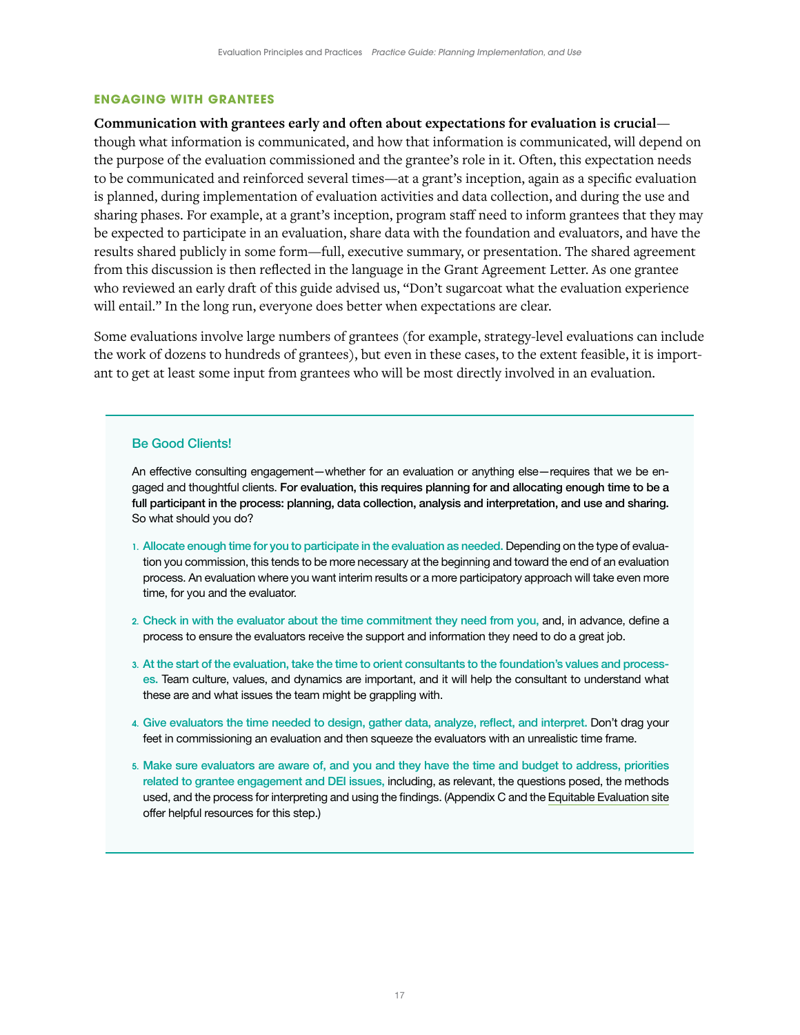### ENGAGING WITH GRANTEES

**Communication with grantees early and often about expectations for evaluation is crucial**—though what information is communicated, and how that information is communicated, will depend on the purpose of the evaluation commissioned and the grantee's role in it. Often, this expectation needs to be communicated and reinforced several times—at a grant's inception, again as a specific evaluation is planned, during implementation of evaluation activities and data collection, and during the use and sharing phases. For example, at a grant's inception, program staff need to inform grantees that they may be expected to participate in an evaluation, share data with the foundation and evaluators, and have the results shared publicly in some form—full, executive summary, or presentation. The shared agreement from this discussion is then reflected in the language in the Grant Agreement Letter. As one grantee who reviewed an early draft of this guide advised us, "Don't sugarcoat what the evaluation experience will entail." In the long run, everyone does better when expectations are clear.

Some evaluations involve large numbers of grantees (for example, strategy-level evaluations can include the work of dozens to hundreds of grantees), but even in these cases, to the extent feasible, it is important to get at least some input from grantees who will be most directly involved in an evaluation.

#### Be Good Clients!

An effective consulting engagement—whether for an evaluation or anything else—requires that we be engaged and thoughtful clients. **For evaluation, this requires planning for and allocating enough time to be a full participant in the process: planning, data collection, analysis and interpretation, and use and sharing.** So what should you do?

1. **Allocate enough time for you to participate in the evaluation as needed.** Depending on the type of evaluation you commission, this tends to be more necessary at the beginning and toward the end of an evaluation process. An evaluation where you want interim results or a more participatory approach will take even more time, for you and the evaluator.
2. **Check in with the evaluator about the time commitment they need from you,** and, in advance, define a process to ensure the evaluators receive the support and information they need to do a great job.
3. **At the start of the evaluation, take the time to orient consultants to the foundation's values and processes.** Team culture, values, and dynamics are important, and it will help the consultant to understand what these are and what issues the team might be grappling with.
4. **Give evaluators the time needed to design, gather data, analyze, reflect, and interpret.** Don't drag your feet in commissioning an evaluation and then squeeze the evaluators with an unrealistic time frame.
5. **Make sure evaluators are aware of, and you and they have the time and budget to address, priorities related to grantee engagement and DEI issues,** including, as relevant, the questions posed, the methods used, and the process for interpreting and using the findings. (Appendix C and the Equitable Evaluation site offer helpful resources for this step.)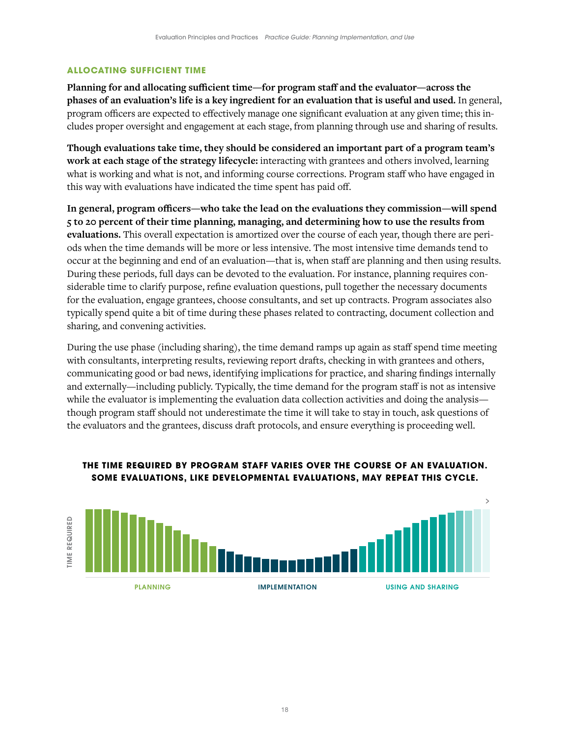## ALLOCATING SUFFICIENT TIME

**Planning for and allocating sufficient time—for program staff and the evaluator—across the phases of an evaluation's life is a key ingredient for an evaluation that is useful and used.** In general, program officers are expected to effectively manage one significant evaluation at any given time; this includes proper oversight and engagement at each stage, from planning through use and sharing of results.

**Though evaluations take time, they should be considered an important part of a program team's work at each stage of the strategy lifecycle:** interacting with grantees and others involved, learning what is working and what is not, and informing course corrections. Program staff who have engaged in this way with evaluations have indicated the time spent has paid off.

**In general, program officers—who take the lead on the evaluations they commission—will spend 5 to 20 percent of their time planning, managing, and determining how to use the results from evaluations.** This overall expectation is amortized over the course of each year, though there are periods when the time demands will be more or less intensive. The most intensive time demands tend to occur at the beginning and end of an evaluation—that is, when staff are planning and then using results. During these periods, full days can be devoted to the evaluation. For instance, planning requires considerable time to clarify purpose, refine evaluation questions, pull together the necessary documents for the evaluation, engage grantees, choose consultants, and set up contracts. Program associates also typically spend quite a bit of time during these phases related to contracting, document collection and sharing, and convening activities.

During the use phase (including sharing), the time demand ramps up again as staff spend time meeting with consultants, interpreting results, reviewing report drafts, checking in with grantees and others, communicating good or bad news, identifying implications for practice, and sharing findings internally and externally—including publicly. Typically, the time demand for the program staff is not as intensive while the evaluator is implementing the evaluation data collection activities and doing the analysis—though program staff should not underestimate the time it will take to stay in touch, ask questions of the evaluators and the grantees, discuss draft protocols, and ensure everything is proceeding well.

**THE TIME REQUIRED BY PROGRAM STAFF VARIES OVER THE COURSE OF AN EVALUATION. SOME EVALUATIONS, LIKE DEVELOPMENTAL EVALUATIONS, MAY REPEAT THIS CYCLE.**

TIME REQUIRED

PLANNING | IMPLEMENTATION | USING AND SHARING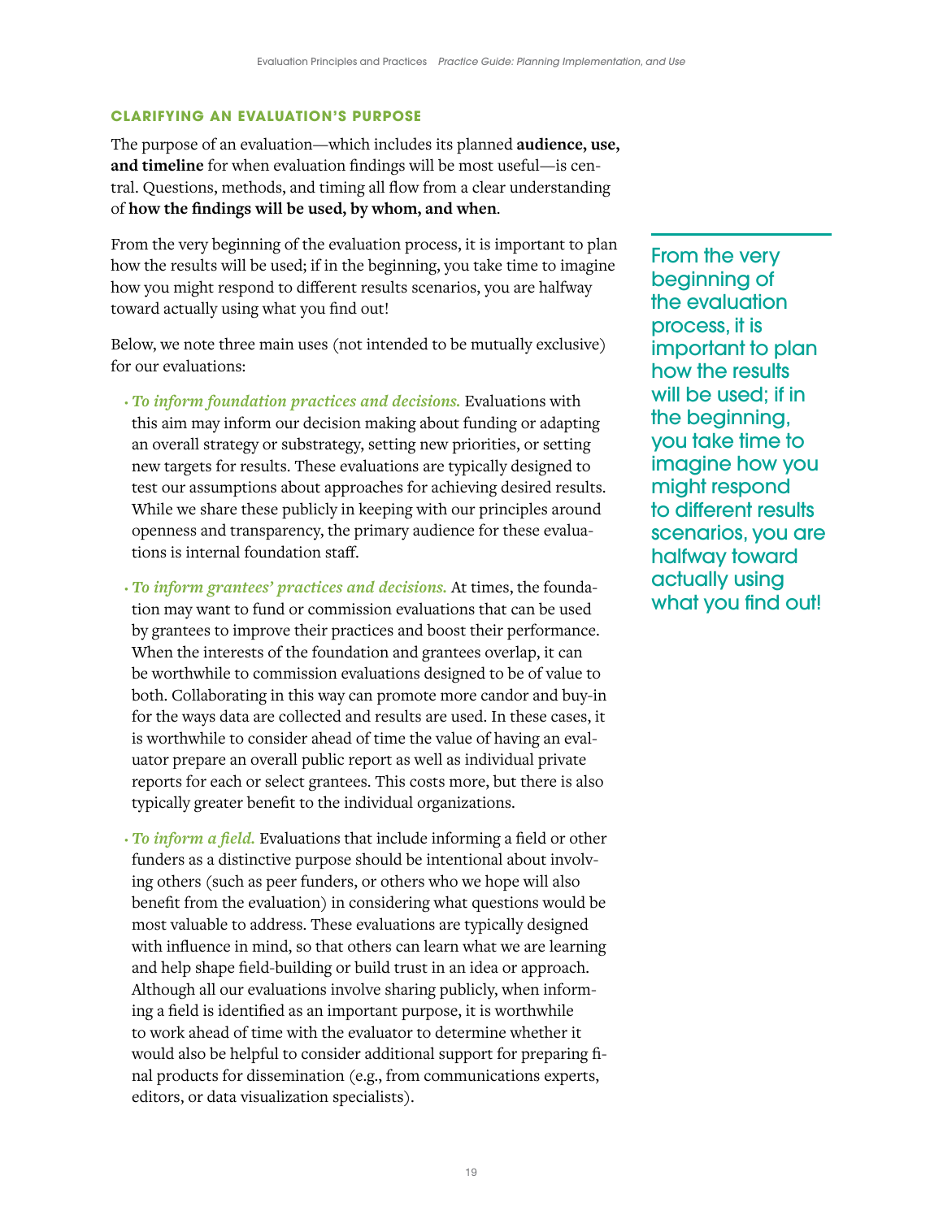### CLARIFYING AN EVALUATION'S PURPOSE

The purpose of an evaluation—which includes its planned **audience, use, and timeline** for when evaluation findings will be most useful—is central. Questions, methods, and timing all flow from a clear understanding of **how the findings will be used, by whom, and when**.

From the very beginning of the evaluation process, it is important to plan how the results will be used; if in the beginning, you take time to imagine how you might respond to different results scenarios, you are halfway toward actually using what you find out!

> From the very beginning of the evaluation process, it is important to plan how the results will be used; if in the beginning, you take time to imagine how you might respond to different results scenarios, you are halfway toward actually using what you find out!

Below, we note three main uses (not intended to be mutually exclusive) for our evaluations:

- ***To inform foundation practices and decisions.*** Evaluations with this aim may inform our decision making about funding or adapting an overall strategy or substrategy, setting new priorities, or setting new targets for results. These evaluations are typically designed to test our assumptions about approaches for achieving desired results. While we share these publicly in keeping with our principles around openness and transparency, the primary audience for these evaluations is internal foundation staff.
- ***To inform grantees' practices and decisions.*** At times, the foundation may want to fund or commission evaluations that can be used by grantees to improve their practices and boost their performance. When the interests of the foundation and grantees overlap, it can be worthwhile to commission evaluations designed to be of value to both. Collaborating in this way can promote more candor and buy-in for the ways data are collected and results are used. In these cases, it is worthwhile to consider ahead of time the value of having an evaluator prepare an overall public report as well as individual private reports for each or select grantees. This costs more, but there is also typically greater benefit to the individual organizations.
- ***To inform a field.*** Evaluations that include informing a field or other funders as a distinctive purpose should be intentional about involving others (such as peer funders, or others who we hope will also benefit from the evaluation) in considering what questions would be most valuable to address. These evaluations are typically designed with influence in mind, so that others can learn what we are learning and help shape field-building or build trust in an idea or approach. Although all our evaluations involve sharing publicly, when informing a field is identified as an important purpose, it is worthwhile to work ahead of time with the evaluator to determine whether it would also be helpful to consider additional support for preparing final products for dissemination (e.g., from communications experts, editors, or data visualization specialists).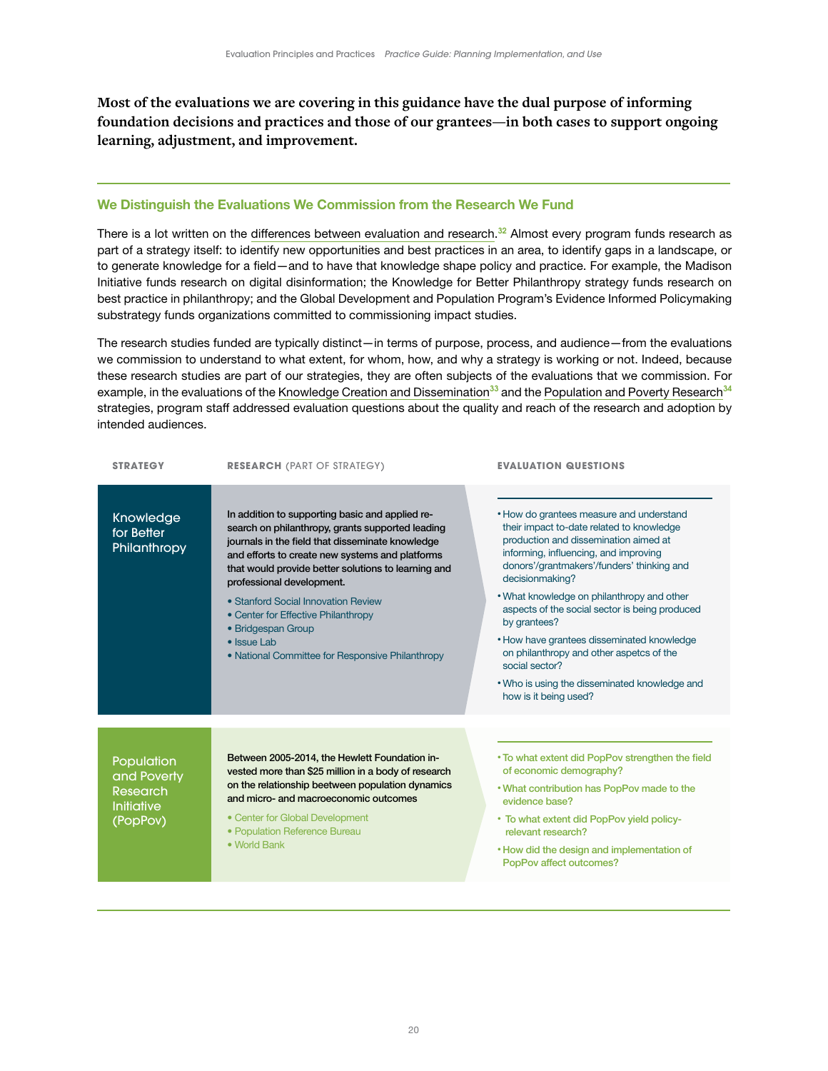**Most of the evaluations we are covering in this guidance have the dual purpose of informing foundation decisions and practices and those of our grantees—in both cases to support ongoing learning, adjustment, and improvement.**

## We Distinguish the Evaluations We Commission from the Research We Fund

There is a lot written on the differences between evaluation and research.[32] Almost every program funds research as part of a strategy itself: to identify new opportunities and best practices in an area, to identify gaps in a landscape, or to generate knowledge for a field—and to have that knowledge shape policy and practice. For example, the Madison Initiative funds research on digital disinformation; the Knowledge for Better Philanthropy strategy funds research on best practice in philanthropy; and the Global Development and Population Program's Evidence Informed Policymaking substrategy funds organizations committed to commissioning impact studies.

The research studies funded are typically distinct—in terms of purpose, process, and audience—from the evaluations we commission to understand to what extent, for whom, how, and why a strategy is working or not. Indeed, because these research studies are part of our strategies, they are often subjects of the evaluations that we commission. For example, in the evaluations of the Knowledge Creation and Dissemination[33] and the Population and Poverty Research[34] strategies, program staff addressed evaluation questions about the quality and reach of the research and adoption by intended audiences.

| STRATEGY | RESEARCH (PART OF STRATEGY) | EVALUATION QUESTIONS |
|---|---|---|
| Knowledge for Better Philanthropy | In addition to supporting basic and applied research on philanthropy, grants supported leading journals in the field that disseminate knowledge and efforts to create new systems and platforms that would provide better solutions to learning and professional development.<br>• Stanford Social Innovation Review<br>• Center for Effective Philanthropy<br>• Bridgespan Group<br>• Issue Lab<br>• National Committee for Responsive Philanthropy | • How do grantees measure and understand their impact to-date related to knowledge production and dissemination aimed at informing, influencing, and improving donors'/grantmakers'/funders' thinking and decisionmaking?<br>• What knowledge on philanthropy and other aspects of the social sector is being produced by grantees?<br>• How have grantees disseminated knowledge on philanthropy and other aspetcs of the social sector?<br>• Who is using the disseminated knowledge and how is it being used? |
| Population and Poverty Research Initiative (PopPov) | Between 2005-2014, the Hewlett Foundation invested more than $25 million in a body of research on the relationship beetween population dynamics and micro- and macroeconomic outcomes<br>• Center for Global Development<br>• Population Reference Bureau<br>• World Bank | • To what extent did PopPov strengthen the field of economic demography?<br>• What contribution has PopPov made to the evidence base?<br>• To what extent did PopPov yield policy-relevant research?<br>• How did the design and implementation of PopPov affect outcomes? |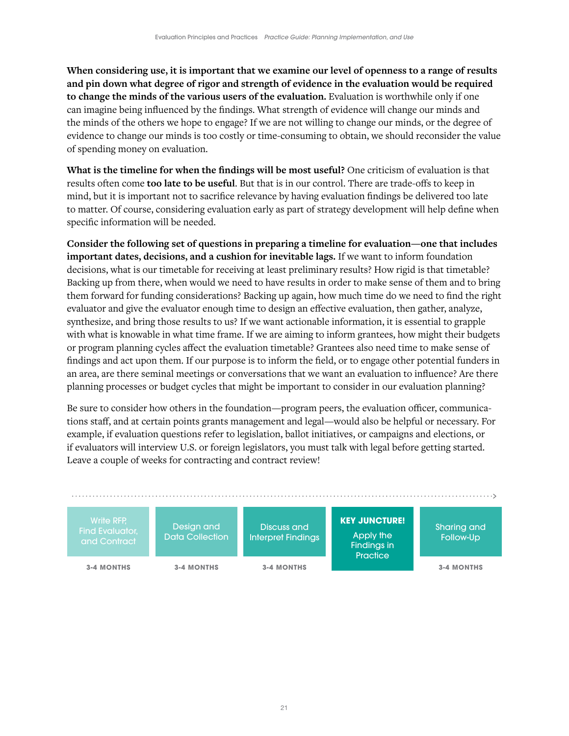**When considering use, it is important that we examine our level of openness to a range of results and pin down what degree of rigor and strength of evidence in the evaluation would be required to change the minds of the various users of the evaluation.** Evaluation is worthwhile only if one can imagine being influenced by the findings. What strength of evidence will change our minds and the minds of the others we hope to engage? If we are not willing to change our minds, or the degree of evidence to change our minds is too costly or time-consuming to obtain, we should reconsider the value of spending money on evaluation.

**What is the timeline for when the findings will be most useful?** One criticism of evaluation is that results often come **too late to be useful**. But that is in our control. There are trade-offs to keep in mind, but it is important not to sacrifice relevance by having evaluation findings be delivered too late to matter. Of course, considering evaluation early as part of strategy development will help define when specific information will be needed.

**Consider the following set of questions in preparing a timeline for evaluation—one that includes important dates, decisions, and a cushion for inevitable lags.** If we want to inform foundation decisions, what is our timetable for receiving at least preliminary results? How rigid is that timetable? Backing up from there, when would we need to have results in order to make sense of them and to bring them forward for funding considerations? Backing up again, how much time do we need to find the right evaluator and give the evaluator enough time to design an effective evaluation, then gather, analyze, synthesize, and bring those results to us? If we want actionable information, it is essential to grapple with what is knowable in what time frame. If we are aiming to inform grantees, how might their budgets or program planning cycles affect the evaluation timetable? Grantees also need time to make sense of findings and act upon them. If our purpose is to inform the field, or to engage other potential funders in an area, are there seminal meetings or conversations that we want an evaluation to influence? Are there planning processes or budget cycles that might be important to consider in our evaluation planning?

Be sure to consider how others in the foundation—program peers, the evaluation officer, communications staff, and at certain points grants management and legal—would also be helpful or necessary. For example, if evaluation questions refer to legislation, ballot initiatives, or campaigns and elections, or if evaluators will interview U.S. or foreign legislators, you must talk with legal before getting started. Leave a couple of weeks for contracting and contract review!

| Write RFP, Find Evaluator, and Contract | Design and Data Collection | Discuss and Interpret Findings | **KEY JUNCTURE!** Apply the Findings in Practice | Sharing and Follow-Up |
|---|---|---|---|---|
| 3-4 MONTHS | 3-4 MONTHS | 3-4 MONTHS | | 3-4 MONTHS |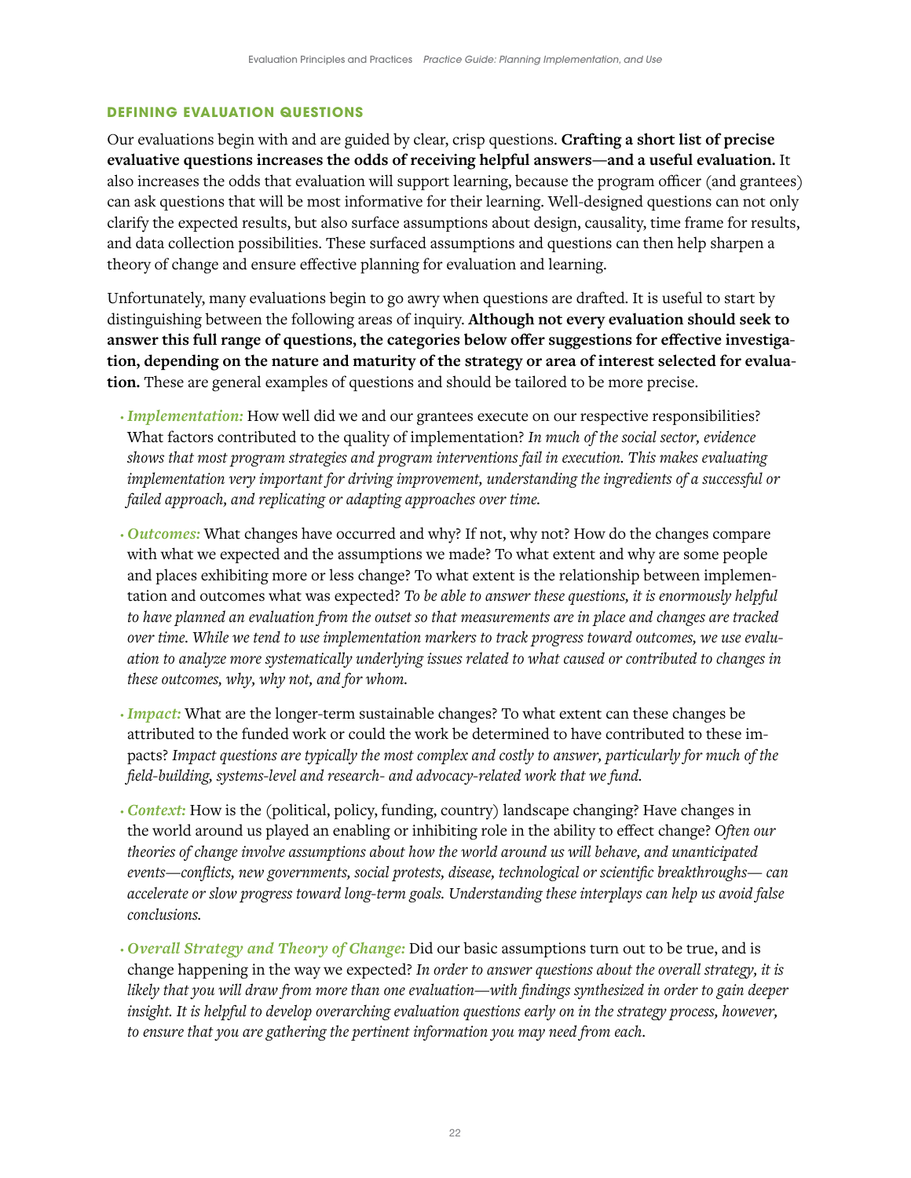## DEFINING EVALUATION QUESTIONS

Our evaluations begin with and are guided by clear, crisp questions. **Crafting a short list of precise evaluative questions increases the odds of receiving helpful answers—and a useful evaluation.** It also increases the odds that evaluation will support learning, because the program officer (and grantees) can ask questions that will be most informative for their learning. Well-designed questions can not only clarify the expected results, but also surface assumptions about design, causality, time frame for results, and data collection possibilities. These surfaced assumptions and questions can then help sharpen a theory of change and ensure effective planning for evaluation and learning.

Unfortunately, many evaluations begin to go awry when questions are drafted. It is useful to start by distinguishing between the following areas of inquiry. **Although not every evaluation should seek to answer this full range of questions, the categories below offer suggestions for effective investigation, depending on the nature and maturity of the strategy or area of interest selected for evaluation.** These are general examples of questions and should be tailored to be more precise.

- ***Implementation:*** How well did we and our grantees execute on our respective responsibilities? What factors contributed to the quality of implementation? *In much of the social sector, evidence shows that most program strategies and program interventions fail in execution. This makes evaluating implementation very important for driving improvement, understanding the ingredients of a successful or failed approach, and replicating or adapting approaches over time.*

- ***Outcomes:*** What changes have occurred and why? If not, why not? How do the changes compare with what we expected and the assumptions we made? To what extent and why are some people and places exhibiting more or less change? To what extent is the relationship between implementation and outcomes what was expected? *To be able to answer these questions, it is enormously helpful to have planned an evaluation from the outset so that measurements are in place and changes are tracked over time. While we tend to use implementation markers to track progress toward outcomes, we use evaluation to analyze more systematically underlying issues related to what caused or contributed to changes in these outcomes, why, why not, and for whom.*

- ***Impact:*** What are the longer-term sustainable changes? To what extent can these changes be attributed to the funded work or could the work be determined to have contributed to these impacts? *Impact questions are typically the most complex and costly to answer, particularly for much of the field-building, systems-level and research- and advocacy-related work that we fund.*

- ***Context:*** How is the (political, policy, funding, country) landscape changing? Have changes in the world around us played an enabling or inhibiting role in the ability to effect change? *Often our theories of change involve assumptions about how the world around us will behave, and unanticipated events—conflicts, new governments, social protests, disease, technological or scientific breakthroughs— can accelerate or slow progress toward long-term goals. Understanding these interplays can help us avoid false conclusions.*

- ***Overall Strategy and Theory of Change:*** Did our basic assumptions turn out to be true, and is change happening in the way we expected? *In order to answer questions about the overall strategy, it is likely that you will draw from more than one evaluation—with findings synthesized in order to gain deeper insight. It is helpful to develop overarching evaluation questions early on in the strategy process, however, to ensure that you are gathering the pertinent information you may need from each.*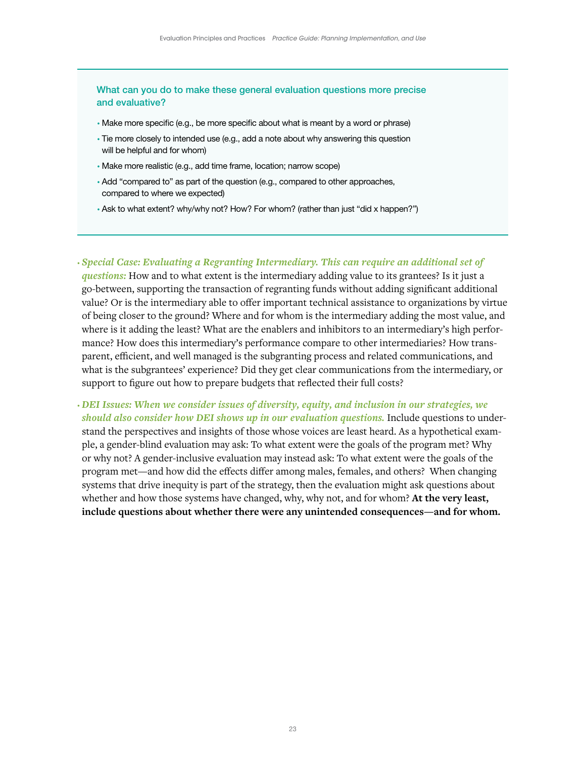### What can you do to make these general evaluation questions more precise and evaluative?

- Make more specific (e.g., be more specific about what is meant by a word or phrase)
- Tie more closely to intended use (e.g., add a note about why answering this question will be helpful and for whom)
- Make more realistic (e.g., add time frame, location; narrow scope)
- Add "compared to" as part of the question (e.g., compared to other approaches, compared to where we expected)
- Ask to what extent? why/why not? How? For whom? (rather than just "did x happen?")

- ***Special Case: Evaluating a Regranting Intermediary. This can require an additional set of questions:*** How and to what extent is the intermediary adding value to its grantees? Is it just a go-between, supporting the transaction of regranting funds without adding significant additional value? Or is the intermediary able to offer important technical assistance to organizations by virtue of being closer to the ground? Where and for whom is the intermediary adding the most value, and where is it adding the least? What are the enablers and inhibitors to an intermediary's high performance? How does this intermediary's performance compare to other intermediaries? How transparent, efficient, and well managed is the subgranting process and related communications, and what is the subgrantees' experience? Did they get clear communications from the intermediary, or support to figure out how to prepare budgets that reflected their full costs?
- ***DEI Issues: When we consider issues of diversity, equity, and inclusion in our strategies, we should also consider how DEI shows up in our evaluation questions.*** Include questions to understand the perspectives and insights of those whose voices are least heard. As a hypothetical example, a gender-blind evaluation may ask: To what extent were the goals of the program met? Why or why not? A gender-inclusive evaluation may instead ask: To what extent were the goals of the program met—and how did the effects differ among males, females, and others? When changing systems that drive inequity is part of the strategy, then the evaluation might ask questions about whether and how those systems have changed, why, why not, and for whom? **At the very least, include questions about whether there were any unintended consequences—and for whom.**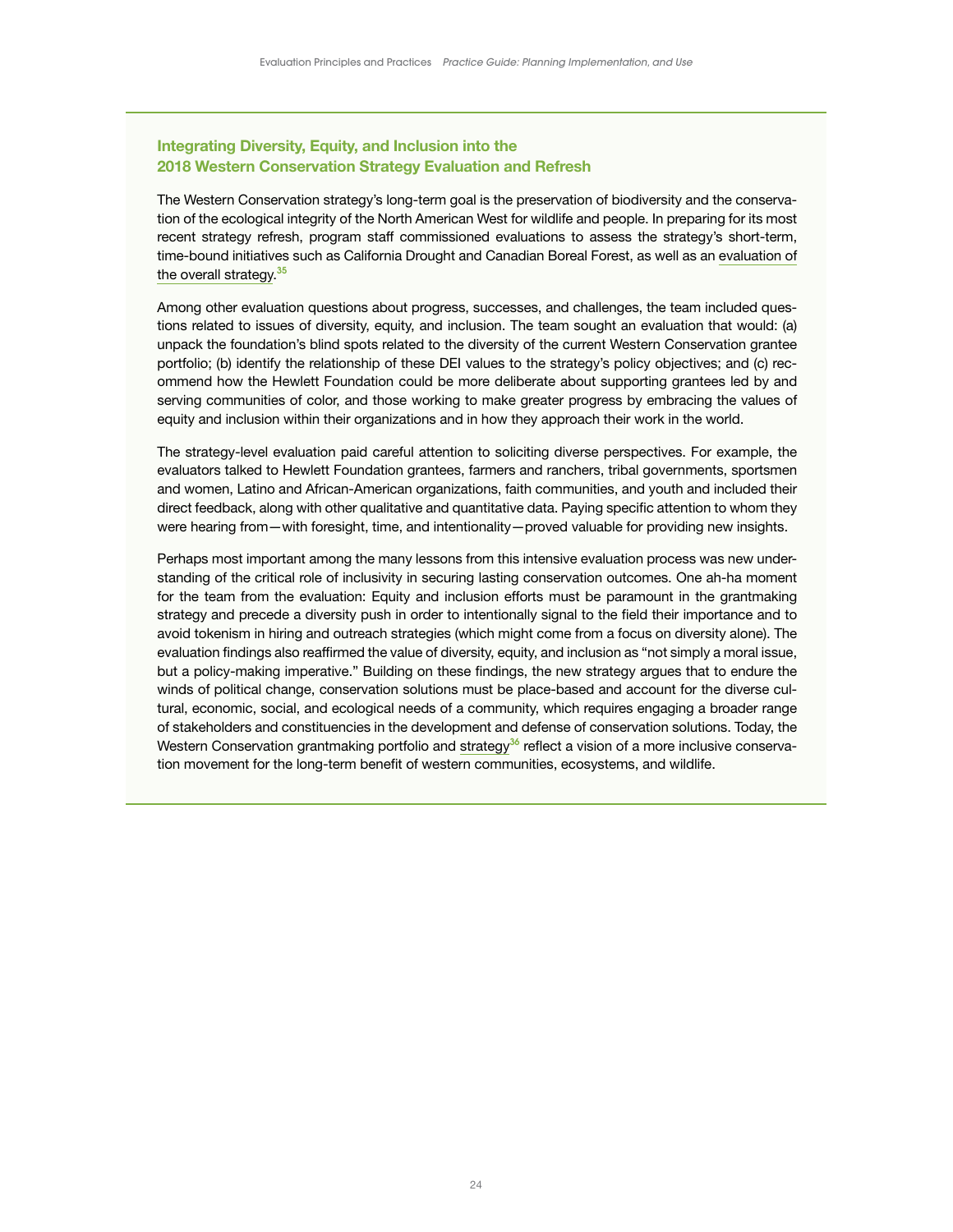### Integrating Diversity, Equity, and Inclusion into the 2018 Western Conservation Strategy Evaluation and Refresh

The Western Conservation strategy's long-term goal is the preservation of biodiversity and the conservation of the ecological integrity of the North American West for wildlife and people. In preparing for its most recent strategy refresh, program staff commissioned evaluations to assess the strategy's short-term, time-bound initiatives such as California Drought and Canadian Boreal Forest, as well as an evaluation of the overall strategy.[35]

Among other evaluation questions about progress, successes, and challenges, the team included questions related to issues of diversity, equity, and inclusion. The team sought an evaluation that would: (a) unpack the foundation's blind spots related to the diversity of the current Western Conservation grantee portfolio; (b) identify the relationship of these DEI values to the strategy's policy objectives; and (c) recommend how the Hewlett Foundation could be more deliberate about supporting grantees led by and serving communities of color, and those working to make greater progress by embracing the values of equity and inclusion within their organizations and in how they approach their work in the world.

The strategy-level evaluation paid careful attention to soliciting diverse perspectives. For example, the evaluators talked to Hewlett Foundation grantees, farmers and ranchers, tribal governments, sportsmen and women, Latino and African-American organizations, faith communities, and youth and included their direct feedback, along with other qualitative and quantitative data. Paying specific attention to whom they were hearing from—with foresight, time, and intentionality—proved valuable for providing new insights.

Perhaps most important among the many lessons from this intensive evaluation process was new understanding of the critical role of inclusivity in securing lasting conservation outcomes. One ah-ha moment for the team from the evaluation: Equity and inclusion efforts must be paramount in the grantmaking strategy and precede a diversity push in order to intentionally signal to the field their importance and to avoid tokenism in hiring and outreach strategies (which might come from a focus on diversity alone). The evaluation findings also reaffirmed the value of diversity, equity, and inclusion as "not simply a moral issue, but a policy-making imperative." Building on these findings, the new strategy argues that to endure the winds of political change, conservation solutions must be place-based and account for the diverse cultural, economic, social, and ecological needs of a community, which requires engaging a broader range of stakeholders and constituencies in the development and defense of conservation solutions. Today, the Western Conservation grantmaking portfolio and strategy[36] reflect a vision of a more inclusive conservation movement for the long-term benefit of western communities, ecosystems, and wildlife.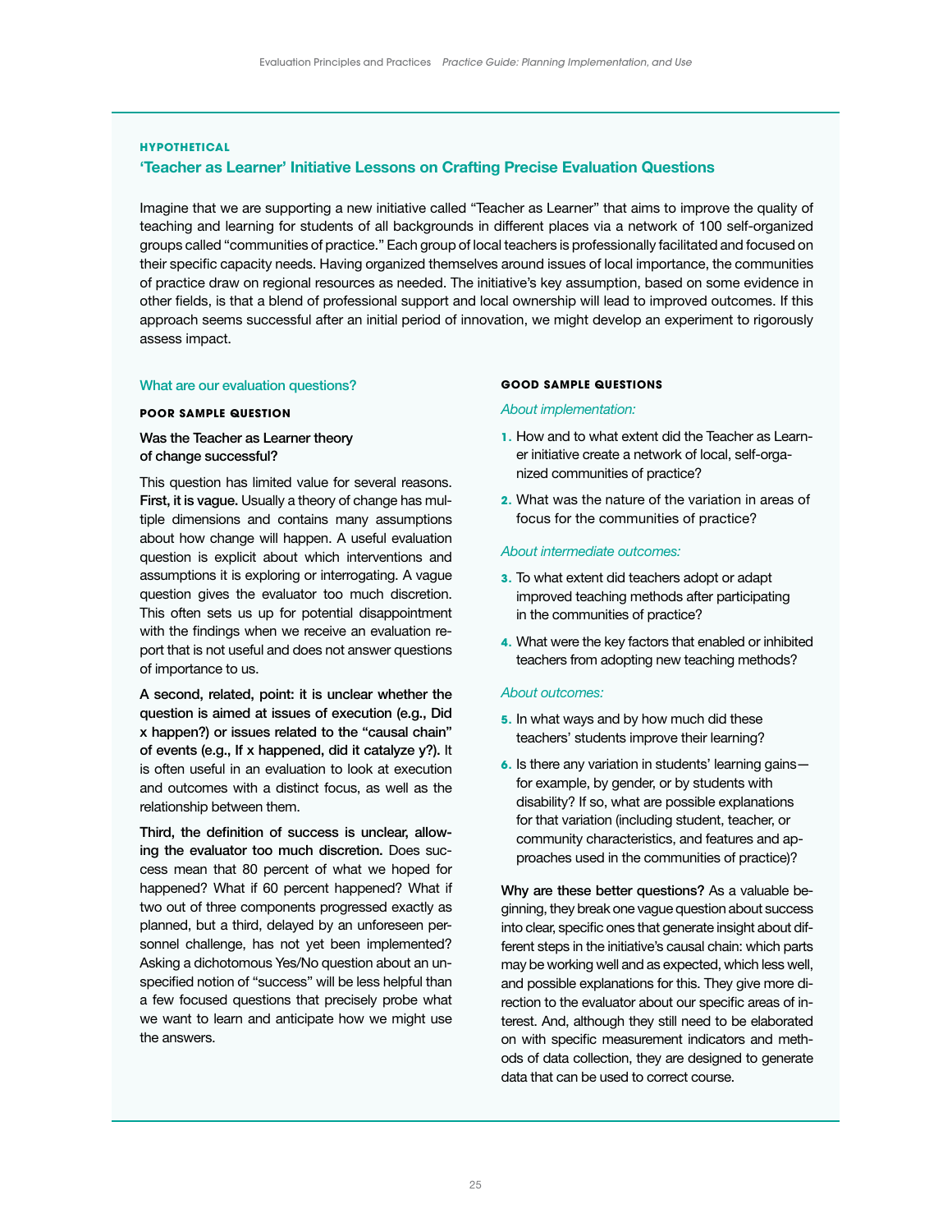**HYPOTHETICAL**

## 'Teacher as Learner' Initiative Lessons on Crafting Precise Evaluation Questions

Imagine that we are supporting a new initiative called "Teacher as Learner" that aims to improve the quality of teaching and learning for students of all backgrounds in different places via a network of 100 self-organized groups called "communities of practice." Each group of local teachers is professionally facilitated and focused on their specific capacity needs. Having organized themselves around issues of local importance, the communities of practice draw on regional resources as needed. The initiative's key assumption, based on some evidence in other fields, is that a blend of professional support and local ownership will lead to improved outcomes. If this approach seems successful after an initial period of innovation, we might develop an experiment to rigorously assess impact.

### What are our evaluation questions?

**POOR SAMPLE QUESTION**

**Was the Teacher as Learner theory of change successful?**

This question has limited value for several reasons. **First, it is vague.** Usually a theory of change has multiple dimensions and contains many assumptions about how change will happen. A useful evaluation question is explicit about which interventions and assumptions it is exploring or interrogating. A vague question gives the evaluator too much discretion. This often sets us up for potential disappointment with the findings when we receive an evaluation report that is not useful and does not answer questions of importance to us.

**A second, related, point: it is unclear whether the question is aimed at issues of execution (e.g., Did x happen?) or issues related to the "causal chain" of events (e.g., If x happened, did it catalyze y?).** It is often useful in an evaluation to look at execution and outcomes with a distinct focus, as well as the relationship between them.

**Third, the definition of success is unclear, allowing the evaluator too much discretion.** Does success mean that 80 percent of what we hoped for happened? What if 60 percent happened? What if two out of three components progressed exactly as planned, but a third, delayed by an unforeseen personnel challenge, has not yet been implemented? Asking a dichotomous Yes/No question about an unspecified notion of "success" will be less helpful than a few focused questions that precisely probe what we want to learn and anticipate how we might use the answers.

**GOOD SAMPLE QUESTIONS**

*About implementation:*

1. How and to what extent did the Teacher as Learner initiative create a network of local, self-organized communities of practice?
2. What was the nature of the variation in areas of focus for the communities of practice?

*About intermediate outcomes:*

3. To what extent did teachers adopt or adapt improved teaching methods after participating in the communities of practice?
4. What were the key factors that enabled or inhibited teachers from adopting new teaching methods?

*About outcomes:*

5. In what ways and by how much did these teachers' students improve their learning?
6. Is there any variation in students' learning gains—for example, by gender, or by students with disability? If so, what are possible explanations for that variation (including student, teacher, or community characteristics, and features and approaches used in the communities of practice)?

**Why are these better questions?** As a valuable beginning, they break one vague question about success into clear, specific ones that generate insight about different steps in the initiative's causal chain: which parts may be working well and as expected, which less well, and possible explanations for this. They give more direction to the evaluator about our specific areas of interest. And, although they still need to be elaborated on with specific measurement indicators and methods of data collection, they are designed to generate data that can be used to correct course.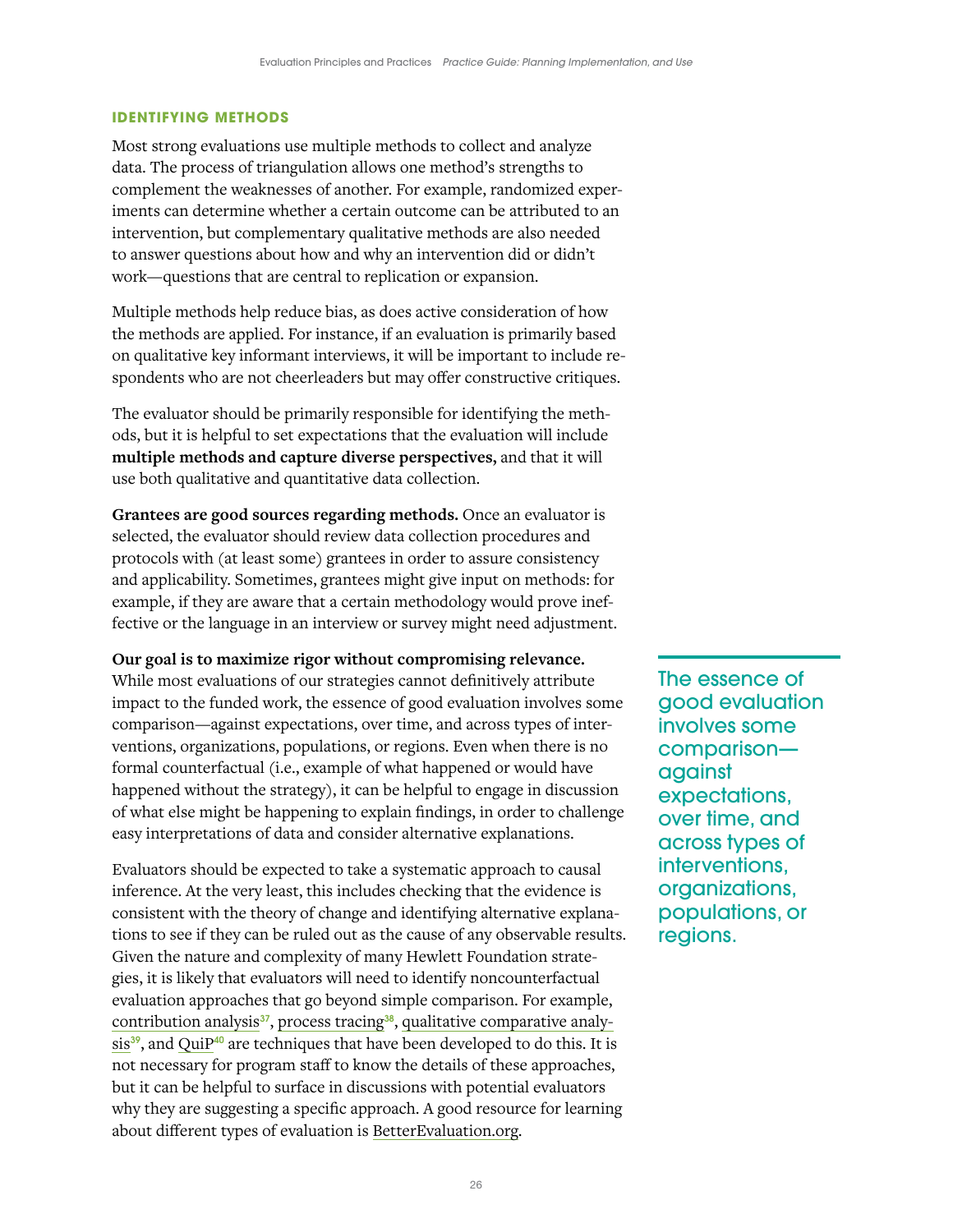### IDENTIFYING METHODS

Most strong evaluations use multiple methods to collect and analyze data. The process of triangulation allows one method's strengths to complement the weaknesses of another. For example, randomized experiments can determine whether a certain outcome can be attributed to an intervention, but complementary qualitative methods are also needed to answer questions about how and why an intervention did or didn't work—questions that are central to replication or expansion.

Multiple methods help reduce bias, as does active consideration of how the methods are applied. For instance, if an evaluation is primarily based on qualitative key informant interviews, it will be important to include respondents who are not cheerleaders but may offer constructive critiques.

The evaluator should be primarily responsible for identifying the methods, but it is helpful to set expectations that the evaluation will include **multiple methods and capture diverse perspectives,** and that it will use both qualitative and quantitative data collection.

**Grantees are good sources regarding methods.** Once an evaluator is selected, the evaluator should review data collection procedures and protocols with (at least some) grantees in order to assure consistency and applicability. Sometimes, grantees might give input on methods: for example, if they are aware that a certain methodology would prove ineffective or the language in an interview or survey might need adjustment.

**Our goal is to maximize rigor without compromising relevance.** While most evaluations of our strategies cannot definitively attribute impact to the funded work, the essence of good evaluation involves some comparison—against expectations, over time, and across types of interventions, organizations, populations, or regions. Even when there is no formal counterfactual (i.e., example of what happened or would have happened without the strategy), it can be helpful to engage in discussion of what else might be happening to explain findings, in order to challenge easy interpretations of data and consider alternative explanations.

> The essence of good evaluation involves some comparison—against expectations, over time, and across types of interventions, organizations, populations, or regions.

Evaluators should be expected to take a systematic approach to causal inference. At the very least, this includes checking that the evidence is consistent with the theory of change and identifying alternative explanations to see if they can be ruled out as the cause of any observable results. Given the nature and complexity of many Hewlett Foundation strategies, it is likely that evaluators will need to identify noncounterfactual evaluation approaches that go beyond simple comparison. For example, contribution analysis[37], process tracing[38], qualitative comparative analysis[39], and QuiP[40] are techniques that have been developed to do this. It is not necessary for program staff to know the details of these approaches, but it can be helpful to surface in discussions with potential evaluators why they are suggesting a specific approach. A good resource for learning about different types of evaluation is BetterEvaluation.org.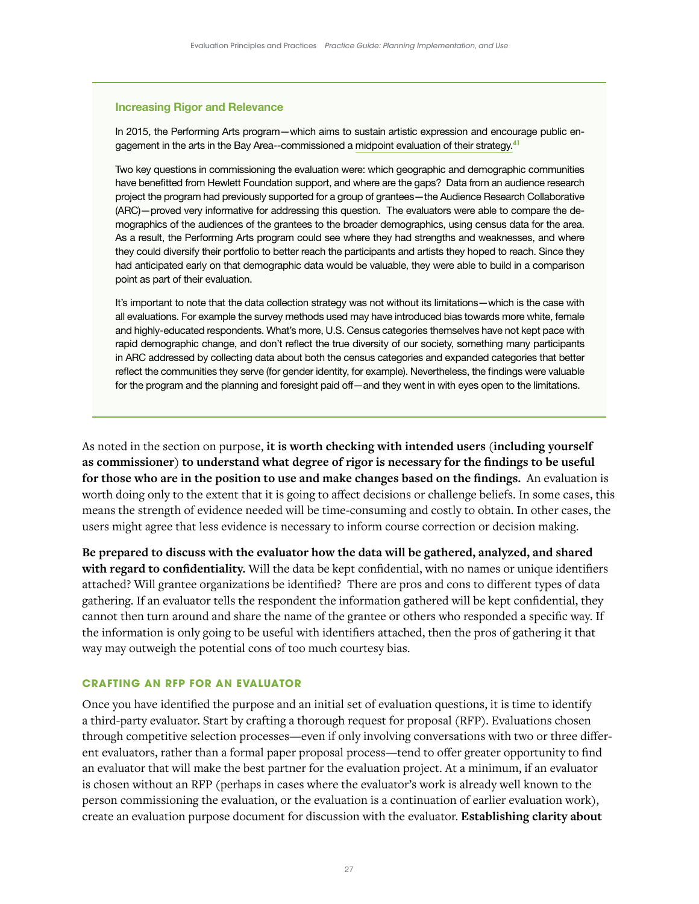### Increasing Rigor and Relevance

In 2015, the Performing Arts program—which aims to sustain artistic expression and encourage public engagement in the arts in the Bay Area--commissioned a midpoint evaluation of their strategy.[41]

Two key questions in commissioning the evaluation were: which geographic and demographic communities have benefitted from Hewlett Foundation support, and where are the gaps? Data from an audience research project the program had previously supported for a group of grantees—the Audience Research Collaborative (ARC)—proved very informative for addressing this question. The evaluators were able to compare the demographics of the audiences of the grantees to the broader demographics, using census data for the area. As a result, the Performing Arts program could see where they had strengths and weaknesses, and where they could diversify their portfolio to better reach the participants and artists they hoped to reach. Since they had anticipated early on that demographic data would be valuable, they were able to build in a comparison point as part of their evaluation.

It's important to note that the data collection strategy was not without its limitations—which is the case with all evaluations. For example the survey methods used may have introduced bias towards more white, female and highly-educated respondents. What's more, U.S. Census categories themselves have not kept pace with rapid demographic change, and don't reflect the true diversity of our society, something many participants in ARC addressed by collecting data about both the census categories and expanded categories that better reflect the communities they serve (for gender identity, for example). Nevertheless, the findings were valuable for the program and the planning and foresight paid off—and they went in with eyes open to the limitations.

As noted in the section on purpose, **it is worth checking with intended users (including yourself as commissioner) to understand what degree of rigor is necessary for the findings to be useful for those who are in the position to use and make changes based on the findings.** An evaluation is worth doing only to the extent that it is going to affect decisions or challenge beliefs. In some cases, this means the strength of evidence needed will be time-consuming and costly to obtain. In other cases, the users might agree that less evidence is necessary to inform course correction or decision making.

**Be prepared to discuss with the evaluator how the data will be gathered, analyzed, and shared with regard to confidentiality.** Will the data be kept confidential, with no names or unique identifiers attached? Will grantee organizations be identified? There are pros and cons to different types of data gathering. If an evaluator tells the respondent the information gathered will be kept confidential, they cannot then turn around and share the name of the grantee or others who responded a specific way. If the information is only going to be useful with identifiers attached, then the pros of gathering it that way may outweigh the potential cons of too much courtesy bias.

### CRAFTING AN RFP FOR AN EVALUATOR

Once you have identified the purpose and an initial set of evaluation questions, it is time to identify a third-party evaluator. Start by crafting a thorough request for proposal (RFP). Evaluations chosen through competitive selection processes—even if only involving conversations with two or three different evaluators, rather than a formal paper proposal process—tend to offer greater opportunity to find an evaluator that will make the best partner for the evaluation project. At a minimum, if an evaluator is chosen without an RFP (perhaps in cases where the evaluator's work is already well known to the person commissioning the evaluation, or the evaluation is a continuation of earlier evaluation work), create an evaluation purpose document for discussion with the evaluator. **Establishing clarity about**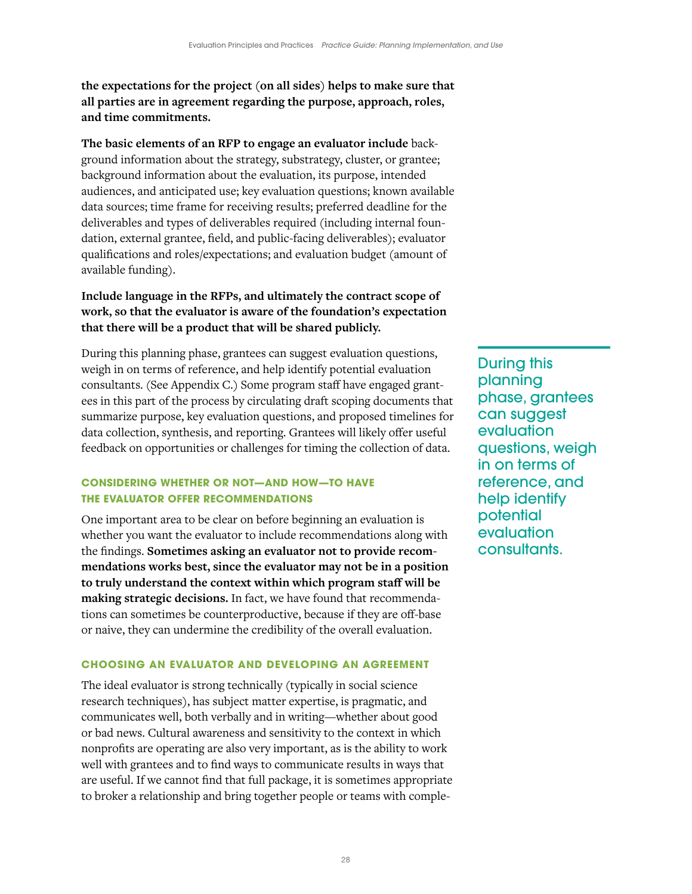**the expectations for the project (on all sides) helps to make sure that all parties are in agreement regarding the purpose, approach, roles, and time commitments.**

**The basic elements of an RFP to engage an evaluator include** background information about the strategy, substrategy, cluster, or grantee; background information about the evaluation, its purpose, intended audiences, and anticipated use; key evaluation questions; known available data sources; time frame for receiving results; preferred deadline for the deliverables and types of deliverables required (including internal foundation, external grantee, field, and public-facing deliverables); evaluator qualifications and roles/expectations; and evaluation budget (amount of available funding).

**Include language in the RFPs, and ultimately the contract scope of work, so that the evaluator is aware of the foundation's expectation that there will be a product that will be shared publicly.**

During this planning phase, grantees can suggest evaluation questions, weigh in on terms of reference, and help identify potential evaluation consultants. (See Appendix C.) Some program staff have engaged grantees in this part of the process by circulating draft scoping documents that summarize purpose, key evaluation questions, and proposed timelines for data collection, synthesis, and reporting. Grantees will likely offer useful feedback on opportunities or challenges for timing the collection of data.

During this planning phase, grantees can suggest evaluation questions, weigh in on terms of reference, and help identify potential evaluation consultants.

### CONSIDERING WHETHER OR NOT—AND HOW—TO HAVE THE EVALUATOR OFFER RECOMMENDATIONS

One important area to be clear on before beginning an evaluation is whether you want the evaluator to include recommendations along with the findings. **Sometimes asking an evaluator not to provide recommendations works best, since the evaluator may not be in a position to truly understand the context within which program staff will be making strategic decisions.** In fact, we have found that recommendations can sometimes be counterproductive, because if they are off-base or naive, they can undermine the credibility of the overall evaluation.

### CHOOSING AN EVALUATOR AND DEVELOPING AN AGREEMENT

The ideal evaluator is strong technically (typically in social science research techniques), has subject matter expertise, is pragmatic, and communicates well, both verbally and in writing—whether about good or bad news. Cultural awareness and sensitivity to the context in which nonprofits are operating are also very important, as is the ability to work well with grantees and to find ways to communicate results in ways that are useful. If we cannot find that full package, it is sometimes appropriate to broker a relationship and bring together people or teams with comple-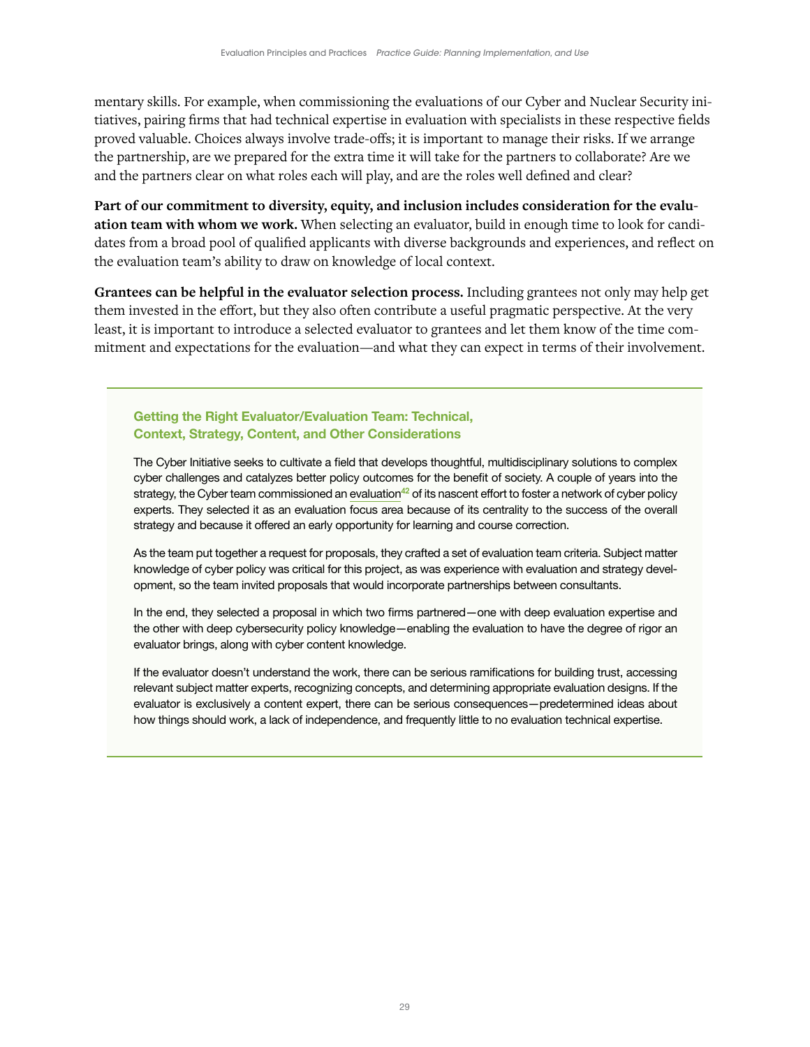mentary skills. For example, when commissioning the evaluations of our Cyber and Nuclear Security initiatives, pairing firms that had technical expertise in evaluation with specialists in these respective fields proved valuable. Choices always involve trade-offs; it is important to manage their risks. If we arrange the partnership, are we prepared for the extra time it will take for the partners to collaborate? Are we and the partners clear on what roles each will play, and are the roles well defined and clear?

**Part of our commitment to diversity, equity, and inclusion includes consideration for the evaluation team with whom we work.** When selecting an evaluator, build in enough time to look for candidates from a broad pool of qualified applicants with diverse backgrounds and experiences, and reflect on the evaluation team's ability to draw on knowledge of local context.

**Grantees can be helpful in the evaluator selection process.** Including grantees not only may help get them invested in the effort, but they also often contribute a useful pragmatic perspective. At the very least, it is important to introduce a selected evaluator to grantees and let them know of the time commitment and expectations for the evaluation—and what they can expect in terms of their involvement.

### Getting the Right Evaluator/Evaluation Team: Technical, Context, Strategy, Content, and Other Considerations

The Cyber Initiative seeks to cultivate a field that develops thoughtful, multidisciplinary solutions to complex cyber challenges and catalyzes better policy outcomes for the benefit of society. A couple of years into the strategy, the Cyber team commissioned an evaluation[42] of its nascent effort to foster a network of cyber policy experts. They selected it as an evaluation focus area because of its centrality to the success of the overall strategy and because it offered an early opportunity for learning and course correction.

As the team put together a request for proposals, they crafted a set of evaluation team criteria. Subject matter knowledge of cyber policy was critical for this project, as was experience with evaluation and strategy development, so the team invited proposals that would incorporate partnerships between consultants.

In the end, they selected a proposal in which two firms partnered—one with deep evaluation expertise and the other with deep cybersecurity policy knowledge—enabling the evaluation to have the degree of rigor an evaluator brings, along with cyber content knowledge.

If the evaluator doesn't understand the work, there can be serious ramifications for building trust, accessing relevant subject matter experts, recognizing concepts, and determining appropriate evaluation designs. If the evaluator is exclusively a content expert, there can be serious consequences—predetermined ideas about how things should work, a lack of independence, and frequently little to no evaluation technical expertise.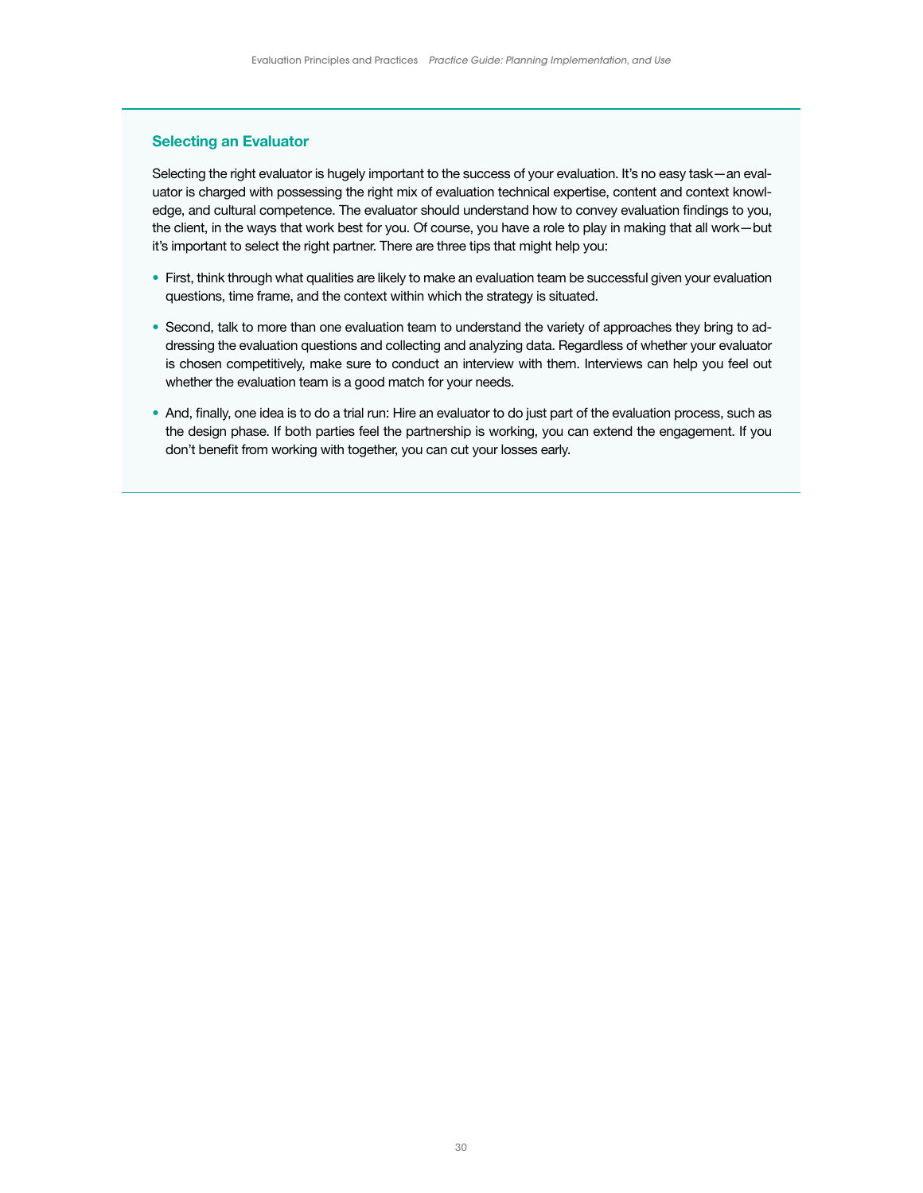### Selecting an Evaluator

Selecting the right evaluator is hugely important to the success of your evaluation. It's no easy task—an evaluator is charged with possessing the right mix of evaluation technical expertise, content and context knowledge, and cultural competence. The evaluator should understand how to convey evaluation findings to you, the client, in the ways that work best for you. Of course, you have a role to play in making that all work—but it's important to select the right partner. There are three tips that might help you:

- First, think through what qualities are likely to make an evaluation team be successful given your evaluation questions, time frame, and the context within which the strategy is situated.
- Second, talk to more than one evaluation team to understand the variety of approaches they bring to addressing the evaluation questions and collecting and analyzing data. Regardless of whether your evaluator is chosen competitively, make sure to conduct an interview with them. Interviews can help you feel out whether the evaluation team is a good match for your needs.
- And, finally, one idea is to do a trial run: Hire an evaluator to do just part of the evaluation process, such as the design phase. If both parties feel the partnership is working, you can extend the engagement. If you don't benefit from working with together, you can cut your losses early.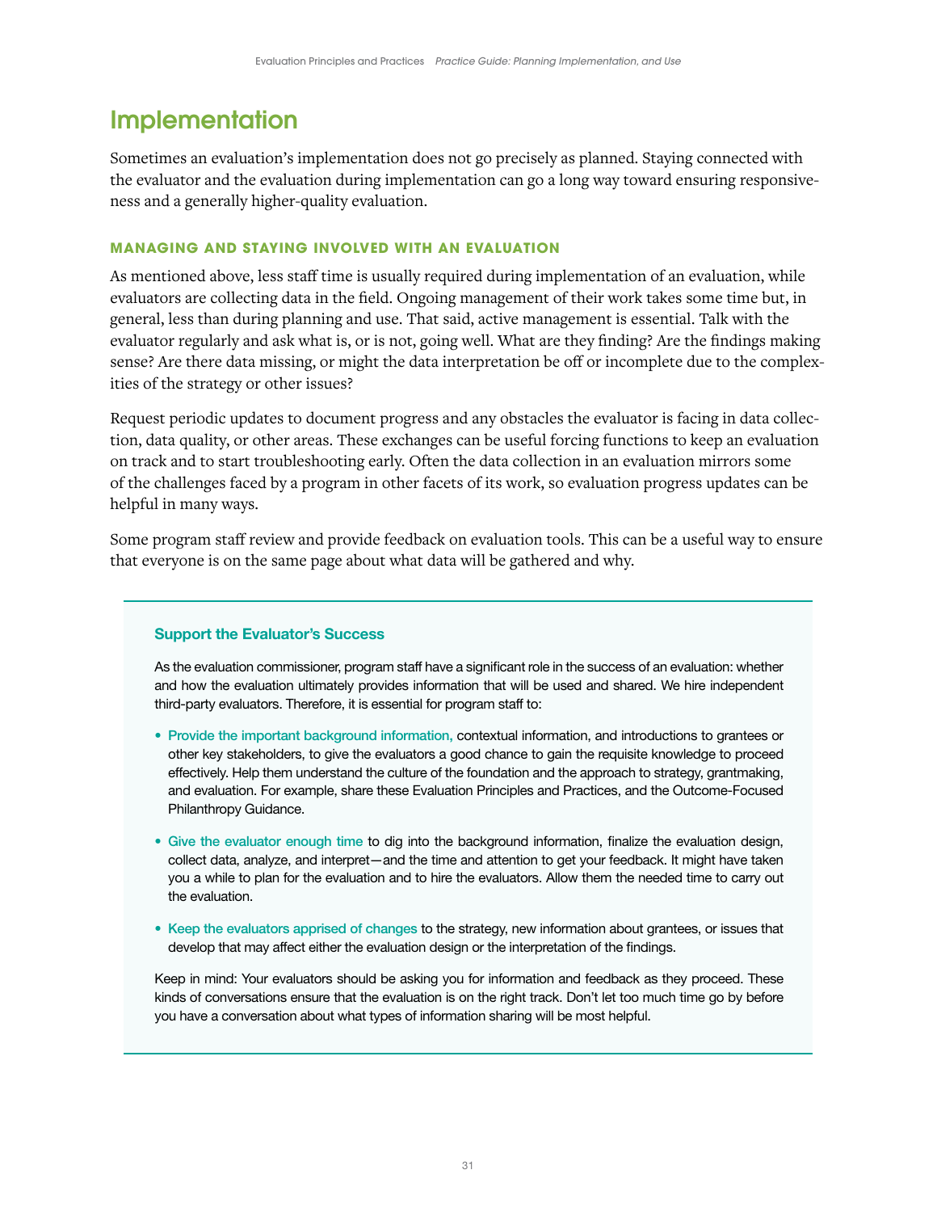# Implementation

Sometimes an evaluation's implementation does not go precisely as planned. Staying connected with the evaluator and the evaluation during implementation can go a long way toward ensuring responsiveness and a generally higher-quality evaluation.

### MANAGING AND STAYING INVOLVED WITH AN EVALUATION

As mentioned above, less staff time is usually required during implementation of an evaluation, while evaluators are collecting data in the field. Ongoing management of their work takes some time but, in general, less than during planning and use. That said, active management is essential. Talk with the evaluator regularly and ask what is, or is not, going well. What are they finding? Are the findings making sense? Are there data missing, or might the data interpretation be off or incomplete due to the complexities of the strategy or other issues?

Request periodic updates to document progress and any obstacles the evaluator is facing in data collection, data quality, or other areas. These exchanges can be useful forcing functions to keep an evaluation on track and to start troubleshooting early. Often the data collection in an evaluation mirrors some of the challenges faced by a program in other facets of its work, so evaluation progress updates can be helpful in many ways.

Some program staff review and provide feedback on evaluation tools. This can be a useful way to ensure that everyone is on the same page about what data will be gathered and why.

---

#### Support the Evaluator's Success

As the evaluation commissioner, program staff have a significant role in the success of an evaluation: whether and how the evaluation ultimately provides information that will be used and shared. We hire independent third-party evaluators. Therefore, it is essential for program staff to:

- **Provide the important background information,** contextual information, and introductions to grantees or other key stakeholders, to give the evaluators a good chance to gain the requisite knowledge to proceed effectively. Help them understand the culture of the foundation and the approach to strategy, grantmaking, and evaluation. For example, share these Evaluation Principles and Practices, and the Outcome-Focused Philanthropy Guidance.
- **Give the evaluator enough time** to dig into the background information, finalize the evaluation design, collect data, analyze, and interpret—and the time and attention to get your feedback. It might have taken you a while to plan for the evaluation and to hire the evaluators. Allow them the needed time to carry out the evaluation.
- **Keep the evaluators apprised of changes** to the strategy, new information about grantees, or issues that develop that may affect either the evaluation design or the interpretation of the findings.

Keep in mind: Your evaluators should be asking you for information and feedback as they proceed. These kinds of conversations ensure that the evaluation is on the right track. Don't let too much time go by before you have a conversation about what types of information sharing will be most helpful.

---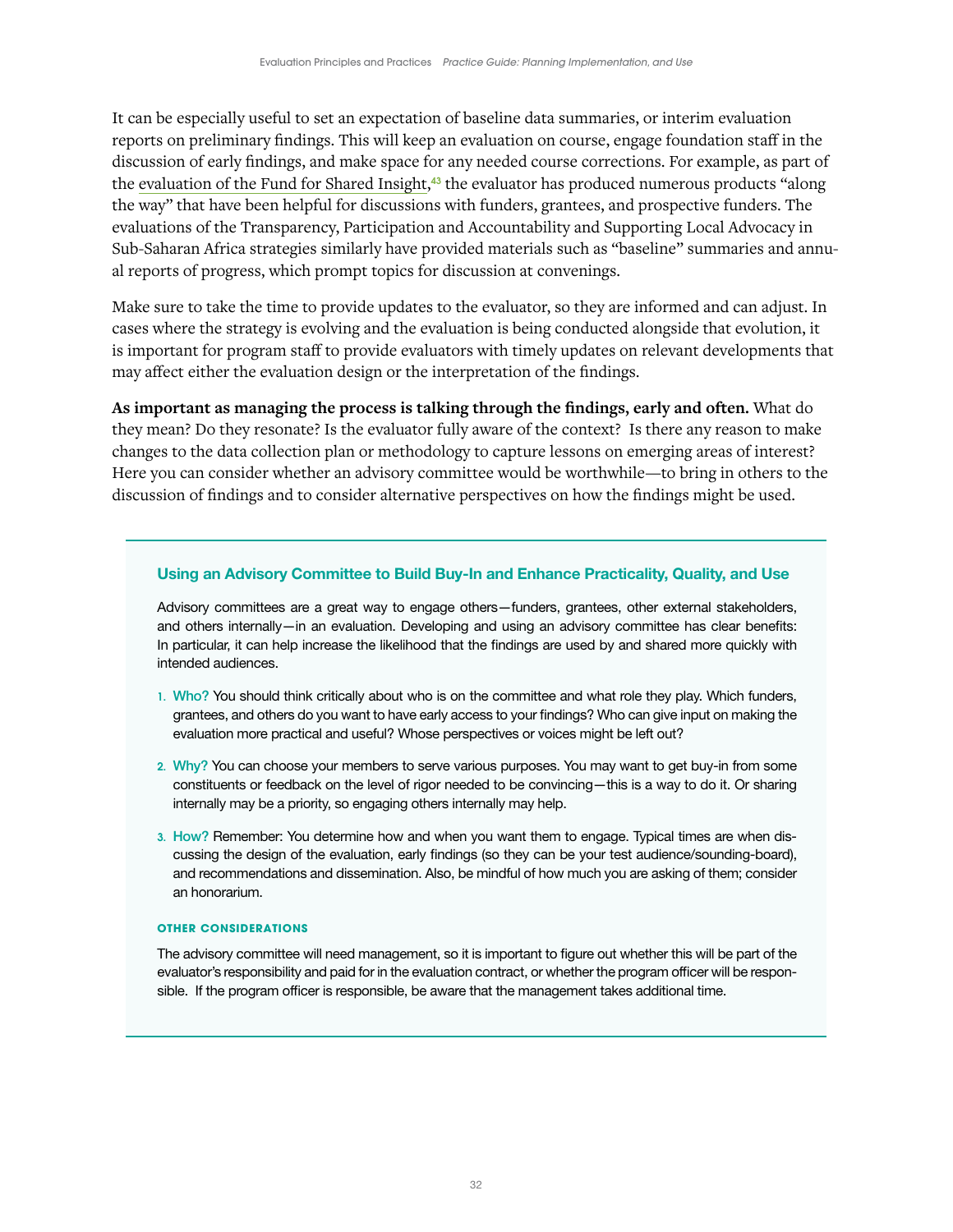It can be especially useful to set an expectation of baseline data summaries, or interim evaluation reports on preliminary findings. This will keep an evaluation on course, engage foundation staff in the discussion of early findings, and make space for any needed course corrections. For example, as part of the evaluation of the Fund for Shared Insight,[43] the evaluator has produced numerous products "along the way" that have been helpful for discussions with funders, grantees, and prospective funders. The evaluations of the Transparency, Participation and Accountability and Supporting Local Advocacy in Sub-Saharan Africa strategies similarly have provided materials such as "baseline" summaries and annual reports of progress, which prompt topics for discussion at convenings.

Make sure to take the time to provide updates to the evaluator, so they are informed and can adjust. In cases where the strategy is evolving and the evaluation is being conducted alongside that evolution, it is important for program staff to provide evaluators with timely updates on relevant developments that may affect either the evaluation design or the interpretation of the findings.

**As important as managing the process is talking through the findings, early and often.** What do they mean? Do they resonate? Is the evaluator fully aware of the context? Is there any reason to make changes to the data collection plan or methodology to capture lessons on emerging areas of interest? Here you can consider whether an advisory committee would be worthwhile—to bring in others to the discussion of findings and to consider alternative perspectives on how the findings might be used.

### Using an Advisory Committee to Build Buy-In and Enhance Practicality, Quality, and Use

Advisory committees are a great way to engage others—funders, grantees, other external stakeholders, and others internally—in an evaluation. Developing and using an advisory committee has clear benefits: In particular, it can help increase the likelihood that the findings are used by and shared more quickly with intended audiences.

1. **Who?** You should think critically about who is on the committee and what role they play. Which funders, grantees, and others do you want to have early access to your findings? Who can give input on making the evaluation more practical and useful? Whose perspectives or voices might be left out?
2. **Why?** You can choose your members to serve various purposes. You may want to get buy-in from some constituents or feedback on the level of rigor needed to be convincing—this is a way to do it. Or sharing internally may be a priority, so engaging others internally may help.
3. **How?** Remember: You determine how and when you want them to engage. Typical times are when discussing the design of the evaluation, early findings (so they can be your test audience/sounding-board), and recommendations and dissemination. Also, be mindful of how much you are asking of them; consider an honorarium.

#### OTHER CONSIDERATIONS

The advisory committee will need management, so it is important to figure out whether this will be part of the evaluator's responsibility and paid for in the evaluation contract, or whether the program officer will be responsible. If the program officer is responsible, be aware that the management takes additional time.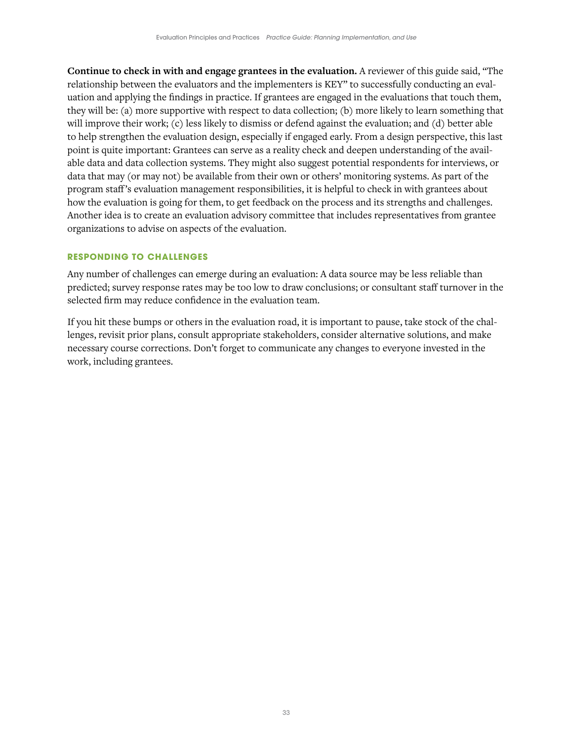**Continue to check in with and engage grantees in the evaluation.** A reviewer of this guide said, "The relationship between the evaluators and the implementers is KEY" to successfully conducting an evaluation and applying the findings in practice. If grantees are engaged in the evaluations that touch them, they will be: (a) more supportive with respect to data collection; (b) more likely to learn something that will improve their work; (c) less likely to dismiss or defend against the evaluation; and (d) better able to help strengthen the evaluation design, especially if engaged early. From a design perspective, this last point is quite important: Grantees can serve as a reality check and deepen understanding of the available data and data collection systems. They might also suggest potential respondents for interviews, or data that may (or may not) be available from their own or others' monitoring systems. As part of the program staff's evaluation management responsibilities, it is helpful to check in with grantees about how the evaluation is going for them, to get feedback on the process and its strengths and challenges. Another idea is to create an evaluation advisory committee that includes representatives from grantee organizations to advise on aspects of the evaluation.

### RESPONDING TO CHALLENGES

Any number of challenges can emerge during an evaluation: A data source may be less reliable than predicted; survey response rates may be too low to draw conclusions; or consultant staff turnover in the selected firm may reduce confidence in the evaluation team.

If you hit these bumps or others in the evaluation road, it is important to pause, take stock of the challenges, revisit prior plans, consult appropriate stakeholders, consider alternative solutions, and make necessary course corrections. Don't forget to communicate any changes to everyone invested in the work, including grantees.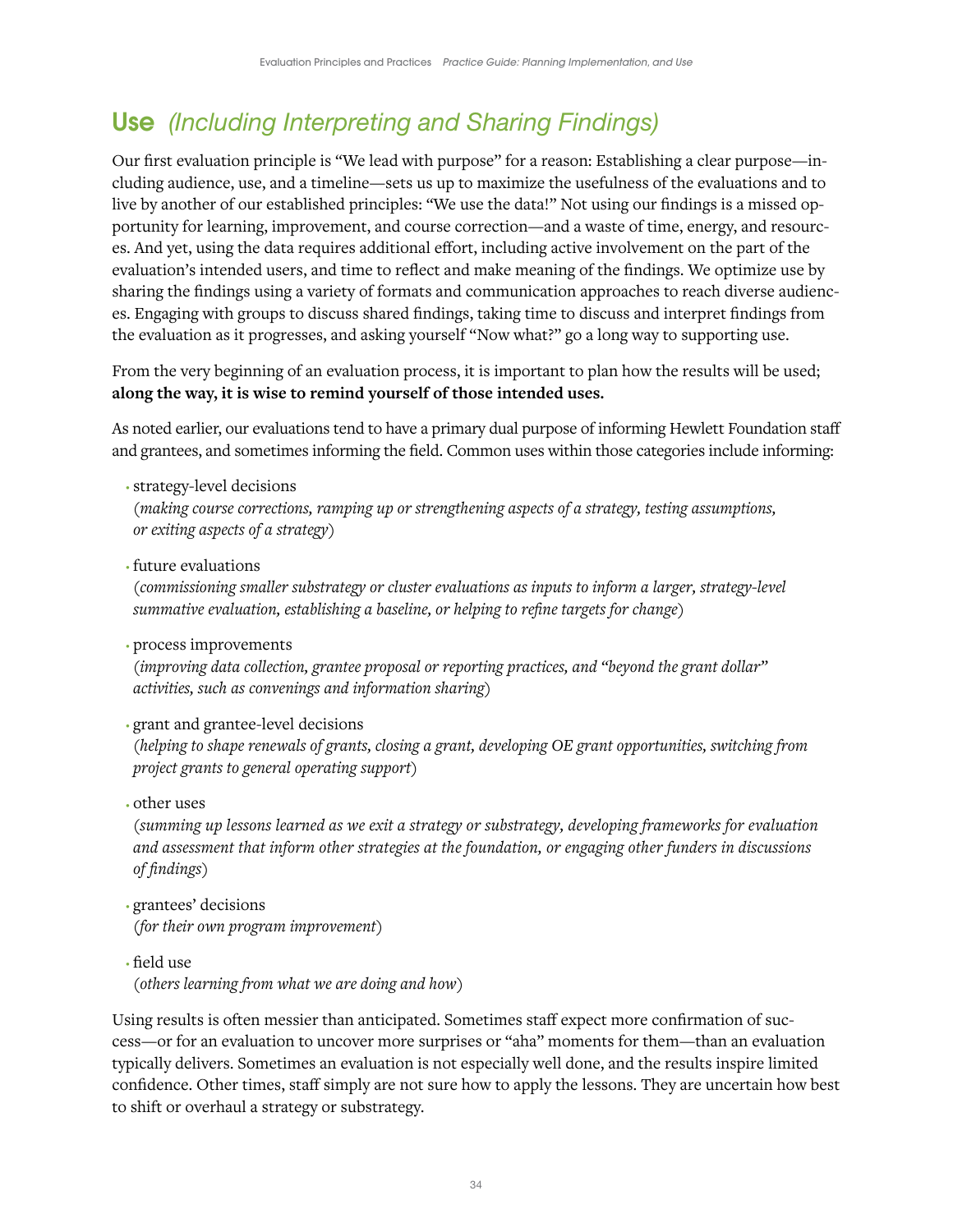## Use *(Including Interpreting and Sharing Findings)*

Our first evaluation principle is "We lead with purpose" for a reason: Establishing a clear purpose—including audience, use, and a timeline—sets us up to maximize the usefulness of the evaluations and to live by another of our established principles: "We use the data!" Not using our findings is a missed opportunity for learning, improvement, and course correction—and a waste of time, energy, and resources. And yet, using the data requires additional effort, including active involvement on the part of the evaluation's intended users, and time to reflect and make meaning of the findings. We optimize use by sharing the findings using a variety of formats and communication approaches to reach diverse audiences. Engaging with groups to discuss shared findings, taking time to discuss and interpret findings from the evaluation as it progresses, and asking yourself "Now what?" go a long way to supporting use.

From the very beginning of an evaluation process, it is important to plan how the results will be used; **along the way, it is wise to remind yourself of those intended uses.**

As noted earlier, our evaluations tend to have a primary dual purpose of informing Hewlett Foundation staff and grantees, and sometimes informing the field. Common uses within those categories include informing:

- strategy-level decisions
  (*making course corrections, ramping up or strengthening aspects of a strategy, testing assumptions, or exiting aspects of a strategy*)
- future evaluations
  (*commissioning smaller substrategy or cluster evaluations as inputs to inform a larger, strategy-level summative evaluation, establishing a baseline, or helping to refine targets for change*)
- process improvements
  (*improving data collection, grantee proposal or reporting practices, and "beyond the grant dollar" activities, such as convenings and information sharing*)
- grant and grantee-level decisions
  (*helping to shape renewals of grants, closing a grant, developing OE grant opportunities, switching from project grants to general operating support*)
- other uses
  (*summing up lessons learned as we exit a strategy or substrategy, developing frameworks for evaluation and assessment that inform other strategies at the foundation, or engaging other funders in discussions of findings*)
- grantees' decisions
  (*for their own program improvement*)
- field use
  (*others learning from what we are doing and how*)

Using results is often messier than anticipated. Sometimes staff expect more confirmation of success—or for an evaluation to uncover more surprises or "aha" moments for them—than an evaluation typically delivers. Sometimes an evaluation is not especially well done, and the results inspire limited confidence. Other times, staff simply are not sure how to apply the lessons. They are uncertain how best to shift or overhaul a strategy or substrategy.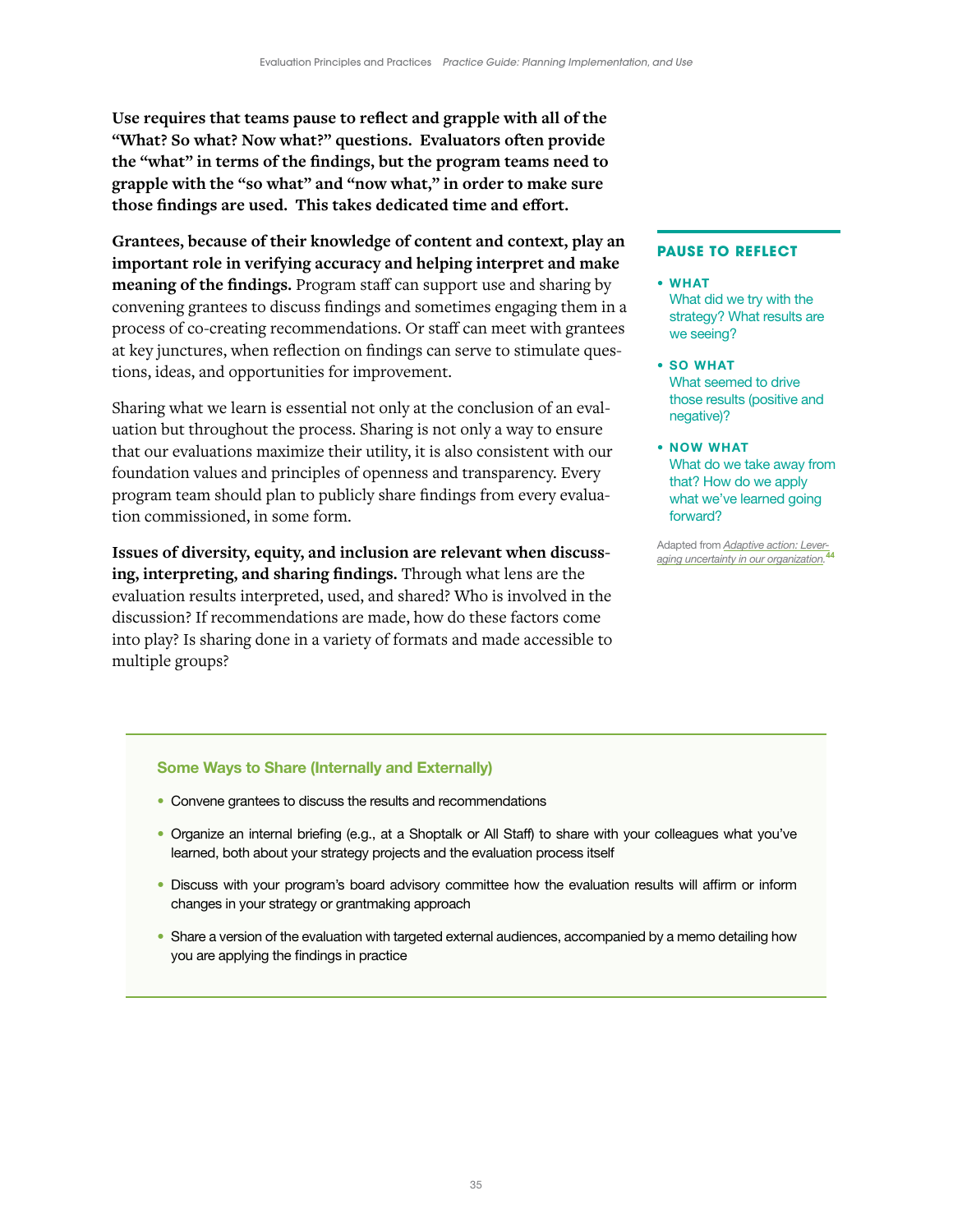**Use requires that teams pause to reflect and grapple with all of the "What? So what? Now what?" questions. Evaluators often provide the "what" in terms of the findings, but the program teams need to grapple with the "so what" and "now what," in order to make sure those findings are used. This takes dedicated time and effort.**

**Grantees, because of their knowledge of content and context, play an important role in verifying accuracy and helping interpret and make meaning of the findings.** Program staff can support use and sharing by convening grantees to discuss findings and sometimes engaging them in a process of co-creating recommendations. Or staff can meet with grantees at key junctures, when reflection on findings can serve to stimulate questions, ideas, and opportunities for improvement.

Sharing what we learn is essential not only at the conclusion of an evaluation but throughout the process. Sharing is not only a way to ensure that our evaluations maximize their utility, it is also consistent with our foundation values and principles of openness and transparency. Every program team should plan to publicly share findings from every evaluation commissioned, in some form.

**Issues of diversity, equity, and inclusion are relevant when discussing, interpreting, and sharing findings.** Through what lens are the evaluation results interpreted, used, and shared? Who is involved in the discussion? If recommendations are made, how do these factors come into play? Is sharing done in a variety of formats and made accessible to multiple groups?

### PAUSE TO REFLECT

- **WHAT**
  What did we try with the strategy? What results are we seeing?
- **SO WHAT**
  What seemed to drive those results (positive and negative)?
- **NOW WHAT**
  What do we take away from that? How do we apply what we've learned going forward?

Adapted from *Adaptive action: Leveraging uncertainty in our organization*.[44]

### Some Ways to Share (Internally and Externally)

- Convene grantees to discuss the results and recommendations
- Organize an internal briefing (e.g., at a Shoptalk or All Staff) to share with your colleagues what you've learned, both about your strategy projects and the evaluation process itself
- Discuss with your program's board advisory committee how the evaluation results will affirm or inform changes in your strategy or grantmaking approach
- Share a version of the evaluation with targeted external audiences, accompanied by a memo detailing how you are applying the findings in practice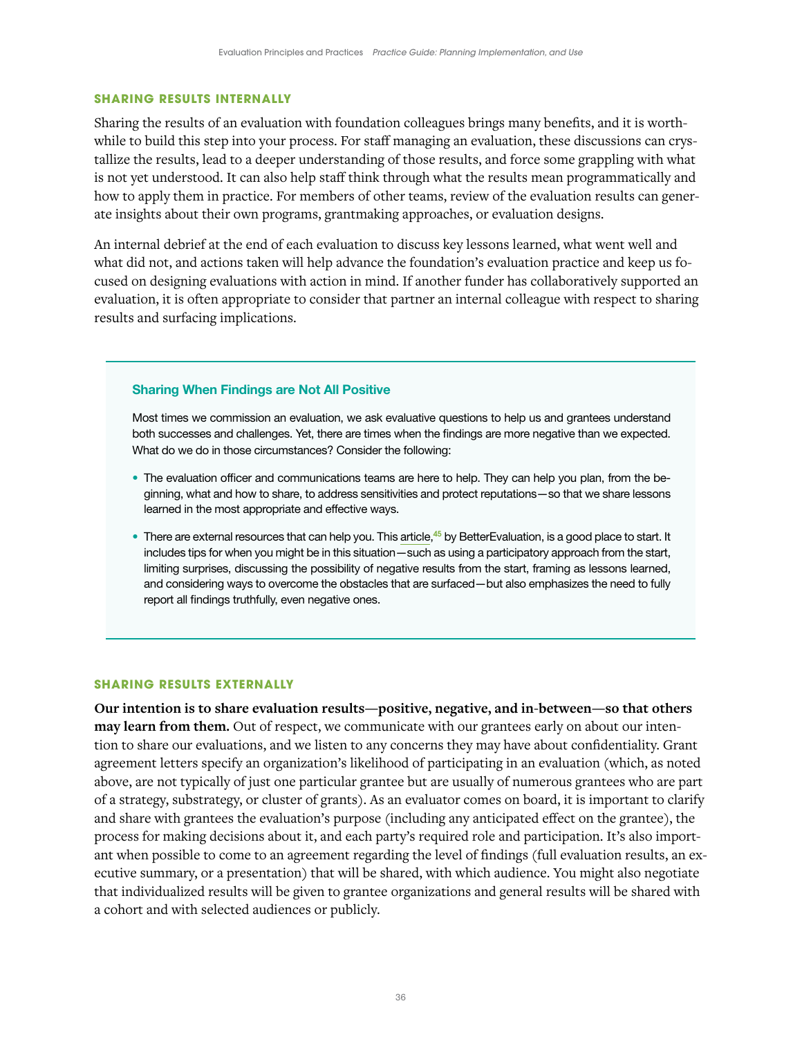### SHARING RESULTS INTERNALLY

Sharing the results of an evaluation with foundation colleagues brings many benefits, and it is worthwhile to build this step into your process. For staff managing an evaluation, these discussions can crystallize the results, lead to a deeper understanding of those results, and force some grappling with what is not yet understood. It can also help staff think through what the results mean programmatically and how to apply them in practice. For members of other teams, review of the evaluation results can generate insights about their own programs, grantmaking approaches, or evaluation designs.

An internal debrief at the end of each evaluation to discuss key lessons learned, what went well and what did not, and actions taken will help advance the foundation's evaluation practice and keep us focused on designing evaluations with action in mind. If another funder has collaboratively supported an evaluation, it is often appropriate to consider that partner an internal colleague with respect to sharing results and surfacing implications.

#### Sharing When Findings are Not All Positive

Most times we commission an evaluation, we ask evaluative questions to help us and grantees understand both successes and challenges. Yet, there are times when the findings are more negative than we expected. What do we do in those circumstances? Consider the following:

- The evaluation officer and communications teams are here to help. They can help you plan, from the beginning, what and how to share, to address sensitivities and protect reputations—so that we share lessons learned in the most appropriate and effective ways.
- There are external resources that can help you. This article,[45] by BetterEvaluation, is a good place to start. It includes tips for when you might be in this situation—such as using a participatory approach from the start, limiting surprises, discussing the possibility of negative results from the start, framing as lessons learned, and considering ways to overcome the obstacles that are surfaced—but also emphasizes the need to fully report all findings truthfully, even negative ones.

### SHARING RESULTS EXTERNALLY

**Our intention is to share evaluation results—positive, negative, and in-between—so that others may learn from them.** Out of respect, we communicate with our grantees early on about our intention to share our evaluations, and we listen to any concerns they may have about confidentiality. Grant agreement letters specify an organization's likelihood of participating in an evaluation (which, as noted above, are not typically of just one particular grantee but are usually of numerous grantees who are part of a strategy, substrategy, or cluster of grants). As an evaluator comes on board, it is important to clarify and share with grantees the evaluation's purpose (including any anticipated effect on the grantee), the process for making decisions about it, and each party's required role and participation. It's also important when possible to come to an agreement regarding the level of findings (full evaluation results, an executive summary, or a presentation) that will be shared, with which audience. You might also negotiate that individualized results will be given to grantee organizations and general results will be shared with a cohort and with selected audiences or publicly.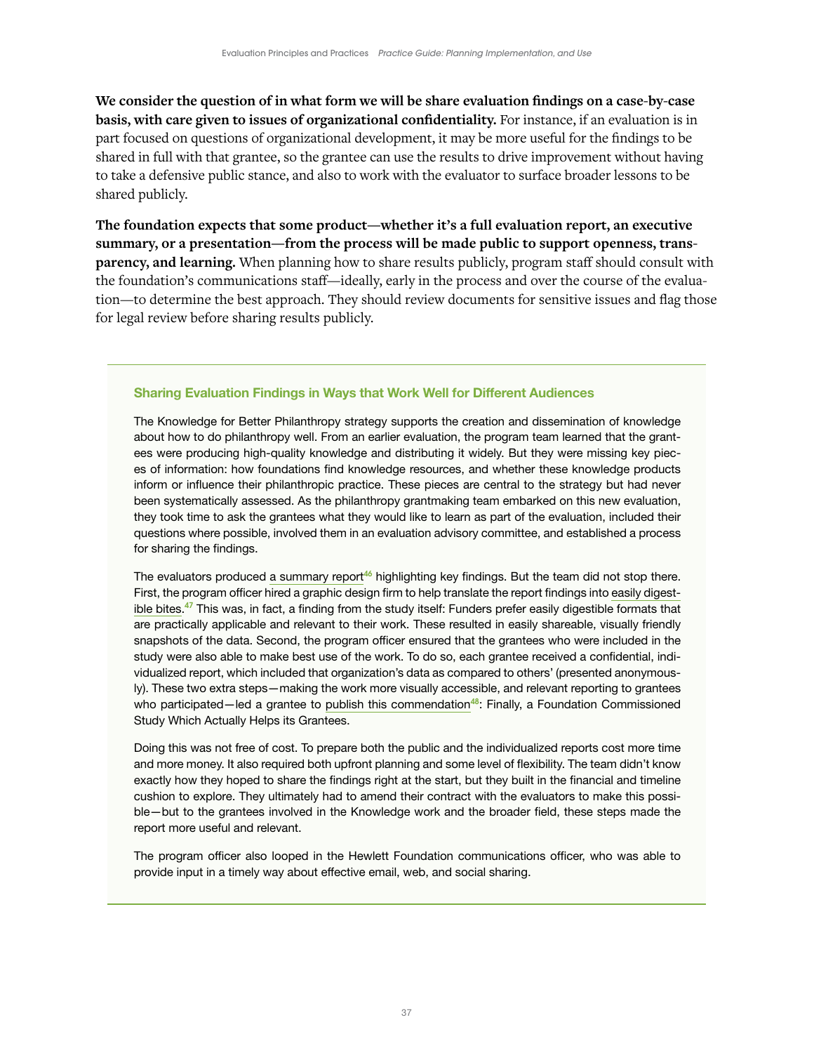**We consider the question of in what form we will be share evaluation findings on a case-by-case basis, with care given to issues of organizational confidentiality.** For instance, if an evaluation is in part focused on questions of organizational development, it may be more useful for the findings to be shared in full with that grantee, so the grantee can use the results to drive improvement without having to take a defensive public stance, and also to work with the evaluator to surface broader lessons to be shared publicly.

**The foundation expects that some product—whether it's a full evaluation report, an executive summary, or a presentation—from the process will be made public to support openness, transparency, and learning.** When planning how to share results publicly, program staff should consult with the foundation's communications staff—ideally, early in the process and over the course of the evaluation—to determine the best approach. They should review documents for sensitive issues and flag those for legal review before sharing results publicly.

### Sharing Evaluation Findings in Ways that Work Well for Different Audiences

The Knowledge for Better Philanthropy strategy supports the creation and dissemination of knowledge about how to do philanthropy well. From an earlier evaluation, the program team learned that the grantees were producing high-quality knowledge and distributing it widely. But they were missing key pieces of information: how foundations find knowledge resources, and whether these knowledge products inform or influence their philanthropic practice. These pieces are central to the strategy but had never been systematically assessed. As the philanthropy grantmaking team embarked on this new evaluation, they took time to ask the grantees what they would like to learn as part of the evaluation, included their questions where possible, involved them in an evaluation advisory committee, and established a process for sharing the findings.

The evaluators produced a summary report[46] highlighting key findings. But the team did not stop there. First, the program officer hired a graphic design firm to help translate the report findings into easily digestible bites.[47] This was, in fact, a finding from the study itself: Funders prefer easily digestible formats that are practically applicable and relevant to their work. These resulted in easily shareable, visually friendly snapshots of the data. Second, the program officer ensured that the grantees who were included in the study were also able to make best use of the work. To do so, each grantee received a confidential, individualized report, which included that organization's data as compared to others' (presented anonymously). These two extra steps—making the work more visually accessible, and relevant reporting to grantees who participated—led a grantee to publish this commendation[48]: Finally, a Foundation Commissioned Study Which Actually Helps its Grantees.

Doing this was not free of cost. To prepare both the public and the individualized reports cost more time and more money. It also required both upfront planning and some level of flexibility. The team didn't know exactly how they hoped to share the findings right at the start, but they built in the financial and timeline cushion to explore. They ultimately had to amend their contract with the evaluators to make this possible—but to the grantees involved in the Knowledge work and the broader field, these steps made the report more useful and relevant.

The program officer also looped in the Hewlett Foundation communications officer, who was able to provide input in a timely way about effective email, web, and social sharing.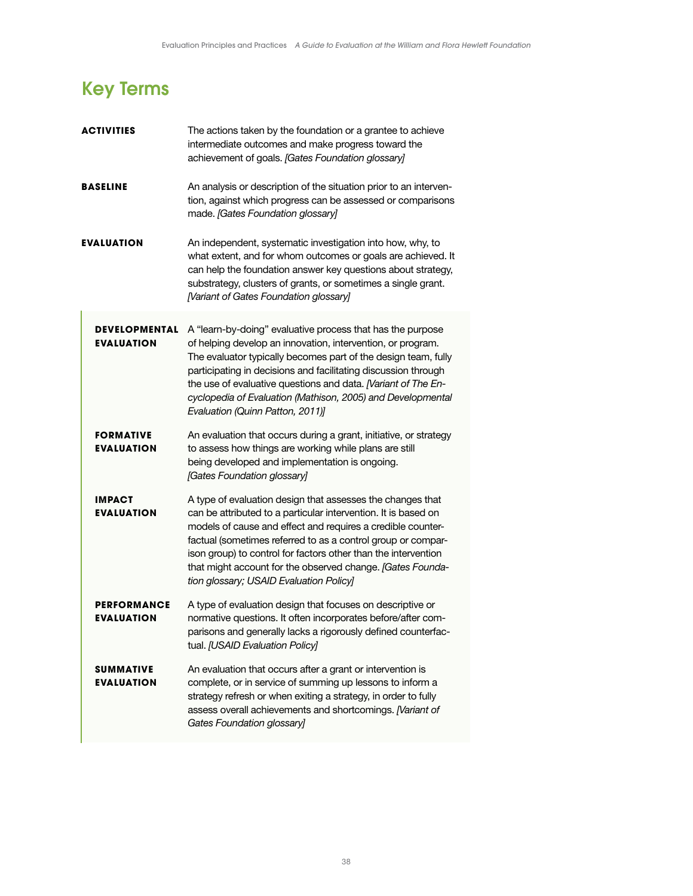## Key Terms

**ACTIVITIES** The actions taken by the foundation or a grantee to achieve intermediate outcomes and make progress toward the achievement of goals. *[Gates Foundation glossary]*

**BASELINE** An analysis or description of the situation prior to an intervention, against which progress can be assessed or comparisons made. *[Gates Foundation glossary]*

**EVALUATION** An independent, systematic investigation into how, why, to what extent, and for whom outcomes or goals are achieved. It can help the foundation answer key questions about strategy, substrategy, clusters of grants, or sometimes a single grant. *[Variant of Gates Foundation glossary]*

> **DEVELOPMENTAL EVALUATION** A "learn-by-doing" evaluative process that has the purpose of helping develop an innovation, intervention, or program. The evaluator typically becomes part of the design team, fully participating in decisions and facilitating discussion through the use of evaluative questions and data. *[Variant of The Encyclopedia of Evaluation (Mathison, 2005) and Developmental Evaluation (Quinn Patton, 2011)]*
>
> **FORMATIVE EVALUATION** An evaluation that occurs during a grant, initiative, or strategy to assess how things are working while plans are still being developed and implementation is ongoing. *[Gates Foundation glossary]*
>
> **IMPACT EVALUATION** A type of evaluation design that assesses the changes that can be attributed to a particular intervention. It is based on models of cause and effect and requires a credible counterfactual (sometimes referred to as a control group or comparison group) to control for factors other than the intervention that might account for the observed change. *[Gates Foundation glossary; USAID Evaluation Policy]*
>
> **PERFORMANCE EVALUATION** A type of evaluation design that focuses on descriptive or normative questions. It often incorporates before/after comparisons and generally lacks a rigorously defined counterfactual. *[USAID Evaluation Policy]*
>
> **SUMMATIVE EVALUATION** An evaluation that occurs after a grant or intervention is complete, or in service of summing up lessons to inform a strategy refresh or when exiting a strategy, in order to fully assess overall achievements and shortcomings. *[Variant of Gates Foundation glossary]*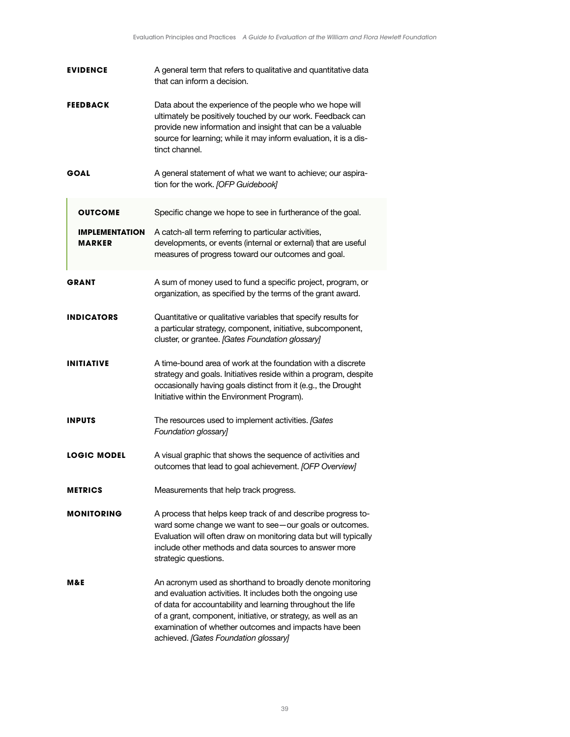**EVIDENCE** A general term that refers to qualitative and quantitative data that can inform a decision.

**FEEDBACK** Data about the experience of the people who we hope will ultimately be positively touched by our work. Feedback can provide new information and insight that can be a valuable source for learning; while it may inform evaluation, it is a distinct channel.

**GOAL** A general statement of what we want to achieve; our aspiration for the work. *[OFP Guidebook]*

> **OUTCOME** Specific change we hope to see in furtherance of the goal.
>
> **IMPLEMENTATION MARKER** A catch-all term referring to particular activities, developments, or events (internal or external) that are useful measures of progress toward our outcomes and goal.

**GRANT** A sum of money used to fund a specific project, program, or organization, as specified by the terms of the grant award.

**INDICATORS** Quantitative or qualitative variables that specify results for a particular strategy, component, initiative, subcomponent, cluster, or grantee. *[Gates Foundation glossary]*

**INITIATIVE** A time-bound area of work at the foundation with a discrete strategy and goals. Initiatives reside within a program, despite occasionally having goals distinct from it (e.g., the Drought Initiative within the Environment Program).

**INPUTS** The resources used to implement activities. *[Gates Foundation glossary]*

**LOGIC MODEL** A visual graphic that shows the sequence of activities and outcomes that lead to goal achievement. *[OFP Overview]*

**METRICS** Measurements that help track progress.

**MONITORING** A process that helps keep track of and describe progress toward some change we want to see—our goals or outcomes. Evaluation will often draw on monitoring data but will typically include other methods and data sources to answer more strategic questions.

**M&E** An acronym used as shorthand to broadly denote monitoring and evaluation activities. It includes both the ongoing use of data for accountability and learning throughout the life of a grant, component, initiative, or strategy, as well as an examination of whether outcomes and impacts have been achieved. *[Gates Foundation glossary]*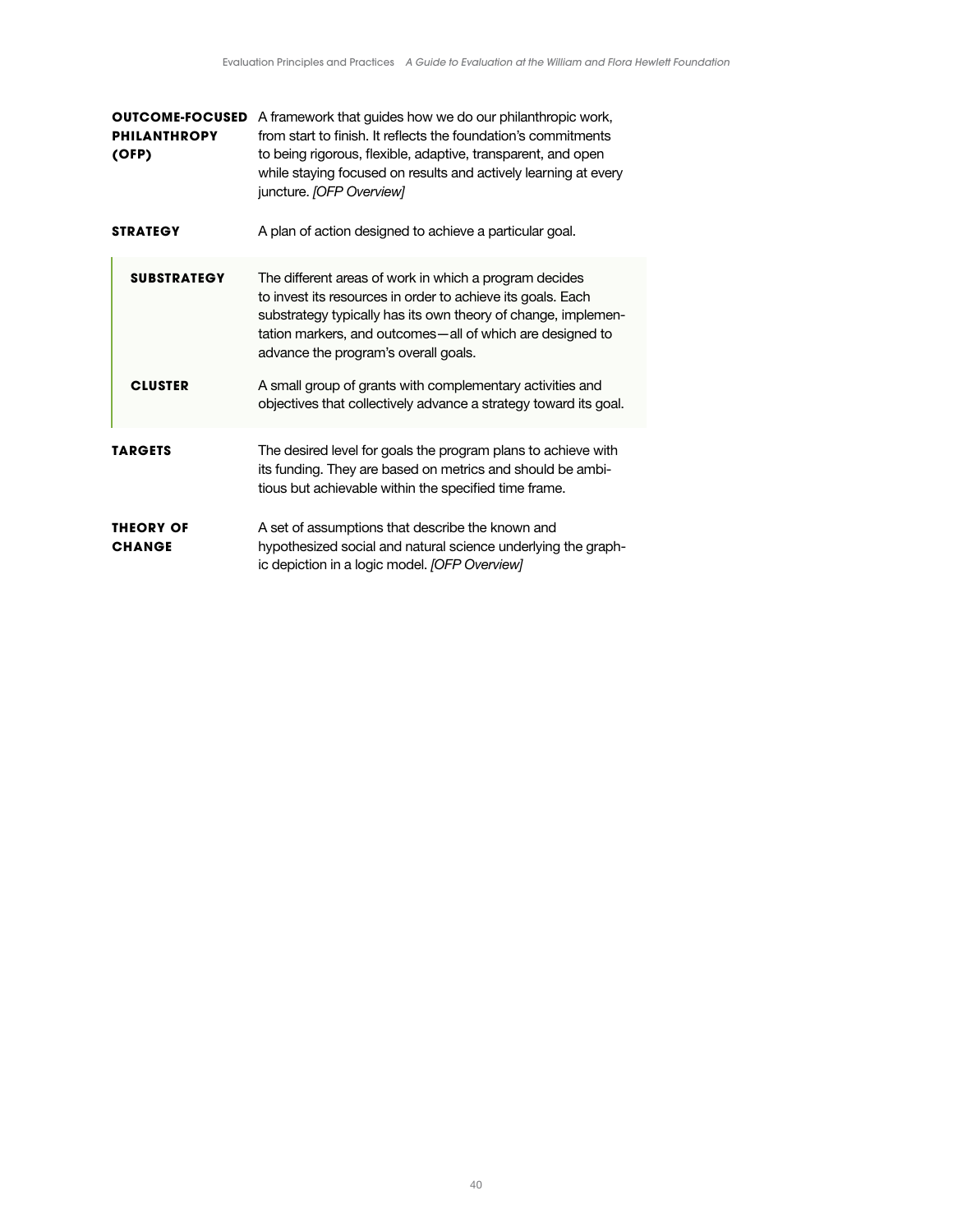**OUTCOME-FOCUSED PHILANTHROPY (OFP)** A framework that guides how we do our philanthropic work, from start to finish. It reflects the foundation's commitments to being rigorous, flexible, adaptive, transparent, and open while staying focused on results and actively learning at every juncture. *[OFP Overview]*

**STRATEGY** A plan of action designed to achieve a particular goal.

> **SUBSTRATEGY** The different areas of work in which a program decides to invest its resources in order to achieve its goals. Each substrategy typically has its own theory of change, implementation markers, and outcomes—all of which are designed to advance the program's overall goals.
>
> **CLUSTER** A small group of grants with complementary activities and objectives that collectively advance a strategy toward its goal.

**TARGETS** The desired level for goals the program plans to achieve with its funding. They are based on metrics and should be ambitious but achievable within the specified time frame.

**THEORY OF CHANGE** A set of assumptions that describe the known and hypothesized social and natural science underlying the graphic depiction in a logic model. *[OFP Overview]*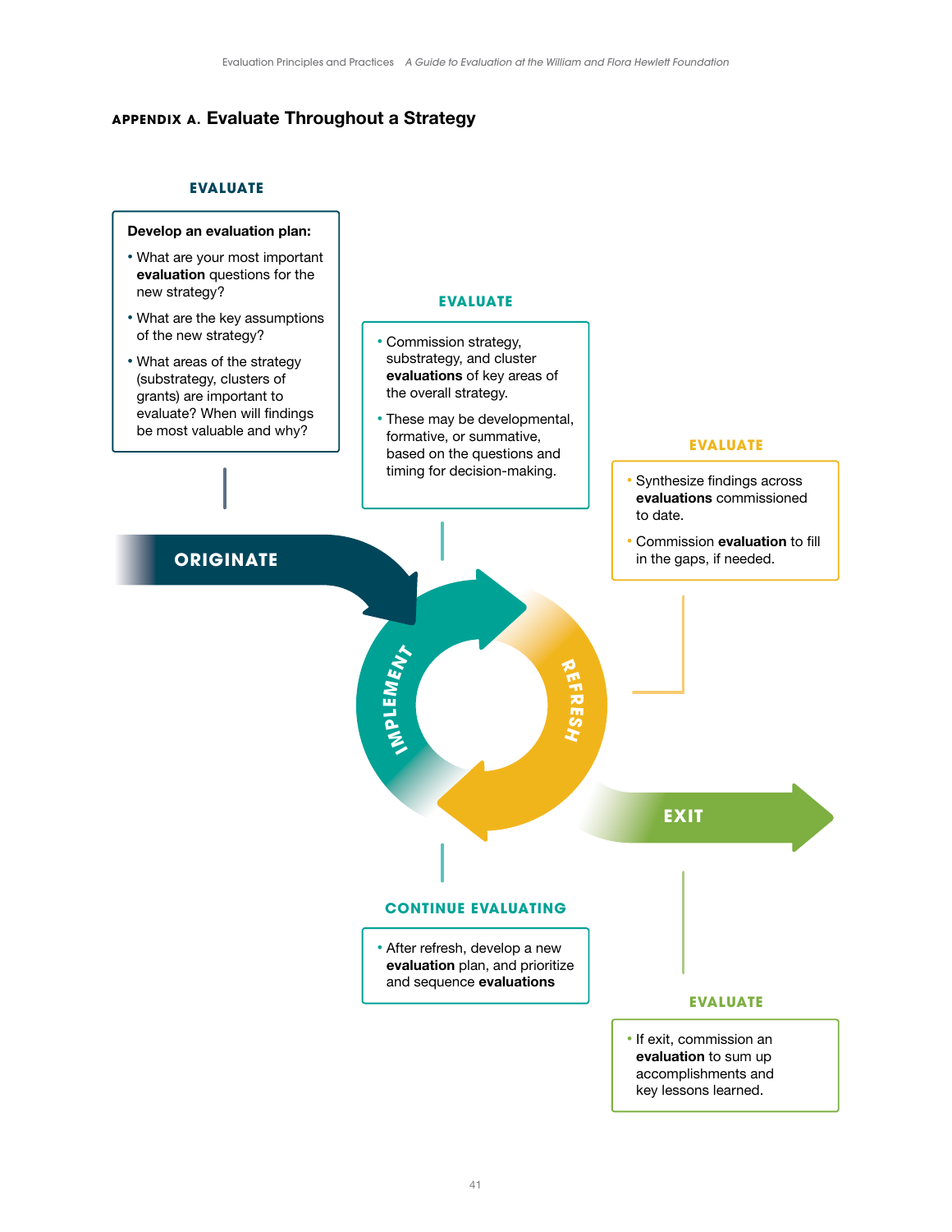## APPENDIX A. Evaluate Throughout a Strategy

**EVALUATE**

**Develop an evaluation plan:**

- What are your most important **evaluation** questions for the new strategy?
- What are the key assumptions of the new strategy?
- What areas of the strategy (substrategy, clusters of grants) are important to evaluate? When will findings be most valuable and why?

**ORIGINATE**

**EVALUATE**

- Commission strategy, substrategy, and cluster **evaluations** of key areas of the overall strategy.
- These may be developmental, formative, or summative, based on the questions and timing for decision-making.

**IMPLEMENT**

**REFRESH**

**EVALUATE**

- Synthesize findings across **evaluations** commissioned to date.
- Commission **evaluation** to fill in the gaps, if needed.

**EXIT**

**CONTINUE EVALUATING**

- After refresh, develop a new **evaluation** plan, and prioritize and sequence **evaluations**

**EVALUATE**

- If exit, commission an **evaluation** to sum up accomplishments and key lessons learned.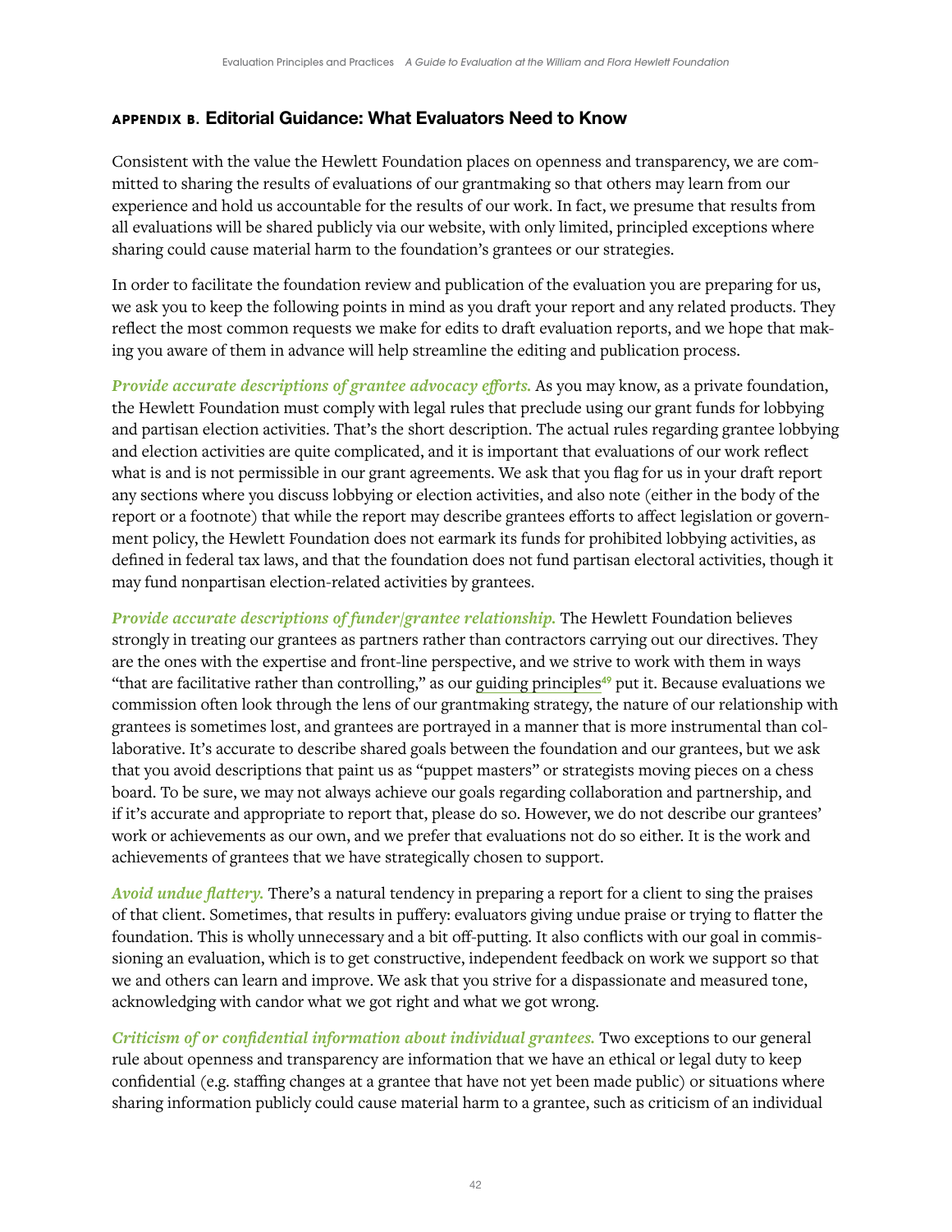## APPENDIX B. Editorial Guidance: What Evaluators Need to Know

Consistent with the value the Hewlett Foundation places on openness and transparency, we are committed to sharing the results of evaluations of our grantmaking so that others may learn from our experience and hold us accountable for the results of our work. In fact, we presume that results from all evaluations will be shared publicly via our website, with only limited, principled exceptions where sharing could cause material harm to the foundation's grantees or our strategies.

In order to facilitate the foundation review and publication of the evaluation you are preparing for us, we ask you to keep the following points in mind as you draft your report and any related products. They reflect the most common requests we make for edits to draft evaluation reports, and we hope that making you aware of them in advance will help streamline the editing and publication process.

***Provide accurate descriptions of grantee advocacy efforts.*** As you may know, as a private foundation, the Hewlett Foundation must comply with legal rules that preclude using our grant funds for lobbying and partisan election activities. That's the short description. The actual rules regarding grantee lobbying and election activities are quite complicated, and it is important that evaluations of our work reflect what is and is not permissible in our grant agreements. We ask that you flag for us in your draft report any sections where you discuss lobbying or election activities, and also note (either in the body of the report or a footnote) that while the report may describe grantees efforts to affect legislation or government policy, the Hewlett Foundation does not earmark its funds for prohibited lobbying activities, as defined in federal tax laws, and that the foundation does not fund partisan electoral activities, though it may fund nonpartisan election-related activities by grantees.

***Provide accurate descriptions of funder/grantee relationship.*** The Hewlett Foundation believes strongly in treating our grantees as partners rather than contractors carrying out our directives. They are the ones with the expertise and front-line perspective, and we strive to work with them in ways "that are facilitative rather than controlling," as our guiding principles[49] put it. Because evaluations we commission often look through the lens of our grantmaking strategy, the nature of our relationship with grantees is sometimes lost, and grantees are portrayed in a manner that is more instrumental than collaborative. It's accurate to describe shared goals between the foundation and our grantees, but we ask that you avoid descriptions that paint us as "puppet masters" or strategists moving pieces on a chess board. To be sure, we may not always achieve our goals regarding collaboration and partnership, and if it's accurate and appropriate to report that, please do so. However, we do not describe our grantees' work or achievements as our own, and we prefer that evaluations not do so either. It is the work and achievements of grantees that we have strategically chosen to support.

***Avoid undue flattery.*** There's a natural tendency in preparing a report for a client to sing the praises of that client. Sometimes, that results in puffery: evaluators giving undue praise or trying to flatter the foundation. This is wholly unnecessary and a bit off-putting. It also conflicts with our goal in commissioning an evaluation, which is to get constructive, independent feedback on work we support so that we and others can learn and improve. We ask that you strive for a dispassionate and measured tone, acknowledging with candor what we got right and what we got wrong.

***Criticism of or confidential information about individual grantees.*** Two exceptions to our general rule about openness and transparency are information that we have an ethical or legal duty to keep confidential (e.g. staffing changes at a grantee that have not yet been made public) or situations where sharing information publicly could cause material harm to a grantee, such as criticism of an individual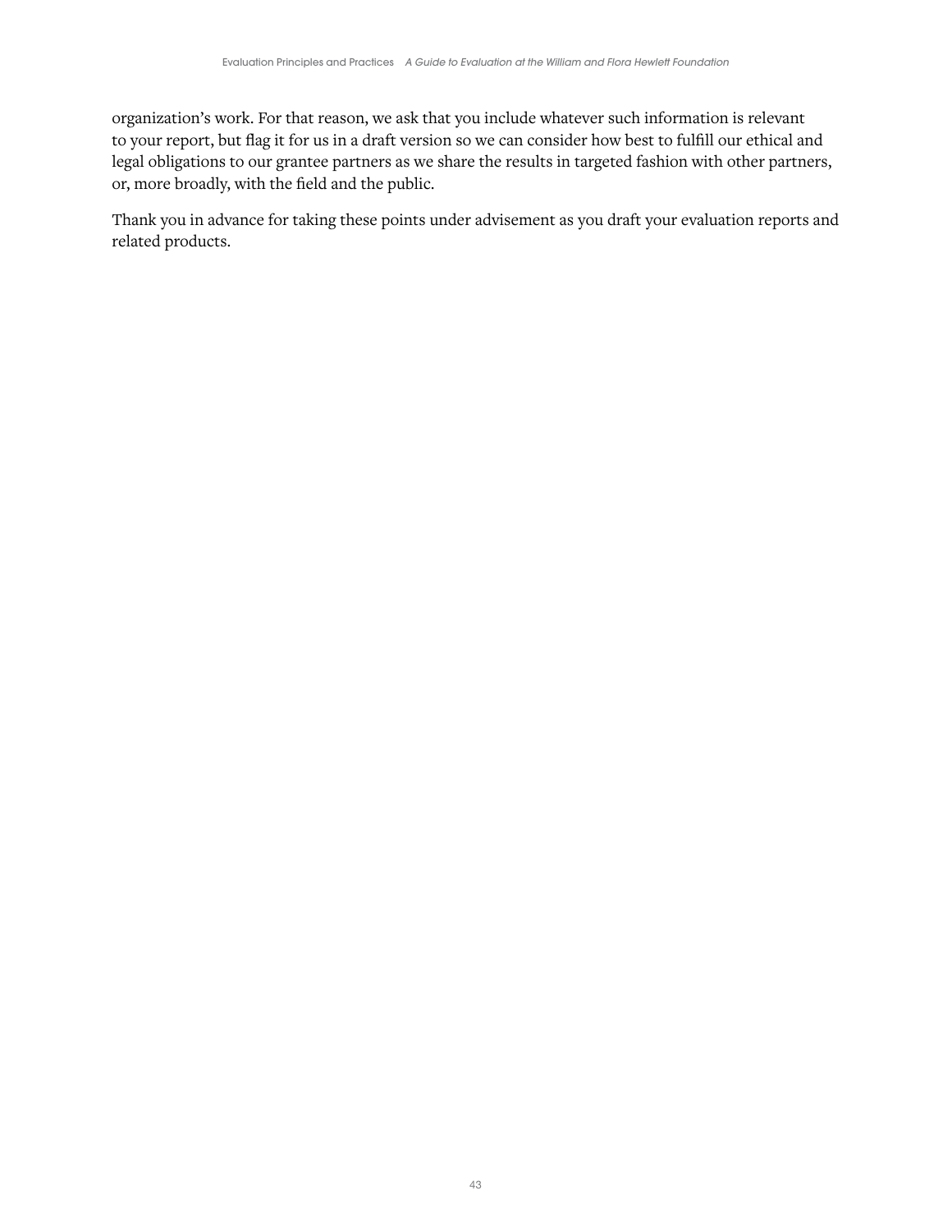organization's work. For that reason, we ask that you include whatever such information is relevant to your report, but flag it for us in a draft version so we can consider how best to fulfill our ethical and legal obligations to our grantee partners as we share the results in targeted fashion with other partners, or, more broadly, with the field and the public.

Thank you in advance for taking these points under advisement as you draft your evaluation reports and related products.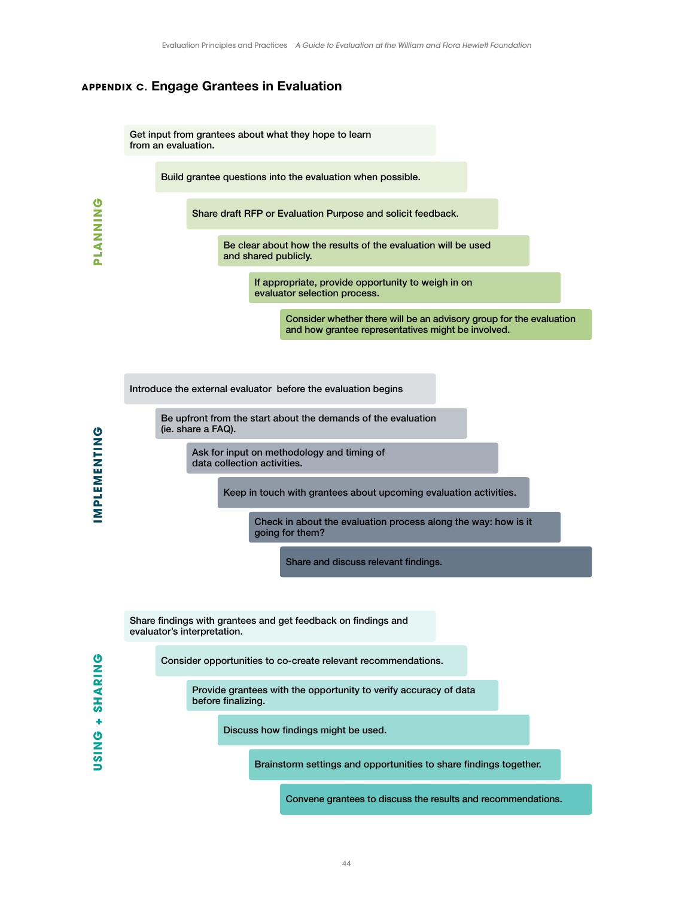## APPENDIX C. Engage Grantees in Evaluation

### PLANNING

- Get input from grantees about what they hope to learn from an evaluation.
- Build grantee questions into the evaluation when possible.
- Share draft RFP or Evaluation Purpose and solicit feedback.
- Be clear about how the results of the evaluation will be used and shared publicly.
- If appropriate, provide opportunity to weigh in on evaluator selection process.
- Consider whether there will be an advisory group for the evaluation and how grantee representatives might be involved.

### IMPLEMENTING

- Introduce the external evaluator before the evaluation begins
- Be upfront from the start about the demands of the evaluation (ie. share a FAQ).
- Ask for input on methodology and timing of data collection activities.
- Keep in touch with grantees about upcoming evaluation activities.
- Check in about the evaluation process along the way: how is it going for them?
- Share and discuss relevant findings.

### USING + SHARING

- Share findings with grantees and get feedback on findings and evaluator's interpretation.
- Consider opportunities to co-create relevant recommendations.
- Provide grantees with the opportunity to verify accuracy of data before finalizing.
- Discuss how findings might be used.
- Brainstorm settings and opportunities to share findings together.
- Convene grantees to discuss the results and recommendations.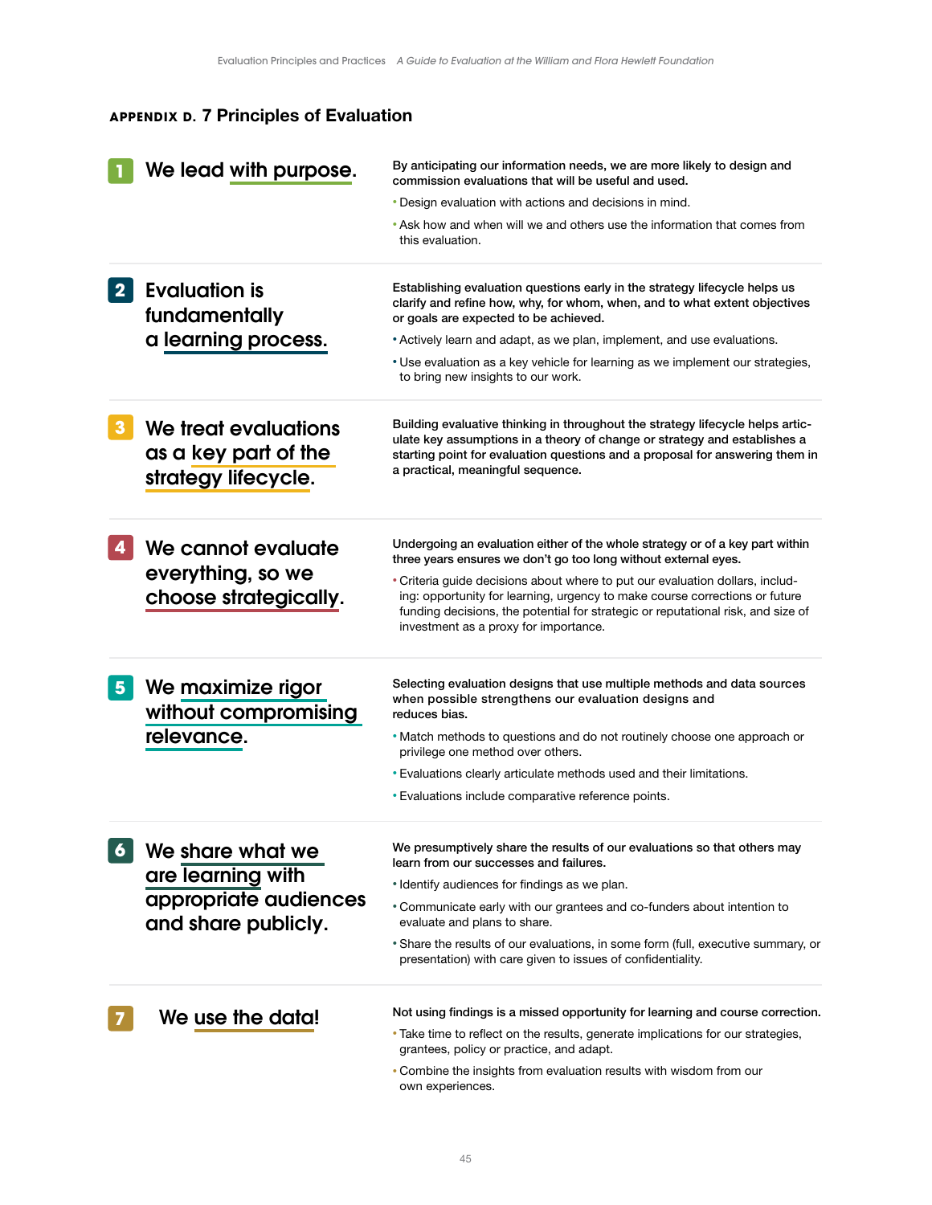## APPENDIX D. 7 Principles of Evaluation

### 1 We lead with purpose.

**By anticipating our information needs, we are more likely to design and commission evaluations that will be useful and used.**

- Design evaluation with actions and decisions in mind.
- Ask how and when will we and others use the information that comes from this evaluation.

### 2 Evaluation is fundamentally a learning process.

**Establishing evaluation questions early in the strategy lifecycle helps us clarify and refine how, why, for whom, when, and to what extent objectives or goals are expected to be achieved.**

- Actively learn and adapt, as we plan, implement, and use evaluations.
- Use evaluation as a key vehicle for learning as we implement our strategies, to bring new insights to our work.

### 3 We treat evaluations as a key part of the strategy lifecycle.

**Building evaluative thinking in throughout the strategy lifecycle helps articulate key assumptions in a theory of change or strategy and establishes a starting point for evaluation questions and a proposal for answering them in a practical, meaningful sequence.**

### 4 We cannot evaluate everything, so we choose strategically.

**Undergoing an evaluation either of the whole strategy or of a key part within three years ensures we don't go too long without external eyes.**

- Criteria guide decisions about where to put our evaluation dollars, including: opportunity for learning, urgency to make course corrections or future funding decisions, the potential for strategic or reputational risk, and size of investment as a proxy for importance.

### 5 We maximize rigor without compromising relevance.

**Selecting evaluation designs that use multiple methods and data sources when possible strengthens our evaluation designs and reduces bias.**

- Match methods to questions and do not routinely choose one approach or privilege one method over others.
- Evaluations clearly articulate methods used and their limitations.
- Evaluations include comparative reference points.

### 6 We share what we are learning with appropriate audiences and share publicly.

**We presumptively share the results of our evaluations so that others may learn from our successes and failures.**

- Identify audiences for findings as we plan.
- Communicate early with our grantees and co-funders about intention to evaluate and plans to share.
- Share the results of our evaluations, in some form (full, executive summary, or presentation) with care given to issues of confidentiality.

### 7 We use the data!

**Not using findings is a missed opportunity for learning and course correction.**

- Take time to reflect on the results, generate implications for our strategies, grantees, policy or practice, and adapt.
- Combine the insights from evaluation results with wisdom from our own experiences.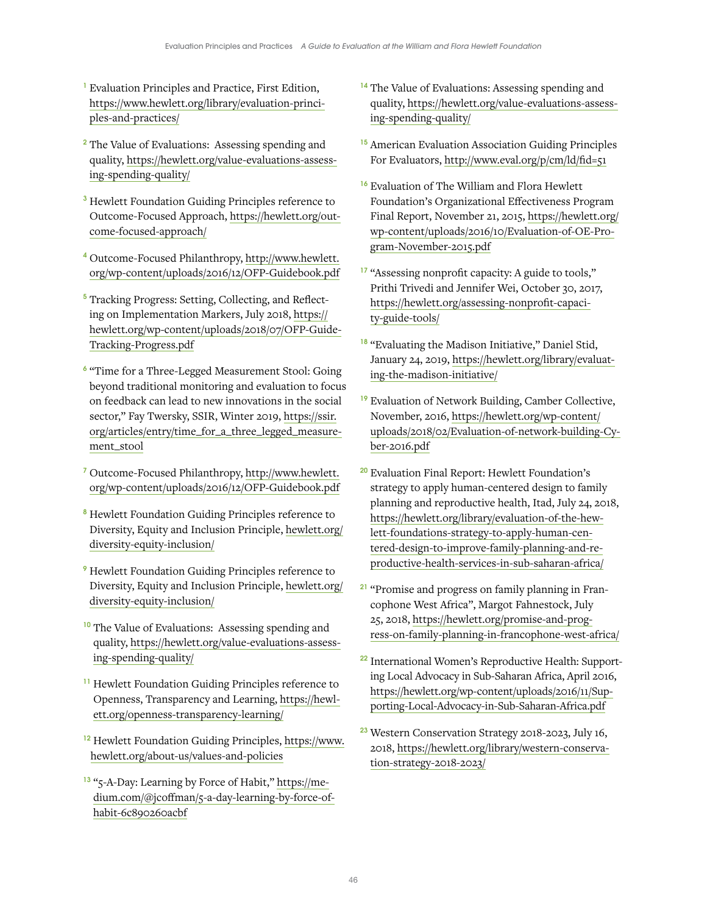[1] Evaluation Principles and Practice, First Edition, https://www.hewlett.org/library/evaluation-principles-and-practices/

[2] The Value of Evaluations: Assessing spending and quality, https://hewlett.org/value-evaluations-assessing-spending-quality/

[3] Hewlett Foundation Guiding Principles reference to Outcome-Focused Approach, https://hewlett.org/outcome-focused-approach/

[4] Outcome-Focused Philanthropy, http://www.hewlett.org/wp-content/uploads/2016/12/OFP-Guidebook.pdf

[5] Tracking Progress: Setting, Collecting, and Reflecting on Implementation Markers, July 2018, https://hewlett.org/wp-content/uploads/2018/07/OFP-Guide-Tracking-Progress.pdf

[6] "Time for a Three-Legged Measurement Stool: Going beyond traditional monitoring and evaluation to focus on feedback can lead to new innovations in the social sector," Fay Twersky, SSIR, Winter 2019, https://ssir.org/articles/entry/time_for_a_three_legged_measurement_stool

[7] Outcome-Focused Philanthropy, http://www.hewlett.org/wp-content/uploads/2016/12/OFP-Guidebook.pdf

[8] Hewlett Foundation Guiding Principles reference to Diversity, Equity and Inclusion Principle, hewlett.org/diversity-equity-inclusion/

[9] Hewlett Foundation Guiding Principles reference to Diversity, Equity and Inclusion Principle, hewlett.org/diversity-equity-inclusion/

[10] The Value of Evaluations: Assessing spending and quality, https://hewlett.org/value-evaluations-assessing-spending-quality/

[11] Hewlett Foundation Guiding Principles reference to Openness, Transparency and Learning, https://hewlett.org/openness-transparency-learning/

[12] Hewlett Foundation Guiding Principles, https://www.hewlett.org/about-us/values-and-policies

[13] "5-A-Day: Learning by Force of Habit," https://medium.com/@jcoffman/5-a-day-learning-by-force-of-habit-6c890260acbf

[14] The Value of Evaluations: Assessing spending and quality, https://hewlett.org/value-evaluations-assessing-spending-quality/

[15] American Evaluation Association Guiding Principles For Evaluators, http://www.eval.org/p/cm/ld/fid=51

[16] Evaluation of The William and Flora Hewlett Foundation's Organizational Effectiveness Program Final Report, November 21, 2015, https://hewlett.org/wp-content/uploads/2016/10/Evaluation-of-OE-Program-November-2015.pdf

[17] "Assessing nonprofit capacity: A guide to tools," Prithi Trivedi and Jennifer Wei, October 30, 2017, https://hewlett.org/assessing-nonprofit-capacity-guide-tools/

[18] "Evaluating the Madison Initiative," Daniel Stid, January 24, 2019, https://hewlett.org/library/evaluating-the-madison-initiative/

[19] Evaluation of Network Building, Camber Collective, November, 2016, https://hewlett.org/wp-content/uploads/2018/02/Evaluation-of-network-building-Cyber-2016.pdf

[20] Evaluation Final Report: Hewlett Foundation's strategy to apply human-centered design to family planning and reproductive health, Itad, July 24, 2018, https://hewlett.org/library/evaluation-of-the-hewlett-foundations-strategy-to-apply-human-centered-design-to-improve-family-planning-and-reproductive-health-services-in-sub-saharan-africa/

[21] "Promise and progress on family planning in Francophone West Africa", Margot Fahnestock, July 25, 2018, https://hewlett.org/promise-and-progress-on-family-planning-in-francophone-west-africa/

[22] International Women's Reproductive Health: Supporting Local Advocacy in Sub-Saharan Africa, April 2016, https://hewlett.org/wp-content/uploads/2016/11/Supporting-Local-Advocacy-in-Sub-Saharan-Africa.pdf

[23] Western Conservation Strategy 2018-2023, July 16, 2018, https://hewlett.org/library/western-conservation-strategy-2018-2023/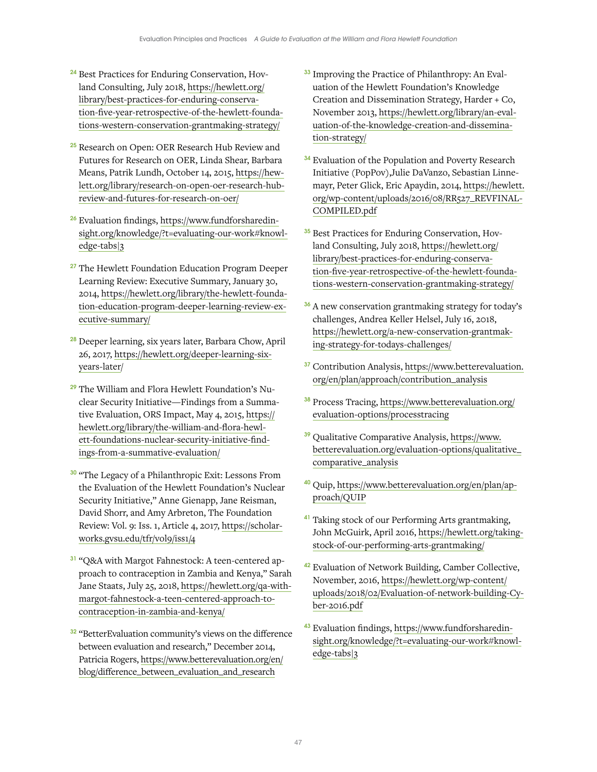[24] Best Practices for Enduring Conservation, Hovland Consulting, July 2018, https://hewlett.org/library/best-practices-for-enduring-conservation-five-year-retrospective-of-the-hewlett-foundations-western-conservation-grantmaking-strategy/

[25] Research on Open: OER Research Hub Review and Futures for Research on OER, Linda Shear, Barbara Means, Patrik Lundh, October 14, 2015, https://hewlett.org/library/research-on-open-oer-research-hub-review-and-futures-for-research-on-oer/

[26] Evaluation findings, https://www.fundforsharedinsight.org/knowledge/?t=evaluating-our-work#knowledge-tabs|3

[27] The Hewlett Foundation Education Program Deeper Learning Review: Executive Summary, January 30, 2014, https://hewlett.org/library/the-hewlett-foundation-education-program-deeper-learning-review-executive-summary/

[28] Deeper learning, six years later, Barbara Chow, April 26, 2017, https://hewlett.org/deeper-learning-six-years-later/

[29] The William and Flora Hewlett Foundation's Nuclear Security Initiative—Findings from a Summative Evaluation, ORS Impact, May 4, 2015, https://hewlett.org/library/the-william-and-flora-hewlett-foundations-nuclear-security-initiative-findings-from-a-summative-evaluation/

[30] "The Legacy of a Philanthropic Exit: Lessons From the Evaluation of the Hewlett Foundation's Nuclear Security Initiative," Anne Gienapp, Jane Reisman, David Shorr, and Amy Arbreton, The Foundation Review: Vol. 9: Iss. 1, Article 4, 2017, https://scholarworks.gvsu.edu/tfr/vol9/iss1/4

[31] "Q&A with Margot Fahnestock: A teen-centered approach to contraception in Zambia and Kenya," Sarah Jane Staats, July 25, 2018, https://hewlett.org/qa-with-margot-fahnestock-a-teen-centered-approach-to-contraception-in-zambia-and-kenya/

[32] "BetterEvaluation community's views on the difference between evaluation and research," December 2014, Patricia Rogers, https://www.betterevaluation.org/en/blog/difference_between_evaluation_and_research

[33] Improving the Practice of Philanthropy: An Evaluation of the Hewlett Foundation's Knowledge Creation and Dissemination Strategy, Harder + Co, November 2013, https://hewlett.org/library/an-evaluation-of-the-knowledge-creation-and-dissemination-strategy/

[34] Evaluation of the Population and Poverty Research Initiative (PopPov),Julie DaVanzo, Sebastian Linnemayr, Peter Glick, Eric Apaydin, 2014, https://hewlett.org/wp-content/uploads/2016/08/RR527_REVFINAL-COMPILED.pdf

[35] Best Practices for Enduring Conservation, Hovland Consulting, July 2018, https://hewlett.org/library/best-practices-for-enduring-conservation-five-year-retrospective-of-the-hewlett-foundations-western-conservation-grantmaking-strategy/

[36] A new conservation grantmaking strategy for today's challenges, Andrea Keller Helsel, July 16, 2018, https://hewlett.org/a-new-conservation-grantmaking-strategy-for-todays-challenges/

[37] Contribution Analysis, https://www.betterevaluation.org/en/plan/approach/contribution_analysis

[38] Process Tracing, https://www.betterevaluation.org/evaluation-options/processtracing

[39] Qualitative Comparative Analysis, https://www.betterevaluation.org/evaluation-options/qualitative_comparative_analysis

[40] Quip, https://www.betterevaluation.org/en/plan/approach/QUIP

[41] Taking stock of our Performing Arts grantmaking, John McGuirk, April 2016, https://hewlett.org/taking-stock-of-our-performing-arts-grantmaking/

[42] Evaluation of Network Building, Camber Collective, November, 2016, https://hewlett.org/wp-content/uploads/2018/02/Evaluation-of-network-building-Cyber-2016.pdf

[43] Evaluation findings, https://www.fundforsharedinsight.org/knowledge/?t=evaluating-our-work#knowledge-tabs|3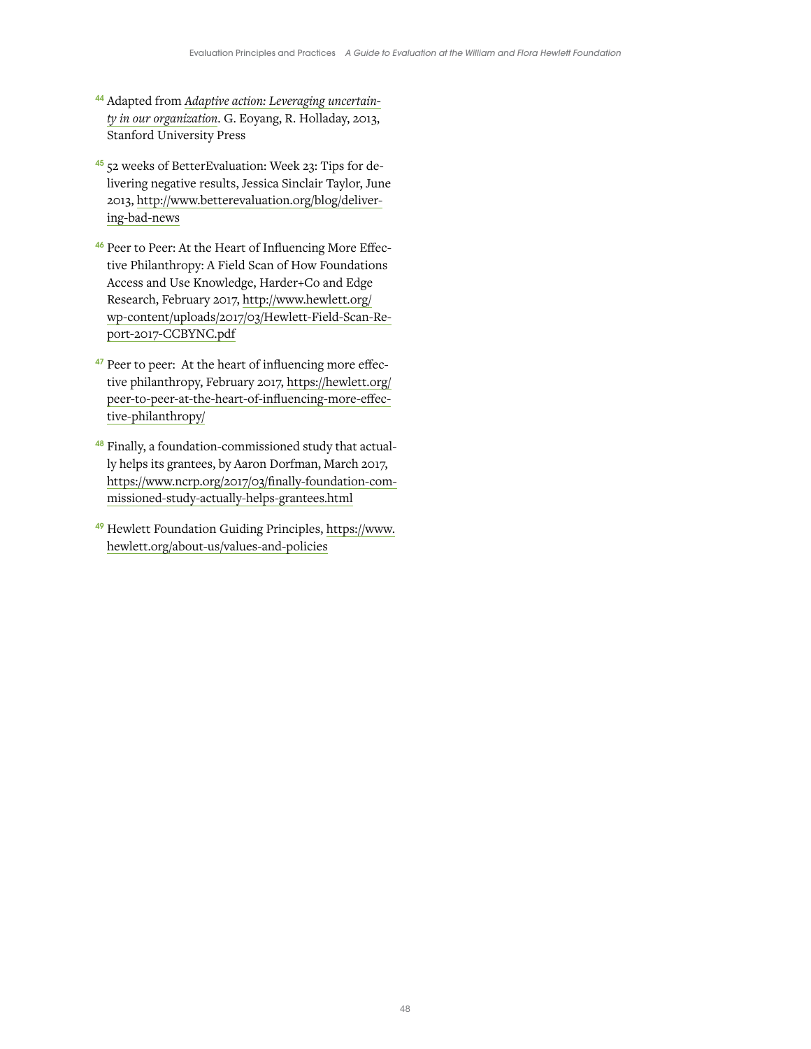[44] Adapted from *Adaptive action: Leveraging uncertainty in our organization*. G. Eoyang, R. Holladay, 2013, Stanford University Press

[45] 52 weeks of BetterEvaluation: Week 23: Tips for delivering negative results, Jessica Sinclair Taylor, June 2013, http://www.betterevaluation.org/blog/delivering-bad-news

[46] Peer to Peer: At the Heart of Influencing More Effective Philanthropy: A Field Scan of How Foundations Access and Use Knowledge, Harder+Co and Edge Research, February 2017, http://www.hewlett.org/wp-content/uploads/2017/03/Hewlett-Field-Scan-Report-2017-CCBYNC.pdf

[47] Peer to peer: At the heart of influencing more effective philanthropy, February 2017, https://hewlett.org/peer-to-peer-at-the-heart-of-influencing-more-effective-philanthropy/

[48] Finally, a foundation-commissioned study that actually helps its grantees, by Aaron Dorfman, March 2017, https://www.ncrp.org/2017/03/finally-foundation-commissioned-study-actually-helps-grantees.html

[49] Hewlett Foundation Guiding Principles, https://www.hewlett.org/about-us/values-and-policies